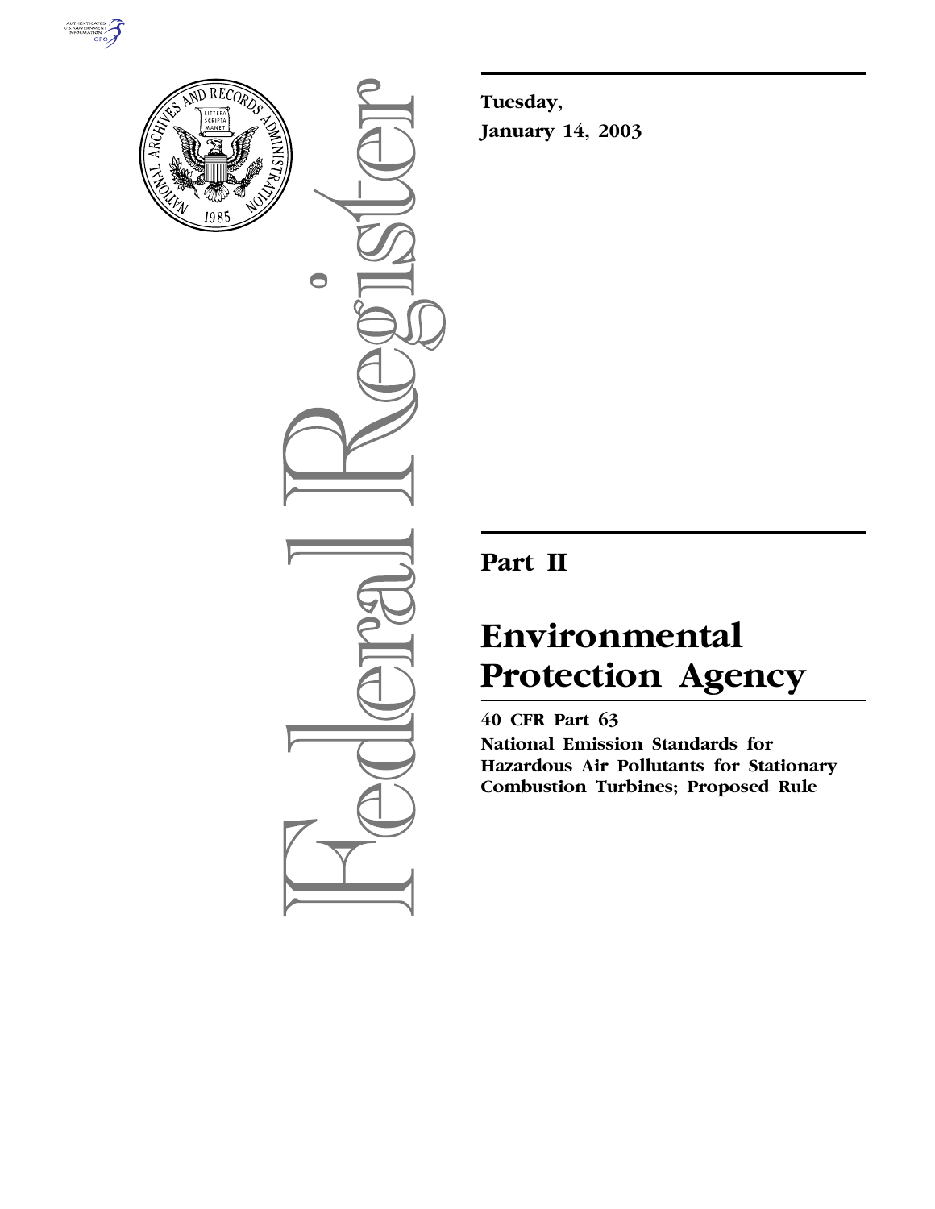Tuesday,

January 14, 2003

## Part II

# Environmental Protection Agency

**40 CFR Part 63**

**National Emission Standards for Hazardous Air Pollutants for Stationary Combustion Turbines; Proposed Rule**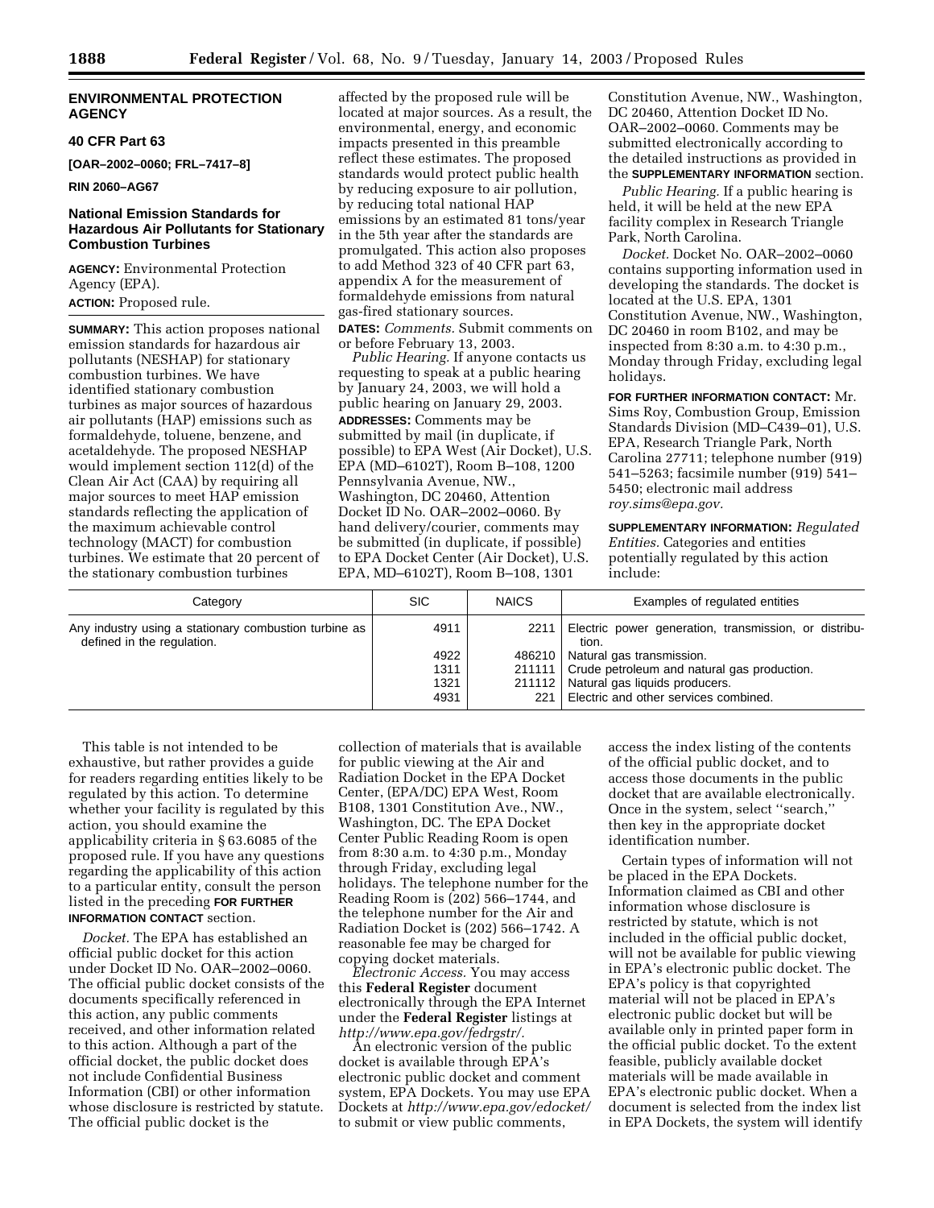**ENVIRONMENTAL PROTECTION AGENCY**

**40 CFR Part 63**

**[OAR–2002–0060; FRL–7417–8]**

**RIN 2060–AG67**

## National Emission Standards for Hazardous Air Pollutants for Stationary Combustion Turbines

**AGENCY:** Environmental Protection Agency (EPA).

**ACTION:** Proposed rule.

**SUMMARY:** This action proposes national emission standards for hazardous air pollutants (NESHAP) for stationary combustion turbines. We have identified stationary combustion turbines as major sources of hazardous air pollutants (HAP) emissions such as formaldehyde, toluene, benzene, and acetaldehyde. The proposed NESHAP would implement section 112(d) of the Clean Air Act (CAA) by requiring all major sources to meet HAP emission standards reflecting the application of the maximum achievable control technology (MACT) for combustion turbines. We estimate that 20 percent of the stationary combustion turbines affected by the proposed rule will be located at major sources. As a result, the environmental, energy, and economic impacts presented in this preamble reflect these estimates. The proposed standards would protect public health by reducing exposure to air pollution, by reducing total national HAP emissions by an estimated 81 tons/year in the 5th year after the standards are promulgated. This action also proposes to add Method 323 of 40 CFR part 63, appendix A for the measurement of formaldehyde emissions from natural gas-fired stationary sources.

**DATES:** *Comments.* Submit comments on or before February 13, 2003.

*Public Hearing.* If anyone contacts us requesting to speak at a public hearing by January 24, 2003, we will hold a public hearing on January 29, 2003.

**ADDRESSES:** Comments may be submitted by mail (in duplicate, if possible) to EPA West (Air Docket), U.S. EPA (MD–6102T), Room B–108, 1200 Pennsylvania Avenue, NW., Washington, DC 20460, Attention Docket ID No. OAR–2002–0060. By hand delivery/courier, comments may be submitted (in duplicate, if possible) to EPA Docket Center (Air Docket), U.S. EPA, MD–6102T), Room B–108, 1301 Constitution Avenue, NW., Washington, DC 20460, Attention Docket ID No. OAR–2002–0060. Comments may be submitted electronically according to the detailed instructions as provided in the **SUPPLEMENTARY INFORMATION** section.

*Public Hearing.* If a public hearing is held, it will be held at the new EPA facility complex in Research Triangle Park, North Carolina.

*Docket.* Docket No. OAR–2002–0060 contains supporting information used in developing the standards. The docket is located at the U.S. EPA, 1301 Constitution Avenue, NW., Washington, DC 20460 in room B102, and may be inspected from 8:30 a.m. to 4:30 p.m., Monday through Friday, excluding legal holidays.

**FOR FURTHER INFORMATION CONTACT:** Mr. Sims Roy, Combustion Group, Emission Standards Division (MD–C439–01), U.S. EPA, Research Triangle Park, North Carolina 27711; telephone number (919) 541–5263; facsimile number (919) 541–5450; electronic mail address *roy.sims@epa.gov.*

**SUPPLEMENTARY INFORMATION:** *Regulated Entities.* Categories and entities potentially regulated by this action include:

| Category | SIC | NAICS | Examples of regulated entities |
|---|---|---|---|
| Any industry using a stationary combustion turbine as defined in the regulation. | 4911 | 2211 | Electric power generation, transmission, or distribution. |
| | 4922 | 486210 | Natural gas transmission. |
| | 1311 | 211111 | Crude petroleum and natural gas production. |
| | 1321 | 211112 | Natural gas liquids producers. |
| | 4931 | 221 | Electric and other services combined. |

This table is not intended to be exhaustive, but rather provides a guide for readers regarding entities likely to be regulated by this action. To determine whether your facility is regulated by this action, you should examine the applicability criteria in § 63.6085 of the proposed rule. If you have any questions regarding the applicability of this action to a particular entity, consult the person listed in the preceding **FOR FURTHER INFORMATION CONTACT** section.

*Docket.* The EPA has established an official public docket for this action under Docket ID No. OAR–2002–0060. The official public docket consists of the documents specifically referenced in this action, any public comments received, and other information related to this action. Although a part of the official docket, the public docket does not include Confidential Business Information (CBI) or other information whose disclosure is restricted by statute. The official public docket is the collection of materials that is available for public viewing at the Air and Radiation Docket in the EPA Docket Center, (EPA/DC) EPA West, Room B108, 1301 Constitution Ave., NW., Washington, DC. The EPA Docket Center Public Reading Room is open from 8:30 a.m. to 4:30 p.m., Monday through Friday, excluding legal holidays. The telephone number for the Reading Room is (202) 566–1744, and the telephone number for the Air and Radiation Docket is (202) 566–1742. A reasonable fee may be charged for copying docket materials.

*Electronic Access.* You may access this **Federal Register** document electronically through the EPA Internet under the **Federal Register** listings at *http://www.epa.gov/fedrgstr/.*

An electronic version of the public docket is available through EPA's electronic public docket and comment system, EPA Dockets. You may use EPA Dockets at *http://www.epa.gov/edocket/* to submit or view public comments, access the index listing of the contents of the official public docket, and to access those documents in the public docket that are available electronically. Once in the system, select "search," then key in the appropriate docket identification number.

Certain types of information will not be placed in the EPA Dockets. Information claimed as CBI and other information whose disclosure is restricted by statute, which is not included in the official public docket, will not be available for public viewing in EPA's electronic public docket. The EPA's policy is that copyrighted material will not be placed in EPA's electronic public docket but will be available only in printed paper form in the official public docket. To the extent feasible, publicly available docket materials will be made available in EPA's electronic public docket. When a document is selected from the index list in EPA Dockets, the system will identify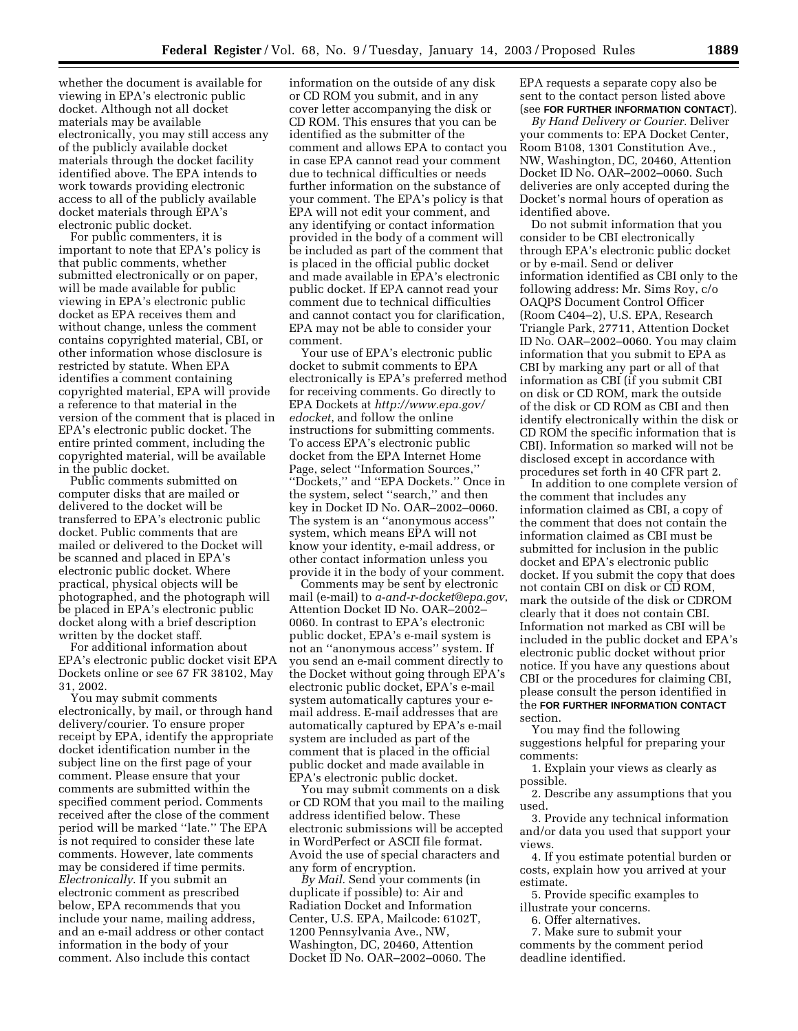whether the document is available for viewing in EPA's electronic public docket. Although not all docket materials may be available electronically, you may still access any of the publicly available docket materials through the docket facility identified above. The EPA intends to work towards providing electronic access to all of the publicly available docket materials through EPA's electronic public docket.

For public commenters, it is important to note that EPA's policy is that public comments, whether submitted electronically or on paper, will be made available for public viewing in EPA's electronic public docket as EPA receives them and without change, unless the comment contains copyrighted material, CBI, or other information whose disclosure is restricted by statute. When EPA identifies a comment containing copyrighted material, EPA will provide a reference to that material in the version of the comment that is placed in EPA's electronic public docket. The entire printed comment, including the copyrighted material, will be available in the public docket.

Public comments submitted on computer disks that are mailed or delivered to the docket will be transferred to EPA's electronic public docket. Public comments that are mailed or delivered to the Docket will be scanned and placed in EPA's electronic public docket. Where practical, physical objects will be photographed, and the photograph will be placed in EPA's electronic public docket along with a brief description written by the docket staff.

For additional information about EPA's electronic public docket visit EPA Dockets online or see 67 FR 38102, May 31, 2002.

You may submit comments electronically, by mail, or through hand delivery/courier. To ensure proper receipt by EPA, identify the appropriate docket identification number in the subject line on the first page of your comment. Please ensure that your comments are submitted within the specified comment period. Comments received after the close of the comment period will be marked ''late.'' The EPA is not required to consider these late comments. However, late comments may be considered if time permits.

*Electronically*. If you submit an electronic comment as prescribed below, EPA recommends that you include your name, mailing address, and an e-mail address or other contact information in the body of your comment. Also include this contact information on the outside of any disk or CD ROM you submit, and in any cover letter accompanying the disk or CD ROM. This ensures that you can be identified as the submitter of the comment and allows EPA to contact you in case EPA cannot read your comment due to technical difficulties or needs further information on the substance of your comment. The EPA's policy is that EPA will not edit your comment, and any identifying or contact information provided in the body of a comment will be included as part of the comment that is placed in the official public docket and made available in EPA's electronic public docket. If EPA cannot read your comment due to technical difficulties and cannot contact you for clarification, EPA may not be able to consider your comment.

Your use of EPA's electronic public docket to submit comments to EPA electronically is EPA's preferred method for receiving comments. Go directly to EPA Dockets at *http://www.epa.gov/edocket*, and follow the online instructions for submitting comments. To access EPA's electronic public docket from the EPA Internet Home Page, select ''Information Sources,'' ''Dockets,'' and ''EPA Dockets.'' Once in the system, select ''search,'' and then key in Docket ID No. OAR–2002–0060. The system is an ''anonymous access'' system, which means EPA will not know your identity, e-mail address, or other contact information unless you provide it in the body of your comment.

Comments may be sent by electronic mail (e-mail) to *a-and-r-docket@epa.gov*, Attention Docket ID No. OAR–2002–0060. In contrast to EPA's electronic public docket, EPA's e-mail system is not an ''anonymous access'' system. If you send an e-mail comment directly to the Docket without going through EPA's electronic public docket, EPA's e-mail system automatically captures your e-mail address. E-mail addresses that are automatically captured by EPA's e-mail system are included as part of the comment that is placed in the official public docket and made available in EPA's electronic public docket.

You may submit comments on a disk or CD ROM that you mail to the mailing address identified below. These electronic submissions will be accepted in WordPerfect or ASCII file format. Avoid the use of special characters and any form of encryption.

*By Mail*. Send your comments (in duplicate if possible) to: Air and Radiation Docket and Information Center, U.S. EPA, Mailcode: 6102T, 1200 Pennsylvania Ave., NW, Washington, DC, 20460, Attention Docket ID No. OAR–2002–0060. The EPA requests a separate copy also be sent to the contact person listed above (see **FOR FURTHER INFORMATION CONTACT**).

*By Hand Delivery or Courier*. Deliver your comments to: EPA Docket Center, Room B108, 1301 Constitution Ave., NW, Washington, DC, 20460, Attention Docket ID No. OAR–2002–0060. Such deliveries are only accepted during the Docket's normal hours of operation as identified above.

Do not submit information that you consider to be CBI electronically through EPA's electronic public docket or by e-mail. Send or deliver information identified as CBI only to the following address: Mr. Sims Roy, c/o OAQPS Document Control Officer (Room C404–2), U.S. EPA, Research Triangle Park, 27711, Attention Docket ID No. OAR–2002–0060. You may claim information that you submit to EPA as CBI by marking any part or all of that information as CBI (if you submit CBI on disk or CD ROM, mark the outside of the disk or CD ROM as CBI and then identify electronically within the disk or CD ROM the specific information that is CBI). Information so marked will not be disclosed except in accordance with procedures set forth in 40 CFR part 2.

In addition to one complete version of the comment that includes any information claimed as CBI, a copy of the comment that does not contain the information claimed as CBI must be submitted for inclusion in the public docket and EPA's electronic public docket. If you submit the copy that does not contain CBI on disk or CD ROM, mark the outside of the disk or CDROM clearly that it does not contain CBI. Information not marked as CBI will be included in the public docket and EPA's electronic public docket without prior notice. If you have any questions about CBI or the procedures for claiming CBI, please consult the person identified in the **FOR FURTHER INFORMATION CONTACT** section.

You may find the following suggestions helpful for preparing your comments:

1. Explain your views as clearly as possible.
2. Describe any assumptions that you used.
3. Provide any technical information and/or data you used that support your views.
4. If you estimate potential burden or costs, explain how you arrived at your estimate.
5. Provide specific examples to illustrate your concerns.
6. Offer alternatives.
7. Make sure to submit your comments by the comment period deadline identified.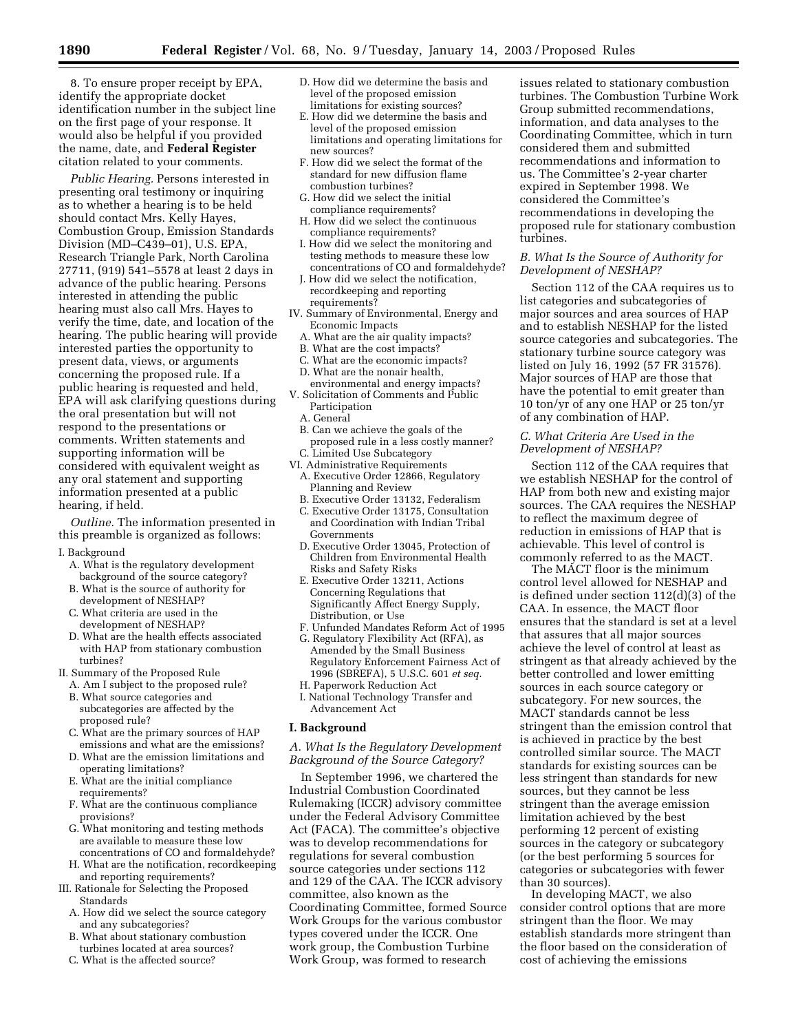8. To ensure proper receipt by EPA, identify the appropriate docket identification number in the subject line on the first page of your response. It would also be helpful if you provided the name, date, and **Federal Register** citation related to your comments.

*Public Hearing.* Persons interested in presenting oral testimony or inquiring as to whether a hearing is to be held should contact Mrs. Kelly Hayes, Combustion Group, Emission Standards Division (MD–C439–01), U.S. EPA, Research Triangle Park, North Carolina 27711, (919) 541–5578 at least 2 days in advance of the public hearing. Persons interested in attending the public hearing must also call Mrs. Hayes to verify the time, date, and location of the hearing. The public hearing will provide interested parties the opportunity to present data, views, or arguments concerning the proposed rule. If a public hearing is requested and held, EPA will ask clarifying questions during the oral presentation but will not respond to the presentations or comments. Written statements and supporting information will be considered with equivalent weight as any oral statement and supporting information presented at a public hearing, if held.

*Outline.* The information presented in this preamble is organized as follows:

I. Background
- A. What is the regulatory development background of the source category?
- B. What is the source of authority for development of NESHAP?
- C. What criteria are used in the development of NESHAP?
- D. What are the health effects associated with HAP from stationary combustion turbines?

II. Summary of the Proposed Rule
- A. Am I subject to the proposed rule?
- B. What source categories and subcategories are affected by the proposed rule?
- C. What are the primary sources of HAP emissions and what are the emissions?
- D. What are the emission limitations and operating limitations?
- E. What are the initial compliance requirements?
- F. What are the continuous compliance provisions?
- G. What monitoring and testing methods are available to measure these low concentrations of CO and formaldehyde?
- H. What are the notification, recordkeeping and reporting requirements?

III. Rationale for Selecting the Proposed Standards
- A. How did we select the source category and any subcategories?
- B. What about stationary combustion turbines located at area sources?
- C. What is the affected source?
- D. How did we determine the basis and level of the proposed emission limitations for existing sources?
- E. How did we determine the basis and level of the proposed emission limitations and operating limitations for new sources?
- F. How did we select the format of the standard for new diffusion flame combustion turbines?
- G. How did we select the initial compliance requirements?
- H. How did we select the continuous compliance requirements?
- I. How did we select the monitoring and testing methods to measure these low concentrations of CO and formaldehyde?
- J. How did we select the notification, recordkeeping and reporting requirements?

IV. Summary of Environmental, Energy and Economic Impacts
- A. What are the air quality impacts?
- B. What are the cost impacts?
- C. What are the economic impacts?
- D. What are the nonair health, environmental and energy impacts?

V. Solicitation of Comments and Public Participation
- A. General
- B. Can we achieve the goals of the proposed rule in a less costly manner?
- C. Limited Use Subcategory

VI. Administrative Requirements
- A. Executive Order 12866, Regulatory Planning and Review
- B. Executive Order 13132, Federalism
- C. Executive Order 13175, Consultation and Coordination with Indian Tribal Governments
- D. Executive Order 13045, Protection of Children from Environmental Health Risks and Safety Risks
- E. Executive Order 13211, Actions Concerning Regulations that Significantly Affect Energy Supply, Distribution, or Use
- F. Unfunded Mandates Reform Act of 1995
- G. Regulatory Flexibility Act (RFA), as Amended by the Small Business Regulatory Enforcement Fairness Act of 1996 (SBREFA), 5 U.S.C. 601 *et seq.*
- H. Paperwork Reduction Act
- I. National Technology Transfer and Advancement Act

## I. Background

### *A. What Is the Regulatory Development Background of the Source Category?*

In September 1996, we chartered the Industrial Combustion Coordinated Rulemaking (ICCR) advisory committee under the Federal Advisory Committee Act (FACA). The committee's objective was to develop recommendations for regulations for several combustion source categories under sections 112 and 129 of the CAA. The ICCR advisory committee, also known as the Coordinating Committee, formed Source Work Groups for the various combustor types covered under the ICCR. One work group, the Combustion Turbine Work Group, was formed to research issues related to stationary combustion turbines. The Combustion Turbine Work Group submitted recommendations, information, and data analyses to the Coordinating Committee, which in turn considered them and submitted recommendations and information to us. The Committee's 2-year charter expired in September 1998. We considered the Committee's recommendations in developing the proposed rule for stationary combustion turbines.

### *B. What Is the Source of Authority for Development of NESHAP?*

Section 112 of the CAA requires us to list categories and subcategories of major sources and area sources of HAP and to establish NESHAP for the listed source categories and subcategories. The stationary turbine source category was listed on July 16, 1992 (57 FR 31576). Major sources of HAP are those that have the potential to emit greater than 10 ton/yr of any one HAP or 25 ton/yr of any combination of HAP.

### *C. What Criteria Are Used in the Development of NESHAP?*

Section 112 of the CAA requires that we establish NESHAP for the control of HAP from both new and existing major sources. The CAA requires the NESHAP to reflect the maximum degree of reduction in emissions of HAP that is achievable. This level of control is commonly referred to as the MACT.

The MACT floor is the minimum control level allowed for NESHAP and is defined under section 112(d)(3) of the CAA. In essence, the MACT floor ensures that the standard is set at a level that assures that all major sources achieve the level of control at least as stringent as that already achieved by the better controlled and lower emitting sources in each source category or subcategory. For new sources, the MACT standards cannot be less stringent than the emission control that is achieved in practice by the best controlled similar source. The MACT standards for existing sources can be less stringent than standards for new sources, but they cannot be less stringent than the average emission limitation achieved by the best performing 12 percent of existing sources in the category or subcategory (or the best performing 5 sources for categories or subcategories with fewer than 30 sources).

In developing MACT, we also consider control options that are more stringent than the floor. We may establish standards more stringent than the floor based on the consideration of cost of achieving the emissions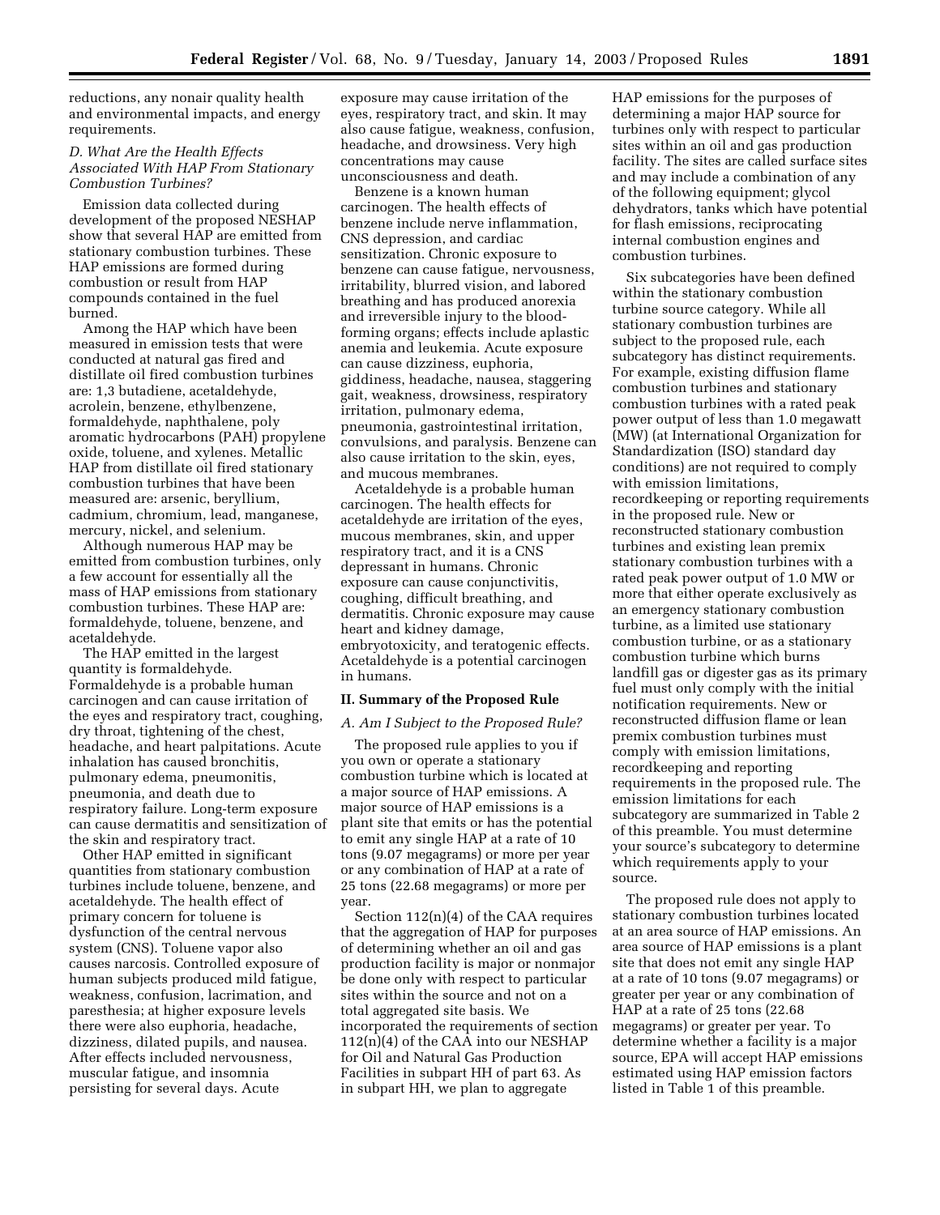reductions, any nonair quality health and environmental impacts, and energy requirements.

### *D. What Are the Health Effects Associated With HAP From Stationary Combustion Turbines?*

Emission data collected during development of the proposed NESHAP show that several HAP are emitted from stationary combustion turbines. These HAP emissions are formed during combustion or result from HAP compounds contained in the fuel burned.

Among the HAP which have been measured in emission tests that were conducted at natural gas fired and distillate oil fired combustion turbines are: 1,3 butadiene, acetaldehyde, acrolein, benzene, ethylbenzene, formaldehyde, naphthalene, poly aromatic hydrocarbons (PAH) propylene oxide, toluene, and xylenes. Metallic HAP from distillate oil fired stationary combustion turbines that have been measured are: arsenic, beryllium, cadmium, chromium, lead, manganese, mercury, nickel, and selenium.

Although numerous HAP may be emitted from combustion turbines, only a few account for essentially all the mass of HAP emissions from stationary combustion turbines. These HAP are: formaldehyde, toluene, benzene, and acetaldehyde.

The HAP emitted in the largest quantity is formaldehyde. Formaldehyde is a probable human carcinogen and can cause irritation of the eyes and respiratory tract, coughing, dry throat, tightening of the chest, headache, and heart palpitations. Acute inhalation has caused bronchitis, pulmonary edema, pneumonitis, pneumonia, and death due to respiratory failure. Long-term exposure can cause dermatitis and sensitization of the skin and respiratory tract.

Other HAP emitted in significant quantities from stationary combustion turbines include toluene, benzene, and acetaldehyde. The health effect of primary concern for toluene is dysfunction of the central nervous system (CNS). Toluene vapor also causes narcosis. Controlled exposure of human subjects produced mild fatigue, weakness, confusion, lacrimation, and paresthesia; at higher exposure levels there were also euphoria, headache, dizziness, dilated pupils, and nausea. After effects included nervousness, muscular fatigue, and insomnia persisting for several days. Acute exposure may cause irritation of the eyes, respiratory tract, and skin. It may also cause fatigue, weakness, confusion, headache, and drowsiness. Very high concentrations may cause unconsciousness and death.

Benzene is a known human carcinogen. The health effects of benzene include nerve inflammation, CNS depression, and cardiac sensitization. Chronic exposure to benzene can cause fatigue, nervousness, irritability, blurred vision, and labored breathing and has produced anorexia and irreversible injury to the blood-forming organs; effects include aplastic anemia and leukemia. Acute exposure can cause dizziness, euphoria, giddiness, headache, nausea, staggering gait, weakness, drowsiness, respiratory irritation, pulmonary edema, pneumonia, gastrointestinal irritation, convulsions, and paralysis. Benzene can also cause irritation to the skin, eyes, and mucous membranes.

Acetaldehyde is a probable human carcinogen. The health effects for acetaldehyde are irritation of the eyes, mucous membranes, skin, and upper respiratory tract, and it is a CNS depressant in humans. Chronic exposure can cause conjunctivitis, coughing, difficult breathing, and dermatitis. Chronic exposure may cause heart and kidney damage, embryotoxicity, and teratogenic effects. Acetaldehyde is a potential carcinogen in humans.

## II. Summary of the Proposed Rule

### *A. Am I Subject to the Proposed Rule?*

The proposed rule applies to you if you own or operate a stationary combustion turbine which is located at a major source of HAP emissions. A major source of HAP emissions is a plant site that emits or has the potential to emit any single HAP at a rate of 10 tons (9.07 megagrams) or more per year or any combination of HAP at a rate of 25 tons (22.68 megagrams) or more per year.

Section 112(n)(4) of the CAA requires that the aggregation of HAP for purposes of determining whether an oil and gas production facility is major or nonmajor be done only with respect to particular sites within the source and not on a total aggregated site basis. We incorporated the requirements of section 112(n)(4) of the CAA into our NESHAP for Oil and Natural Gas Production Facilities in subpart HH of part 63. As in subpart HH, we plan to aggregate HAP emissions for the purposes of determining a major HAP source for turbines only with respect to particular sites within an oil and gas production facility. The sites are called surface sites and may include a combination of any of the following equipment; glycol dehydrators, tanks which have potential for flash emissions, reciprocating internal combustion engines and combustion turbines.

Six subcategories have been defined within the stationary combustion turbine source category. While all stationary combustion turbines are subject to the proposed rule, each subcategory has distinct requirements. For example, existing diffusion flame combustion turbines and stationary combustion turbines with a rated peak power output of less than 1.0 megawatt (MW) (at International Organization for Standardization (ISO) standard day conditions) are not required to comply with emission limitations, recordkeeping or reporting requirements in the proposed rule. New or reconstructed stationary combustion turbines and existing lean premix stationary combustion turbines with a rated peak power output of 1.0 MW or more that either operate exclusively as an emergency stationary combustion turbine, as a limited use stationary combustion turbine, or as a stationary combustion turbine which burns landfill gas or digester gas as its primary fuel must only comply with the initial notification requirements. New or reconstructed diffusion flame or lean premix combustion turbines must comply with emission limitations, recordkeeping and reporting requirements in the proposed rule. The emission limitations for each subcategory are summarized in Table 2 of this preamble. You must determine your source's subcategory to determine which requirements apply to your source.

The proposed rule does not apply to stationary combustion turbines located at an area source of HAP emissions. An area source of HAP emissions is a plant site that does not emit any single HAP at a rate of 10 tons (9.07 megagrams) or greater per year or any combination of HAP at a rate of 25 tons (22.68 megagrams) or greater per year. To determine whether a facility is a major source, EPA will accept HAP emissions estimated using HAP emission factors listed in Table 1 of this preamble.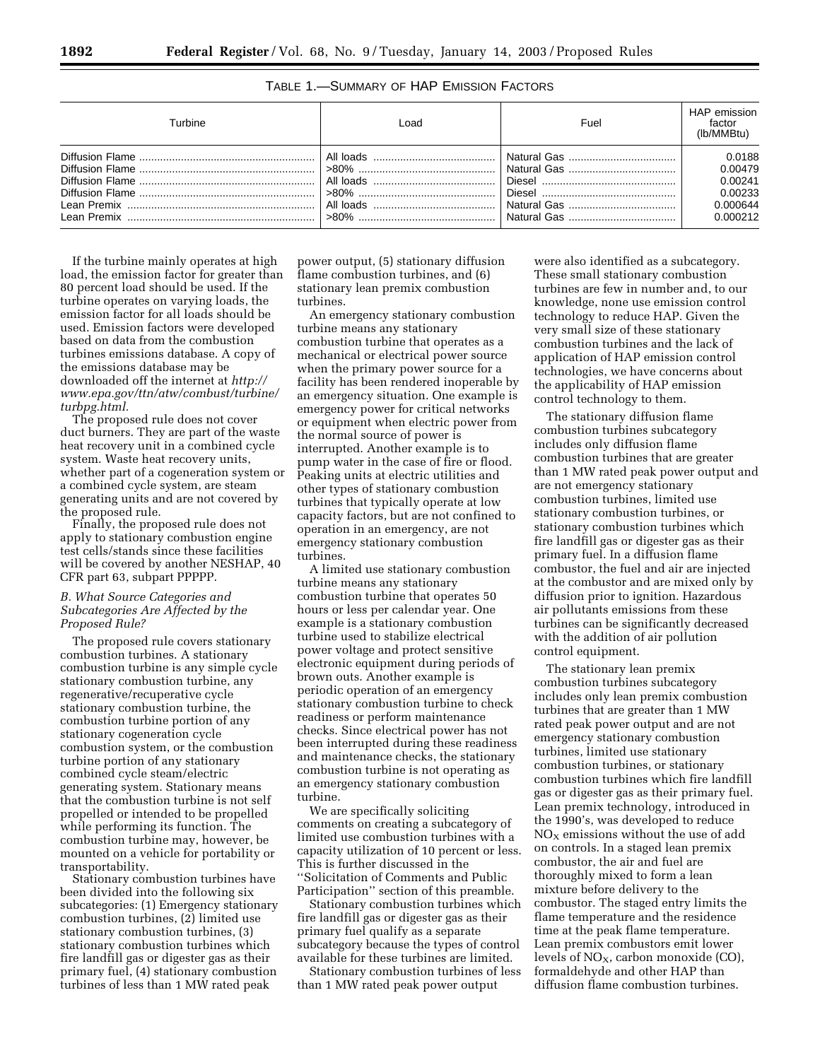TABLE 1.—SUMMARY OF HAP EMISSION FACTORS

| Turbine | Load | Fuel | HAP emission factor (lb/MMBtu) |
|---|---|---|---|
| Diffusion Flame | All loads | Natural Gas | 0.0188 |
| Diffusion Flame | >80% | Natural Gas | 0.00479 |
| Diffusion Flame | All loads | Diesel | 0.00241 |
| Diffusion Flame | >80% | Diesel | 0.00233 |
| Lean Premix | All loads | Natural Gas | 0.000644 |
| Lean Premix | >80% | Natural Gas | 0.000212 |

If the turbine mainly operates at high load, the emission factor for greater than 80 percent load should be used. If the turbine operates on varying loads, the emission factor for all loads should be used. Emission factors were developed based on data from the combustion turbines emissions database. A copy of the emissions database may be downloaded off the internet at *http://www.epa.gov/ttn/atw/combust/turbine/turbpg.html.*

The proposed rule does not cover duct burners. They are part of the waste heat recovery unit in a combined cycle system. Waste heat recovery units, whether part of a cogeneration system or a combined cycle system, are steam generating units and are not covered by the proposed rule.

Finally, the proposed rule does not apply to stationary combustion engine test cells/stands since these facilities will be covered by another NESHAP, 40 CFR part 63, subpart PPPPP.

### *B. What Source Categories and Subcategories Are Affected by the Proposed Rule?*

The proposed rule covers stationary combustion turbines. A stationary combustion turbine is any simple cycle stationary combustion turbine, any regenerative/recuperative cycle stationary combustion turbine, the combustion turbine portion of any stationary cogeneration cycle combustion system, or the combustion turbine portion of any stationary combined cycle steam/electric generating system. Stationary means that the combustion turbine is not self propelled or intended to be propelled while performing its function. The combustion turbine may, however, be mounted on a vehicle for portability or transportability.

Stationary combustion turbines have been divided into the following six subcategories: (1) Emergency stationary combustion turbines, (2) limited use stationary combustion turbines, (3) stationary combustion turbines which fire landfill gas or digester gas as their primary fuel, (4) stationary combustion turbines of less than 1 MW rated peak power output, (5) stationary diffusion flame combustion turbines, and (6) stationary lean premix combustion turbines.

An emergency stationary combustion turbine means any stationary combustion turbine that operates as a mechanical or electrical power source when the primary power source for a facility has been rendered inoperable by an emergency situation. One example is emergency power for critical networks or equipment when electric power from the normal source of power is interrupted. Another example is to pump water in the case of fire or flood. Peaking units at electric utilities and other types of stationary combustion turbines that typically operate at low capacity factors, but are not confined to operation in an emergency, are not emergency stationary combustion turbines.

A limited use stationary combustion turbine means any stationary combustion turbine that operates 50 hours or less per calendar year. One example is a stationary combustion turbine used to stabilize electrical power voltage and protect sensitive electronic equipment during periods of brown outs. Another example is periodic operation of an emergency stationary combustion turbine to check readiness or perform maintenance checks. Since electrical power has not been interrupted during these readiness and maintenance checks, the stationary combustion turbine is not operating as an emergency stationary combustion turbine.

We are specifically soliciting comments on creating a subcategory of limited use combustion turbines with a capacity utilization of 10 percent or less. This is further discussed in the ''Solicitation of Comments and Public Participation'' section of this preamble.

Stationary combustion turbines which fire landfill gas or digester gas as their primary fuel qualify as a separate subcategory because the types of control available for these turbines are limited.

Stationary combustion turbines of less than 1 MW rated peak power output were also identified as a subcategory. These small stationary combustion turbines are few in number and, to our knowledge, none use emission control technology to reduce HAP. Given the very small size of these stationary combustion turbines and the lack of application of HAP emission control technologies, we have concerns about the applicability of HAP emission control technology to them.

The stationary diffusion flame combustion turbines subcategory includes only diffusion flame combustion turbines that are greater than 1 MW rated peak power output and are not emergency stationary combustion turbines, limited use stationary combustion turbines, or stationary combustion turbines which fire landfill gas or digester gas as their primary fuel. In a diffusion flame combustor, the fuel and air are injected at the combustor and are mixed only by diffusion prior to ignition. Hazardous air pollutants emissions from these turbines can be significantly decreased with the addition of air pollution control equipment.

The stationary lean premix combustion turbines subcategory includes only lean premix combustion turbines that are greater than 1 MW rated peak power output and are not emergency stationary combustion turbines, limited use stationary combustion turbines, or stationary combustion turbines which fire landfill gas or digester gas as their primary fuel. Lean premix technology, introduced in the 1990's, was developed to reduce $NO_X$ emissions without the use of add on controls. In a staged lean premix combustor, the air and fuel are thoroughly mixed to form a lean mixture before delivery to the combustor. The staged entry limits the flame temperature and the residence time at the peak flame temperature. Lean premix combustors emit lower levels of $NO_X$, carbon monoxide (CO), formaldehyde and other HAP than diffusion flame combustion turbines.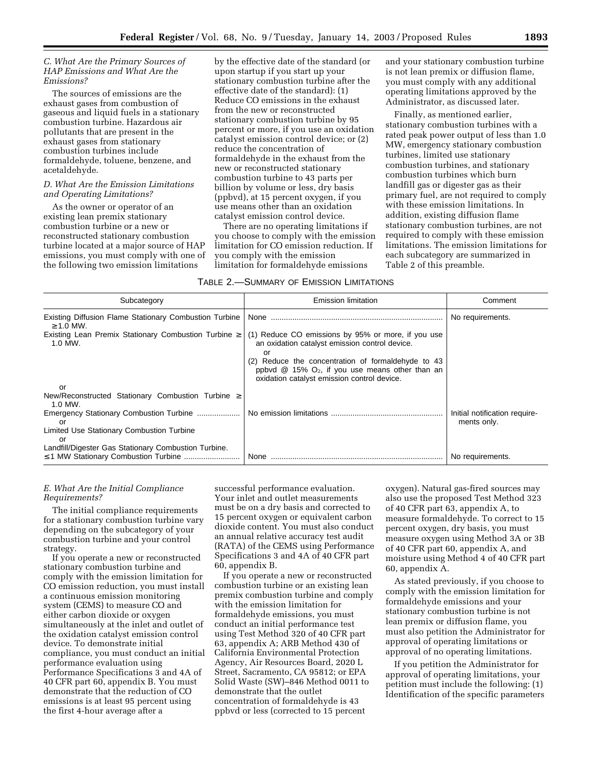### C. What Are the Primary Sources of HAP Emissions and What Are the Emissions?

The sources of emissions are the exhaust gases from combustion of gaseous and liquid fuels in a stationary combustion turbine. Hazardous air pollutants that are present in the exhaust gases from stationary combustion turbines include formaldehyde, toluene, benzene, and acetaldehyde.

### D. What Are the Emission Limitations and Operating Limitations?

As the owner or operator of an existing lean premix stationary combustion turbine or a new or reconstructed stationary combustion turbine located at a major source of HAP emissions, you must comply with one of the following two emission limitations by the effective date of the standard (or upon startup if you start up your stationary combustion turbine after the effective date of the standard): (1) Reduce CO emissions in the exhaust from the new or reconstructed stationary combustion turbine by 95 percent or more, if you use an oxidation catalyst emission control device; or (2) reduce the concentration of formaldehyde in the exhaust from the new or reconstructed stationary combustion turbine to 43 parts per billion by volume or less, dry basis (ppbvd), at 15 percent oxygen, if you use means other than an oxidation catalyst emission control device.

There are no operating limitations if you choose to comply with the emission limitation for CO emission reduction. If you comply with the emission limitation for formaldehyde emissions and your stationary combustion turbine is not lean premix or diffusion flame, you must comply with any additional operating limitations approved by the Administrator, as discussed later.

Finally, as mentioned earlier, stationary combustion turbines with a rated peak power output of less than 1.0 MW, emergency stationary combustion turbines, limited use stationary combustion turbines, and stationary combustion turbines which burn landfill gas or digester gas as their primary fuel, are not required to comply with these emission limitations. In addition, existing diffusion flame stationary combustion turbines, are not required to comply with these emission limitations. The emission limitations for each subcategory are summarized in Table 2 of this preamble.

TABLE 2.—SUMMARY OF EMISSION LIMITATIONS

| Subcategory | Emission limitation | Comment |
|---|---|---|
| Existing Diffusion Flame Stationary Combustion Turbine ≥1.0 MW. | None | No requirements. |
| Existing Lean Premix Stationary Combustion Turbine ≥ 1.0 MW.<br>or<br>New/Reconstructed Stationary Combustion Turbine ≥ 1.0 MW. | (1) Reduce CO emissions by 95% or more, if you use an oxidation catalyst emission control device.<br>or<br>(2) Reduce the concentration of formaldehyde to 43 ppbvd @ 15% $O_2$, if you use means other than an oxidation catalyst emission control device. | |
| Emergency Stationary Combustion Turbine<br>or<br>Limited Use Stationary Combustion Turbine<br>or<br>Landfill/Digester Gas Stationary Combustion Turbine. | No emission limitations | Initial notification requirements only. |
| ≤1 MW Stationary Combustion Turbine | None | No requirements. |

### E. What Are the Initial Compliance Requirements?

The initial compliance requirements for a stationary combustion turbine vary depending on the subcategory of your combustion turbine and your control strategy.

If you operate a new or reconstructed stationary combustion turbine and comply with the emission limitation for CO emission reduction, you must install a continuous emission monitoring system (CEMS) to measure CO and either carbon dioxide or oxygen simultaneously at the inlet and outlet of the oxidation catalyst emission control device. To demonstrate initial compliance, you must conduct an initial performance evaluation using Performance Specifications 3 and 4A of 40 CFR part 60, appendix B. You must demonstrate that the reduction of CO emissions is at least 95 percent using the first 4-hour average after a successful performance evaluation. Your inlet and outlet measurements must be on a dry basis and corrected to 15 percent oxygen or equivalent carbon dioxide content. You must also conduct an annual relative accuracy test audit (RATA) of the CEMS using Performance Specifications 3 and 4A of 40 CFR part 60, appendix B.

If you operate a new or reconstructed combustion turbine or an existing lean premix combustion turbine and comply with the emission limitation for formaldehyde emissions, you must conduct an initial performance test using Test Method 320 of 40 CFR part 63, appendix A; ARB Method 430 of California Environmental Protection Agency, Air Resources Board, 2020 L Street, Sacramento, CA 95812; or EPA Solid Waste (SW)–846 Method 0011 to demonstrate that the outlet concentration of formaldehyde is 43 ppbvd or less (corrected to 15 percent oxygen). Natural gas-fired sources may also use the proposed Test Method 323 of 40 CFR part 63, appendix A, to measure formaldehyde. To correct to 15 percent oxygen, dry basis, you must measure oxygen using Method 3A or 3B of 40 CFR part 60, appendix A, and moisture using Method 4 of 40 CFR part 60, appendix A.

As stated previously, if you choose to comply with the emission limitation for formaldehyde emissions and your stationary combustion turbine is not lean premix or diffusion flame, you must also petition the Administrator for approval of operating limitations or approval of no operating limitations.

If you petition the Administrator for approval of operating limitations, your petition must include the following: (1) Identification of the specific parameters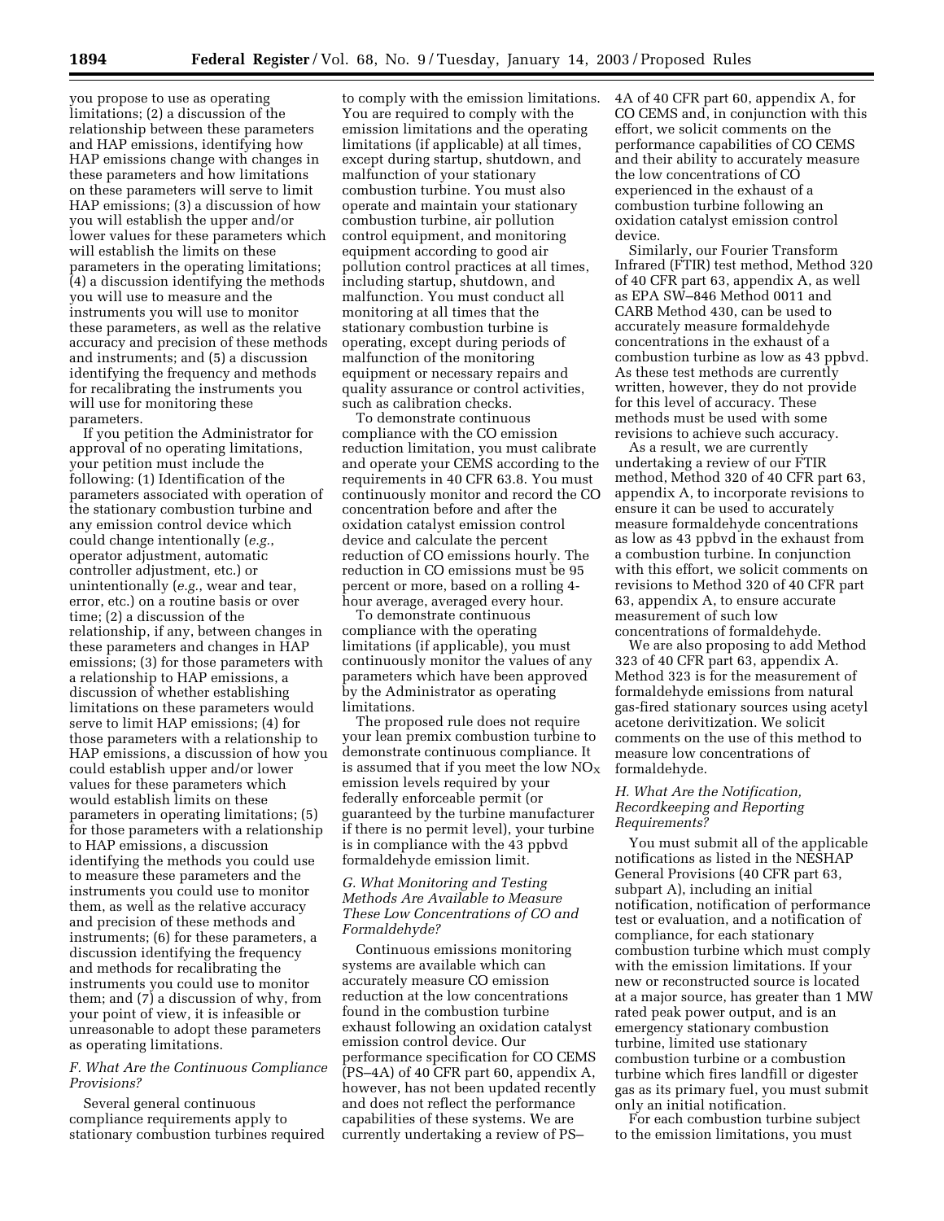you propose to use as operating limitations; (2) a discussion of the relationship between these parameters and HAP emissions, identifying how HAP emissions change with changes in these parameters and how limitations on these parameters will serve to limit HAP emissions; (3) a discussion of how you will establish the upper and/or lower values for these parameters which will establish the limits on these parameters in the operating limitations; (4) a discussion identifying the methods you will use to measure and the instruments you will use to monitor these parameters, as well as the relative accuracy and precision of these methods and instruments; and (5) a discussion identifying the frequency and methods for recalibrating the instruments you will use for monitoring these parameters.

If you petition the Administrator for approval of no operating limitations, your petition must include the following: (1) Identification of the parameters associated with operation of the stationary combustion turbine and any emission control device which could change intentionally (*e.g.*, operator adjustment, automatic controller adjustment, etc.) or unintentionally (*e.g.*, wear and tear, error, etc.) on a routine basis or over time; (2) a discussion of the relationship, if any, between changes in these parameters and changes in HAP emissions; (3) for those parameters with a relationship to HAP emissions, a discussion of whether establishing limitations on these parameters would serve to limit HAP emissions; (4) for those parameters with a relationship to HAP emissions, a discussion of how you could establish upper and/or lower values for these parameters which would establish limits on these parameters in operating limitations; (5) for those parameters with a relationship to HAP emissions, a discussion identifying the methods you could use to measure these parameters and the instruments you could use to monitor them, as well as the relative accuracy and precision of these methods and instruments; (6) for these parameters, a discussion identifying the frequency and methods for recalibrating the instruments you could use to monitor them; and (7) a discussion of why, from your point of view, it is infeasible or unreasonable to adopt these parameters as operating limitations.

### *F. What Are the Continuous Compliance Provisions?*

Several general continuous compliance requirements apply to stationary combustion turbines required to comply with the emission limitations. You are required to comply with the emission limitations and the operating limitations (if applicable) at all times, except during startup, shutdown, and malfunction of your stationary combustion turbine. You must also operate and maintain your stationary combustion turbine, air pollution control equipment, and monitoring equipment according to good air pollution control practices at all times, including startup, shutdown, and malfunction. You must conduct all monitoring at all times that the stationary combustion turbine is operating, except during periods of malfunction of the monitoring equipment or necessary repairs and quality assurance or control activities, such as calibration checks.

To demonstrate continuous compliance with the CO emission reduction limitation, you must calibrate and operate your CEMS according to the requirements in 40 CFR 63.8. You must continuously monitor and record the CO concentration before and after the oxidation catalyst emission control device and calculate the percent reduction of CO emissions hourly. The reduction in CO emissions must be 95 percent or more, based on a rolling 4-hour average, averaged every hour.

To demonstrate continuous compliance with the operating limitations (if applicable), you must continuously monitor the values of any parameters which have been approved by the Administrator as operating limitations.

The proposed rule does not require your lean premix combustion turbine to demonstrate continuous compliance. It is assumed that if you meet the low $NO_X$ emission levels required by your federally enforceable permit (or guaranteed by the turbine manufacturer if there is no permit level), your turbine is in compliance with the 43 ppbvd formaldehyde emission limit.

### *G. What Monitoring and Testing Methods Are Available to Measure These Low Concentrations of CO and Formaldehyde?*

Continuous emissions monitoring systems are available which can accurately measure CO emission reduction at the low concentrations found in the combustion turbine exhaust following an oxidation catalyst emission control device. Our performance specification for CO CEMS (PS–4A) of 40 CFR part 60, appendix A, however, has not been updated recently and does not reflect the performance capabilities of these systems. We are currently undertaking a review of PS–4A of 40 CFR part 60, appendix A, for CO CEMS and, in conjunction with this effort, we solicit comments on the performance capabilities of CO CEMS and their ability to accurately measure the low concentrations of CO experienced in the exhaust of a combustion turbine following an oxidation catalyst emission control device.

Similarly, our Fourier Transform Infrared (FTIR) test method, Method 320 of 40 CFR part 63, appendix A, as well as EPA SW–846 Method 0011 and CARB Method 430, can be used to accurately measure formaldehyde concentrations in the exhaust of a combustion turbine as low as 43 ppbvd. As these test methods are currently written, however, they do not provide for this level of accuracy. These methods must be used with some revisions to achieve such accuracy.

As a result, we are currently undertaking a review of our FTIR method, Method 320 of 40 CFR part 63, appendix A, to incorporate revisions to ensure it can be used to accurately measure formaldehyde concentrations as low as 43 ppbvd in the exhaust from a combustion turbine. In conjunction with this effort, we solicit comments on revisions to Method 320 of 40 CFR part 63, appendix A, to ensure accurate measurement of such low concentrations of formaldehyde.

We are also proposing to add Method 323 of 40 CFR part 63, appendix A. Method 323 is for the measurement of formaldehyde emissions from natural gas-fired stationary sources using acetyl acetone derivitization. We solicit comments on the use of this method to measure low concentrations of formaldehyde.

### *H. What Are the Notification, Recordkeeping and Reporting Requirements?*

You must submit all of the applicable notifications as listed in the NESHAP General Provisions (40 CFR part 63, subpart A), including an initial notification, notification of performance test or evaluation, and a notification of compliance, for each stationary combustion turbine which must comply with the emission limitations. If your new or reconstructed source is located at a major source, has greater than 1 MW rated peak power output, and is an emergency stationary combustion turbine, limited use stationary combustion turbine or a combustion turbine which fires landfill or digester gas as its primary fuel, you must submit only an initial notification.

For each combustion turbine subject to the emission limitations, you must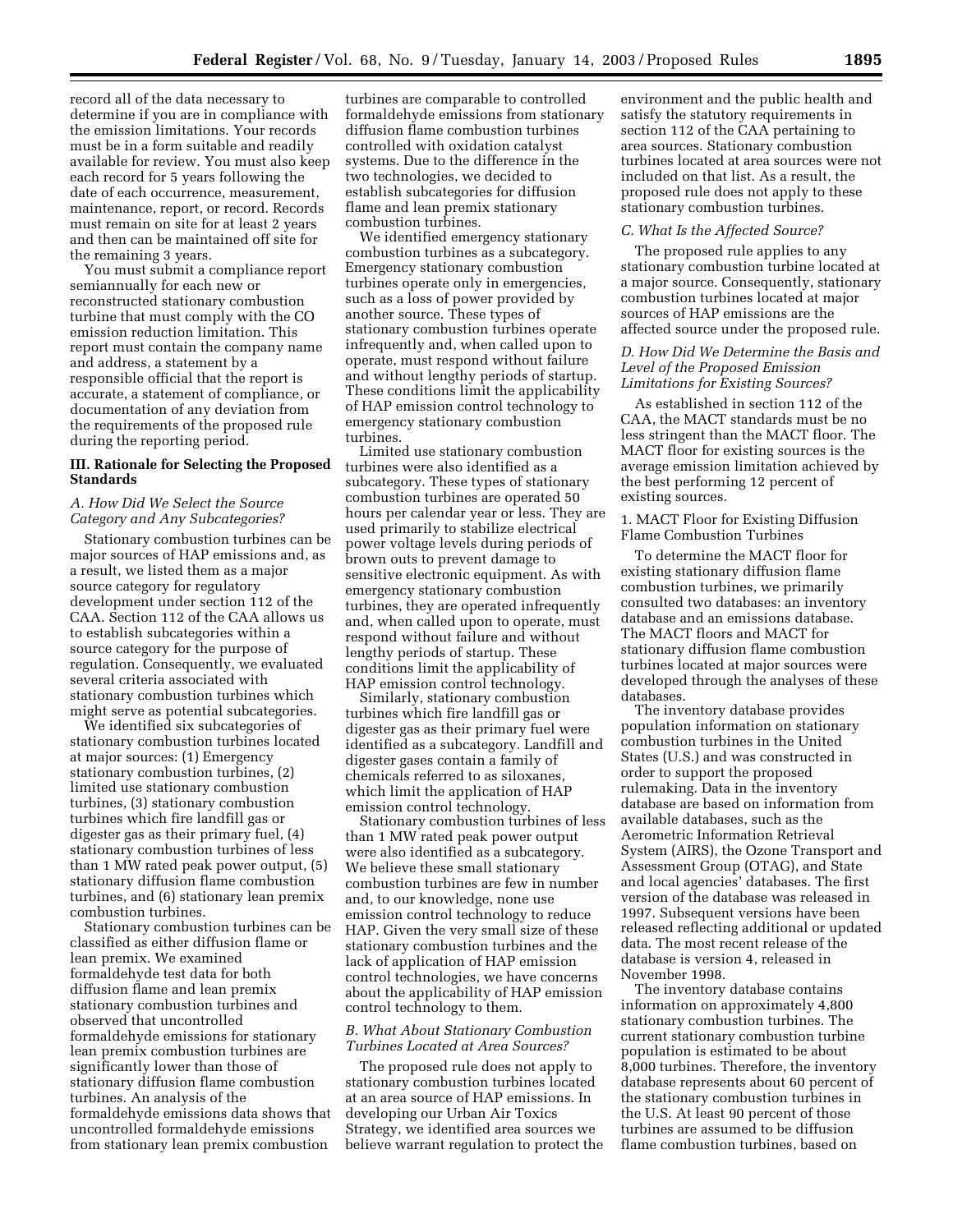record all of the data necessary to determine if you are in compliance with the emission limitations. Your records must be in a form suitable and readily available for review. You must also keep each record for 5 years following the date of each occurrence, measurement, maintenance, report, or record. Records must remain on site for at least 2 years and then can be maintained off site for the remaining 3 years.

You must submit a compliance report semiannually for each new or reconstructed stationary combustion turbine that must comply with the CO emission reduction limitation. This report must contain the company name and address, a statement by a responsible official that the report is accurate, a statement of compliance, or documentation of any deviation from the requirements of the proposed rule during the reporting period.

## III. Rationale for Selecting the Proposed Standards

### *A. How Did We Select the Source Category and Any Subcategories?*

Stationary combustion turbines can be major sources of HAP emissions and, as a result, we listed them as a major source category for regulatory development under section 112 of the CAA. Section 112 of the CAA allows us to establish subcategories within a source category for the purpose of regulation. Consequently, we evaluated several criteria associated with stationary combustion turbines which might serve as potential subcategories.

We identified six subcategories of stationary combustion turbines located at major sources: (1) Emergency stationary combustion turbines, (2) limited use stationary combustion turbines, (3) stationary combustion turbines which fire landfill gas or digester gas as their primary fuel, (4) stationary combustion turbines of less than 1 MW rated peak power output, (5) stationary diffusion flame combustion turbines, and (6) stationary lean premix combustion turbines.

Stationary combustion turbines can be classified as either diffusion flame or lean premix. We examined formaldehyde test data for both diffusion flame and lean premix stationary combustion turbines and observed that uncontrolled formaldehyde emissions for stationary lean premix combustion turbines are significantly lower than those of stationary diffusion flame combustion turbines. An analysis of the formaldehyde emissions data shows that uncontrolled formaldehyde emissions from stationary lean premix combustion turbines are comparable to controlled formaldehyde emissions from stationary diffusion flame combustion turbines controlled with oxidation catalyst systems. Due to the difference in the two technologies, we decided to establish subcategories for diffusion flame and lean premix stationary combustion turbines.

We identified emergency stationary combustion turbines as a subcategory. Emergency stationary combustion turbines operate only in emergencies, such as a loss of power provided by another source. These types of stationary combustion turbines operate infrequently and, when called upon to operate, must respond without failure and without lengthy periods of startup. These conditions limit the applicability of HAP emission control technology to emergency stationary combustion turbines.

Limited use stationary combustion turbines were also identified as a subcategory. These types of stationary combustion turbines are operated 50 hours per calendar year or less. They are used primarily to stabilize electrical power voltage levels during periods of brown outs to prevent damage to sensitive electronic equipment. As with emergency stationary combustion turbines, they are operated infrequently and, when called upon to operate, must respond without failure and without lengthy periods of startup. These conditions limit the applicability of HAP emission control technology.

Similarly, stationary combustion turbines which fire landfill gas or digester gas as their primary fuel were identified as a subcategory. Landfill and digester gases contain a family of chemicals referred to as siloxanes, which limit the application of HAP emission control technology.

Stationary combustion turbines of less than 1 MW rated peak power output were also identified as a subcategory. We believe these small stationary combustion turbines are few in number and, to our knowledge, none use emission control technology to reduce HAP. Given the very small size of these stationary combustion turbines and the lack of application of HAP emission control technologies, we have concerns about the applicability of HAP emission control technology to them.

### *B. What About Stationary Combustion Turbines Located at Area Sources?*

The proposed rule does not apply to stationary combustion turbines located at an area source of HAP emissions. In developing our Urban Air Toxics Strategy, we identified area sources we believe warrant regulation to protect the environment and the public health and satisfy the statutory requirements in section 112 of the CAA pertaining to area sources. Stationary combustion turbines located at area sources were not included on that list. As a result, the proposed rule does not apply to these stationary combustion turbines.

### *C. What Is the Affected Source?*

The proposed rule applies to any stationary combustion turbine located at a major source. Consequently, stationary combustion turbines located at major sources of HAP emissions are the affected source under the proposed rule.

### *D. How Did We Determine the Basis and Level of the Proposed Emission Limitations for Existing Sources?*

As established in section 112 of the CAA, the MACT standards must be no less stringent than the MACT floor. The MACT floor for existing sources is the average emission limitation achieved by the best performing 12 percent of existing sources.

#### 1. MACT Floor for Existing Diffusion Flame Combustion Turbines

To determine the MACT floor for existing stationary diffusion flame combustion turbines, we primarily consulted two databases: an inventory database and an emissions database. The MACT floors and MACT for stationary diffusion flame combustion turbines located at major sources were developed through the analyses of these databases.

The inventory database provides population information on stationary combustion turbines in the United States (U.S.) and was constructed in order to support the proposed rulemaking. Data in the inventory database are based on information from available databases, such as the Aerometric Information Retrieval System (AIRS), the Ozone Transport and Assessment Group (OTAG), and State and local agencies' databases. The first version of the database was released in 1997. Subsequent versions have been released reflecting additional or updated data. The most recent release of the database is version 4, released in November 1998.

The inventory database contains information on approximately 4,800 stationary combustion turbines. The current stationary combustion turbine population is estimated to be about 8,000 turbines. Therefore, the inventory database represents about 60 percent of the stationary combustion turbines in the U.S. At least 90 percent of those turbines are assumed to be diffusion flame combustion turbines, based on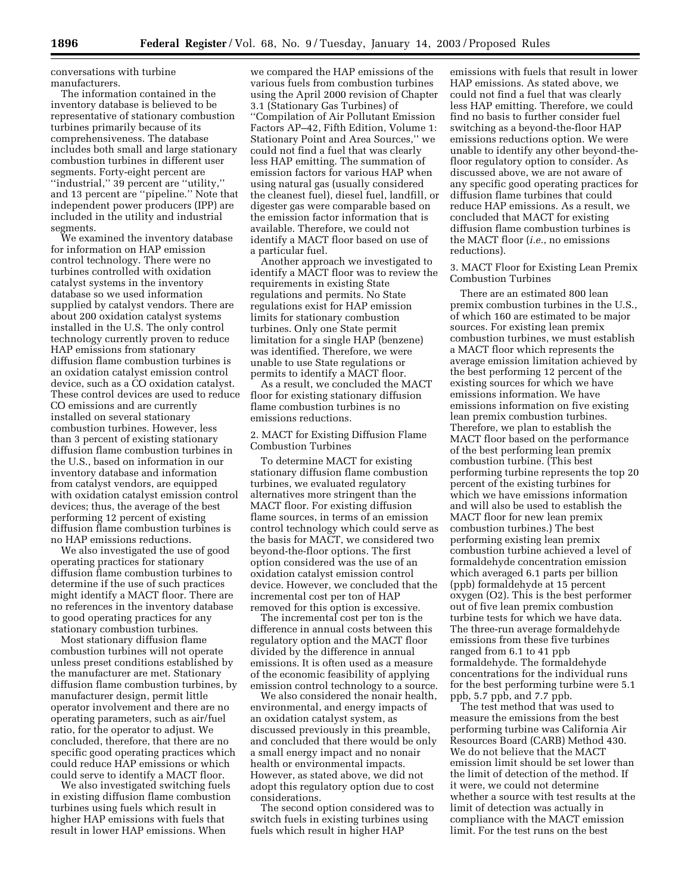conversations with turbine manufacturers.

The information contained in the inventory database is believed to be representative of stationary combustion turbines primarily because of its comprehensiveness. The database includes both small and large stationary combustion turbines in different user segments. Forty-eight percent are ''industrial,'' 39 percent are ''utility,'' and 13 percent are ''pipeline.'' Note that independent power producers (IPP) are included in the utility and industrial segments.

We examined the inventory database for information on HAP emission control technology. There were no turbines controlled with oxidation catalyst systems in the inventory database so we used information supplied by catalyst vendors. There are about 200 oxidation catalyst systems installed in the U.S. The only control technology currently proven to reduce HAP emissions from stationary diffusion flame combustion turbines is an oxidation catalyst emission control device, such as a CO oxidation catalyst. These control devices are used to reduce CO emissions and are currently installed on several stationary combustion turbines. However, less than 3 percent of existing stationary diffusion flame combustion turbines in the U.S., based on information in our inventory database and information from catalyst vendors, are equipped with oxidation catalyst emission control devices; thus, the average of the best performing 12 percent of existing diffusion flame combustion turbines is no HAP emissions reductions.

We also investigated the use of good operating practices for stationary diffusion flame combustion turbines to determine if the use of such practices might identify a MACT floor. There are no references in the inventory database to good operating practices for any stationary combustion turbines.

Most stationary diffusion flame combustion turbines will not operate unless preset conditions established by the manufacturer are met. Stationary diffusion flame combustion turbines, by manufacturer design, permit little operator involvement and there are no operating parameters, such as air/fuel ratio, for the operator to adjust. We concluded, therefore, that there are no specific good operating practices which could reduce HAP emissions or which could serve to identify a MACT floor.

We also investigated switching fuels in existing diffusion flame combustion turbines using fuels which result in higher HAP emissions with fuels that result in lower HAP emissions. When we compared the HAP emissions of the various fuels from combustion turbines using the April 2000 revision of Chapter 3.1 (Stationary Gas Turbines) of ''Compilation of Air Pollutant Emission Factors AP–42, Fifth Edition, Volume 1: Stationary Point and Area Sources,'' we could not find a fuel that was clearly less HAP emitting. The summation of emission factors for various HAP when using natural gas (usually considered the cleanest fuel), diesel fuel, landfill, or digester gas were comparable based on the emission factor information that is available. Therefore, we could not identify a MACT floor based on use of a particular fuel.

Another approach we investigated to identify a MACT floor was to review the requirements in existing State regulations and permits. No State regulations exist for HAP emission limits for stationary combustion turbines. Only one State permit limitation for a single HAP (benzene) was identified. Therefore, we were unable to use State regulations or permits to identify a MACT floor.

As a result, we concluded the MACT floor for existing stationary diffusion flame combustion turbines is no emissions reductions.

2. MACT for Existing Diffusion Flame Combustion Turbines

To determine MACT for existing stationary diffusion flame combustion turbines, we evaluated regulatory alternatives more stringent than the MACT floor. For existing diffusion flame sources, in terms of an emission control technology which could serve as the basis for MACT, we considered two beyond-the-floor options. The first option considered was the use of an oxidation catalyst emission control device. However, we concluded that the incremental cost per ton of HAP removed for this option is excessive.

The incremental cost per ton is the difference in annual costs between this regulatory option and the MACT floor divided by the difference in annual emissions. It is often used as a measure of the economic feasibility of applying emission control technology to a source.

We also considered the nonair health, environmental, and energy impacts of an oxidation catalyst system, as discussed previously in this preamble, and concluded that there would be only a small energy impact and no nonair health or environmental impacts. However, as stated above, we did not adopt this regulatory option due to cost considerations.

The second option considered was to switch fuels in existing turbines using fuels which result in higher HAP emissions with fuels that result in lower HAP emissions. As stated above, we could not find a fuel that was clearly less HAP emitting. Therefore, we could find no basis to further consider fuel switching as a beyond-the-floor HAP emissions reductions option. We were unable to identify any other beyond-the-floor regulatory option to consider. As discussed above, we are not aware of any specific good operating practices for diffusion flame turbines that could reduce HAP emissions. As a result, we concluded that MACT for existing diffusion flame combustion turbines is the MACT floor (*i.e.*, no emissions reductions).

3. MACT Floor for Existing Lean Premix Combustion Turbines

There are an estimated 800 lean premix combustion turbines in the U.S., of which 160 are estimated to be major sources. For existing lean premix combustion turbines, we must establish a MACT floor which represents the average emission limitation achieved by the best performing 12 percent of the existing sources for which we have emissions information. We have emissions information on five existing lean premix combustion turbines. Therefore, we plan to establish the MACT floor based on the performance of the best performing lean premix combustion turbine. (This best performing turbine represents the top 20 percent of the existing turbines for which we have emissions information and will also be used to establish the MACT floor for new lean premix combustion turbines.) The best performing existing lean premix combustion turbine achieved a level of formaldehyde concentration emission which averaged 6.1 parts per billion (ppb) formaldehyde at 15 percent oxygen ($O_2$). This is the best performer out of five lean premix combustion turbine tests for which we have data. The three-run average formaldehyde emissions from these five turbines ranged from 6.1 to 41 ppb formaldehyde. The formaldehyde concentrations for the individual runs for the best performing turbine were 5.1 ppb, 5.7 ppb, and 7.7 ppb.

The test method that was used to measure the emissions from the best performing turbine was California Air Resources Board (CARB) Method 430. We do not believe that the MACT emission limit should be set lower than the limit of detection of the method. If it were, we could not determine whether a source with test results at the limit of detection was actually in compliance with the MACT emission limit. For the test runs on the best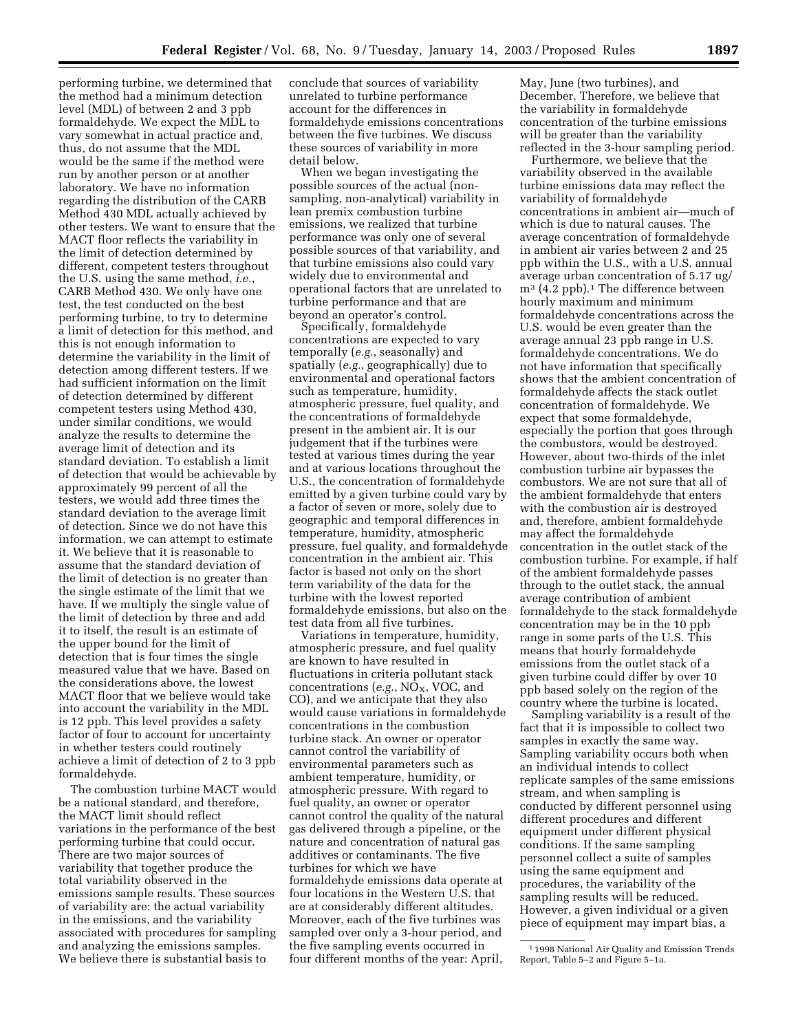performing turbine, we determined that the method had a minimum detection level (MDL) of between 2 and 3 ppb formaldehyde. We expect the MDL to vary somewhat in actual practice and, thus, do not assume that the MDL would be the same if the method were run by another person or at another laboratory. We have no information regarding the distribution of the CARB Method 430 MDL actually achieved by other testers. We want to ensure that the MACT floor reflects the variability in the limit of detection determined by different, competent testers throughout the U.S. using the same method, *i.e.*, CARB Method 430. We only have one test, the test conducted on the best performing turbine, to try to determine a limit of detection for this method, and this is not enough information to determine the variability in the limit of detection among different testers. If we had sufficient information on the limit of detection determined by different competent testers using Method 430, under similar conditions, we would analyze the results to determine the average limit of detection and its standard deviation. To establish a limit of detection that would be achievable by approximately 99 percent of all the testers, we would add three times the standard deviation to the average limit of detection. Since we do not have this information, we can attempt to estimate it. We believe that it is reasonable to assume that the standard deviation of the limit of detection is no greater than the single estimate of the limit that we have. If we multiply the single value of the limit of detection by three and add it to itself, the result is an estimate of the upper bound for the limit of detection that is four times the single measured value that we have. Based on the considerations above, the lowest MACT floor that we believe would take into account the variability in the MDL is 12 ppb. This level provides a safety factor of four to account for uncertainty in whether testers could routinely achieve a limit of detection of 2 to 3 ppb formaldehyde.

The combustion turbine MACT would be a national standard, and therefore, the MACT limit should reflect variations in the performance of the best performing turbine that could occur. There are two major sources of variability that together produce the total variability observed in the emissions sample results. These sources of variability are: the actual variability in the emissions, and the variability associated with procedures for sampling and analyzing the emissions samples. We believe there is substantial basis to conclude that sources of variability unrelated to turbine performance account for the differences in formaldehyde emissions concentrations between the five turbines. We discuss these sources of variability in more detail below.

When we began investigating the possible sources of the actual (non-sampling, non-analytical) variability in lean premix combustion turbine emissions, we realized that turbine performance was only one of several possible sources of that variability, and that turbine emissions also could vary widely due to environmental and operational factors that are unrelated to turbine performance and that are beyond an operator's control.

Specifically, formaldehyde concentrations are expected to vary temporally (*e.g.*, seasonally) and spatially (*e.g.*, geographically) due to environmental and operational factors such as temperature, humidity, atmospheric pressure, fuel quality, and the concentrations of formaldehyde present in the ambient air. It is our judgement that if the turbines were tested at various times during the year and at various locations throughout the U.S., the concentration of formaldehyde emitted by a given turbine could vary by a factor of seven or more, solely due to geographic and temporal differences in temperature, humidity, atmospheric pressure, fuel quality, and formaldehyde concentration in the ambient air. This factor is based not only on the short term variability of the data for the turbine with the lowest reported formaldehyde emissions, but also on the test data from all five turbines.

Variations in temperature, humidity, atmospheric pressure, and fuel quality are known to have resulted in fluctuations in criteria pollutant stack concentrations (*e.g.*, $NO_X$, VOC, and CO), and we anticipate that they also would cause variations in formaldehyde concentrations in the combustion turbine stack. An owner or operator cannot control the variability of environmental parameters such as ambient temperature, humidity, or atmospheric pressure. With regard to fuel quality, an owner or operator cannot control the quality of the natural gas delivered through a pipeline, or the nature and concentration of natural gas additives or contaminants. The five turbines for which we have formaldehyde emissions data operate at four locations in the Western U.S. that are at considerably different altitudes. Moreover, each of the five turbines was sampled over only a 3-hour period, and the five sampling events occurred in four different months of the year: April, May, June (two turbines), and December. Therefore, we believe that the variability in formaldehyde concentration of the turbine emissions will be greater than the variability reflected in the 3-hour sampling period.

Furthermore, we believe that the variability observed in the available turbine emissions data may reflect the variability of formaldehyde concentrations in ambient air—much of which is due to natural causes. The average concentration of formaldehyde in ambient air varies between 2 and 25 ppb within the U.S., with a U.S. annual average urban concentration of 5.17 ug/$m^3$ (4.2 ppb).[1] The difference between hourly maximum and minimum formaldehyde concentrations across the U.S. would be even greater than the average annual 23 ppb range in U.S. formaldehyde concentrations. We do not have information that specifically shows that the ambient concentration of formaldehyde affects the stack outlet concentration of formaldehyde. We expect that some formaldehyde, especially the portion that goes through the combustors, would be destroyed. However, about two-thirds of the inlet combustion turbine air bypasses the combustors. We are not sure that all of the ambient formaldehyde that enters with the combustion air is destroyed and, therefore, ambient formaldehyde may affect the formaldehyde concentration in the outlet stack of the combustion turbine. For example, if half of the ambient formaldehyde passes through to the outlet stack, the annual average contribution of ambient formaldehyde to the stack formaldehyde concentration may be in the 10 ppb range in some parts of the U.S. This means that hourly formaldehyde emissions from the outlet stack of a given turbine could differ by over 10 ppb based solely on the region of the country where the turbine is located.

Sampling variability is a result of the fact that it is impossible to collect two samples in exactly the same way. Sampling variability occurs both when an individual intends to collect replicate samples of the same emissions stream, and when sampling is conducted by different personnel using different procedures and different equipment under different physical conditions. If the same sampling personnel collect a suite of samples using the same equipment and procedures, the variability of the sampling results will be reduced. However, a given individual or a given piece of equipment may impart bias, a

[1] 1998 National Air Quality and Emission Trends Report, Table 5–2 and Figure 5–1a.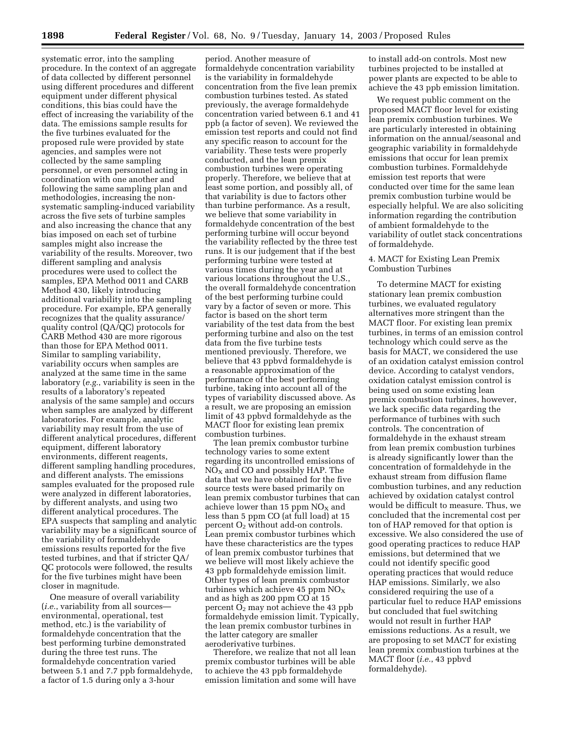systematic error, into the sampling procedure. In the context of an aggregate of data collected by different personnel using different procedures and different equipment under different physical conditions, this bias could have the effect of increasing the variability of the data. The emissions sample results for the five turbines evaluated for the proposed rule were provided by state agencies, and samples were not collected by the same sampling personnel, or even personnel acting in coordination with one another and following the same sampling plan and methodologies, increasing the non-systematic sampling-induced variability across the five sets of turbine samples and also increasing the chance that any bias imposed on each set of turbine samples might also increase the variability of the results. Moreover, two different sampling and analysis procedures were used to collect the samples, EPA Method 0011 and CARB Method 430, likely introducing additional variability into the sampling procedure. For example, EPA generally recognizes that the quality assurance/quality control (QA/QC) protocols for CARB Method 430 are more rigorous than those for EPA Method 0011. Similar to sampling variability, variability occurs when samples are analyzed at the same time in the same laboratory (*e.g.*, variability is seen in the results of a laboratory's repeated analysis of the same sample) and occurs when samples are analyzed by different laboratories. For example, analytic variability may result from the use of different analytical procedures, different equipment, different laboratory environments, different reagents, different sampling handling procedures, and different analysts. The emissions samples evaluated for the proposed rule were analyzed in different laboratories, by different analysts, and using two different analytical procedures. The EPA suspects that sampling and analytic variability may be a significant source of the variability of formaldehyde emissions results reported for the five tested turbines, and that if stricter QA/QC protocols were followed, the results for the five turbines might have been closer in magnitude.

One measure of overall variability (*i.e.*, variability from all sources—environmental, operational, test method, etc.) is the variability of formaldehyde concentration that the best performing turbine demonstrated during the three test runs. The formaldehyde concentration varied between 5.1 and 7.7 ppb formaldehyde, a factor of 1.5 during only a 3-hour period. Another measure of formaldehyde concentration variability is the variability in formaldehyde concentration from the five lean premix combustion turbines tested. As stated previously, the average formaldehyde concentration varied between 6.1 and 41 ppb (a factor of seven). We reviewed the emission test reports and could not find any specific reason to account for the variability. These tests were properly conducted, and the lean premix combustion turbines were operating properly. Therefore, we believe that at least some portion, and possibly all, of that variability is due to factors other than turbine performance. As a result, we believe that some variability in formaldehyde concentration of the best performing turbine will occur beyond the variability reflected by the three test runs. It is our judgement that if the best performing turbine were tested at various times during the year and at various locations throughout the U.S., the overall formaldehyde concentration of the best performing turbine could vary by a factor of seven or more. This factor is based on the short term variability of the test data from the best performing turbine and also on the test data from the five turbine tests mentioned previously. Therefore, we believe that 43 ppbvd formaldehyde is a reasonable approximation of the performance of the best performing turbine, taking into account all of the types of variability discussed above. As a result, we are proposing an emission limit of 43 ppbvd formaldehyde as the MACT floor for existing lean premix combustion turbines.

The lean premix combustor turbine technology varies to some extent regarding its uncontrolled emissions of $NO_X$ and CO and possibly HAP. The data that we have obtained for the five source tests were based primarily on lean premix combustor turbines that can achieve lower than 15 ppm $NO_X$ and less than 5 ppm CO (at full load) at 15 percent $O_2$ without add-on controls. Lean premix combustor turbines which have these characteristics are the types of lean premix combustor turbines that we believe will most likely achieve the 43 ppb formaldehyde emission limit. Other types of lean premix combustor turbines which achieve 45 ppm $NO_X$ and as high as 200 ppm CO at 15 percent $O_2$ may not achieve the 43 ppb formaldehyde emission limit. Typically, the lean premix combustor turbines in the latter category are smaller aeroderivative turbines.

Therefore, we realize that not all lean premix combustor turbines will be able to achieve the 43 ppb formaldehyde emission limitation and some will have to install add-on controls. Most new turbines projected to be installed at power plants are expected to be able to achieve the 43 ppb emission limitation.

We request public comment on the proposed MACT floor level for existing lean premix combustion turbines. We are particularly interested in obtaining information on the annual/seasonal and geographic variability in formaldehyde emissions that occur for lean premix combustion turbines. Formaldehyde emission test reports that were conducted over time for the same lean premix combustion turbine would be especially helpful. We are also soliciting information regarding the contribution of ambient formaldehyde to the variability of outlet stack concentrations of formaldehyde.

4. MACT for Existing Lean Premix Combustion Turbines

To determine MACT for existing stationary lean premix combustion turbines, we evaluated regulatory alternatives more stringent than the MACT floor. For existing lean premix turbines, in terms of an emission control technology which could serve as the basis for MACT, we considered the use of an oxidation catalyst emission control device. According to catalyst vendors, oxidation catalyst emission control is being used on some existing lean premix combustion turbines, however, we lack specific data regarding the performance of turbines with such controls. The concentration of formaldehyde in the exhaust stream from lean premix combustion turbines is already significantly lower than the concentration of formaldehyde in the exhaust stream from diffusion flame combustion turbines, and any reduction achieved by oxidation catalyst control would be difficult to measure. Thus, we concluded that the incremental cost per ton of HAP removed for that option is excessive. We also considered the use of good operating practices to reduce HAP emissions, but determined that we could not identify specific good operating practices that would reduce HAP emissions. Similarly, we also considered requiring the use of a particular fuel to reduce HAP emissions but concluded that fuel switching would not result in further HAP emissions reductions. As a result, we are proposing to set MACT for existing lean premix combustion turbines at the MACT floor (*i.e.*, 43 ppbvd formaldehyde).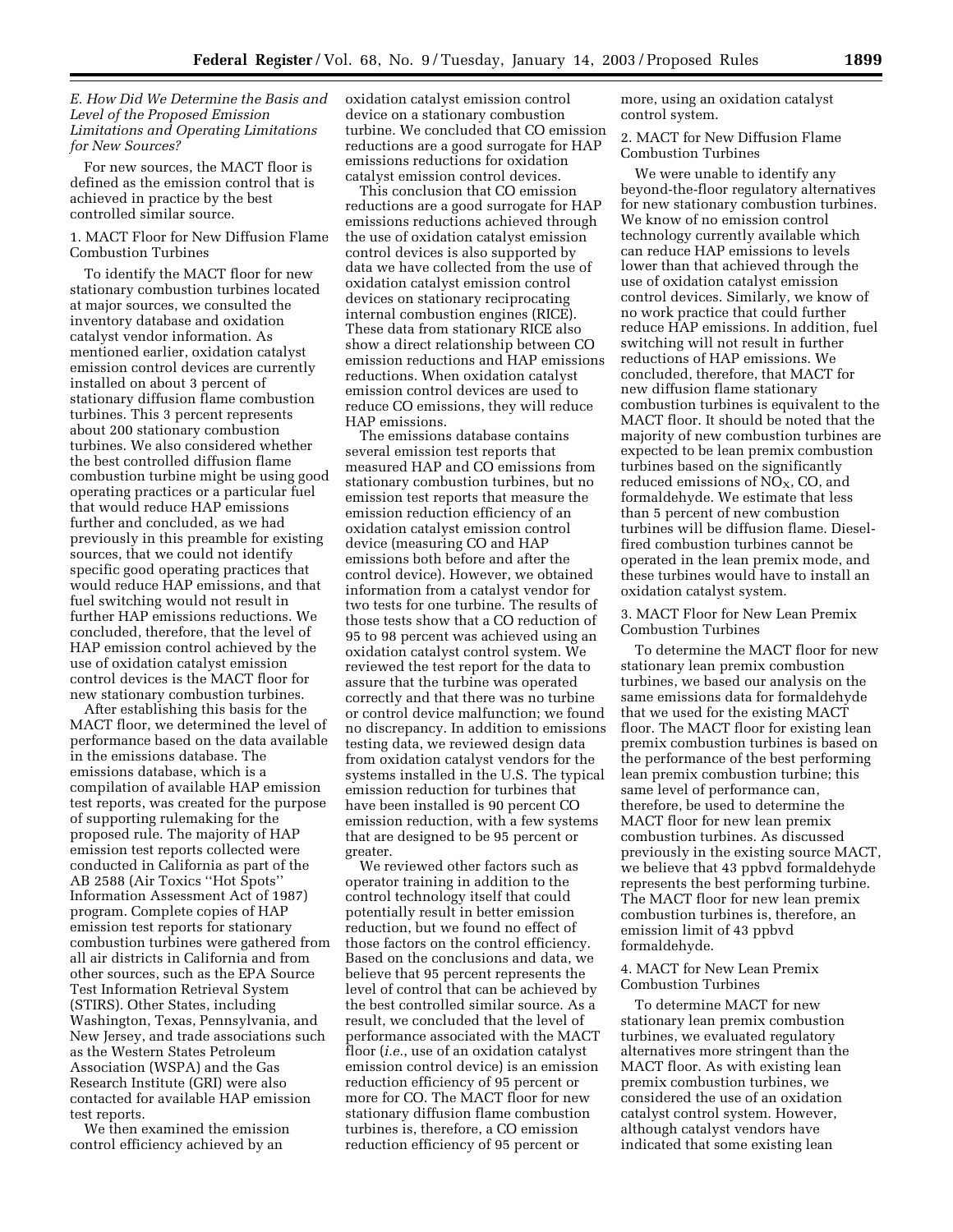*E. How Did We Determine the Basis and Level of the Proposed Emission Limitations and Operating Limitations for New Sources?*

For new sources, the MACT floor is defined as the emission control that is achieved in practice by the best controlled similar source.

1. MACT Floor for New Diffusion Flame Combustion Turbines

To identify the MACT floor for new stationary combustion turbines located at major sources, we consulted the inventory database and oxidation catalyst vendor information. As mentioned earlier, oxidation catalyst emission control devices are currently installed on about 3 percent of stationary diffusion flame combustion turbines. This 3 percent represents about 200 stationary combustion turbines. We also considered whether the best controlled diffusion flame combustion turbine might be using good operating practices or a particular fuel that would reduce HAP emissions further and concluded, as we had previously in this preamble for existing sources, that we could not identify specific good operating practices that would reduce HAP emissions, and that fuel switching would not result in further HAP emissions reductions. We concluded, therefore, that the level of HAP emission control achieved by the use of oxidation catalyst emission control devices is the MACT floor for new stationary combustion turbines.

After establishing this basis for the MACT floor, we determined the level of performance based on the data available in the emissions database. The emissions database, which is a compilation of available HAP emission test reports, was created for the purpose of supporting rulemaking for the proposed rule. The majority of HAP emission test reports collected were conducted in California as part of the AB 2588 (Air Toxics "Hot Spots" Information Assessment Act of 1987) program. Complete copies of HAP emission test reports for stationary combustion turbines were gathered from all air districts in California and from other sources, such as the EPA Source Test Information Retrieval System (STIRS). Other States, including Washington, Texas, Pennsylvania, and New Jersey, and trade associations such as the Western States Petroleum Association (WSPA) and the Gas Research Institute (GRI) were also contacted for available HAP emission test reports.

We then examined the emission control efficiency achieved by an oxidation catalyst emission control device on a stationary combustion turbine. We concluded that CO emission reductions are a good surrogate for HAP emissions reductions for oxidation catalyst emission control devices.

This conclusion that CO emission reductions are a good surrogate for HAP emissions reductions achieved through the use of oxidation catalyst emission control devices is also supported by data we have collected from the use of oxidation catalyst emission control devices on stationary reciprocating internal combustion engines (RICE). These data from stationary RICE also show a direct relationship between CO emission reductions and HAP emissions reductions. When oxidation catalyst emission control devices are used to reduce CO emissions, they will reduce HAP emissions.

The emissions database contains several emission test reports that measured HAP and CO emissions from stationary combustion turbines, but no emission test reports that measure the emission reduction efficiency of an oxidation catalyst emission control device (measuring CO and HAP emissions both before and after the control device). However, we obtained information from a catalyst vendor for two tests for one turbine. The results of those tests show that a CO reduction of 95 to 98 percent was achieved using an oxidation catalyst control system. We reviewed the test report for the data to assure that the turbine was operated correctly and that there was no turbine or control device malfunction; we found no discrepancy. In addition to emissions testing data, we reviewed design data from oxidation catalyst vendors for the systems installed in the U.S. The typical emission reduction for turbines that have been installed is 90 percent CO emission reduction, with a few systems that are designed to be 95 percent or greater.

We reviewed other factors such as operator training in addition to the control technology itself that could potentially result in better emission reduction, but we found no effect of those factors on the control efficiency. Based on the conclusions and data, we believe that 95 percent represents the level of control that can be achieved by the best controlled similar source. As a result, we concluded that the level of performance associated with the MACT floor (*i.e.*, use of an oxidation catalyst emission control device) is an emission reduction efficiency of 95 percent or more for CO. The MACT floor for new stationary diffusion flame combustion turbines is, therefore, a CO emission reduction efficiency of 95 percent or more, using an oxidation catalyst control system.

2. MACT for New Diffusion Flame Combustion Turbines

We were unable to identify any beyond-the-floor regulatory alternatives for new stationary combustion turbines. We know of no emission control technology currently available which can reduce HAP emissions to levels lower than that achieved through the use of oxidation catalyst emission control devices. Similarly, we know of no work practice that could further reduce HAP emissions. In addition, fuel switching will not result in further reductions of HAP emissions. We concluded, therefore, that MACT for new diffusion flame stationary combustion turbines is equivalent to the MACT floor. It should be noted that the majority of new combustion turbines are expected to be lean premix combustion turbines based on the significantly reduced emissions of $NO_X$, CO, and formaldehyde. We estimate that less than 5 percent of new combustion turbines will be diffusion flame. Diesel-fired combustion turbines cannot be operated in the lean premix mode, and these turbines would have to install an oxidation catalyst system.

3. MACT Floor for New Lean Premix Combustion Turbines

To determine the MACT floor for new stationary lean premix combustion turbines, we based our analysis on the same emissions data for formaldehyde that we used for the existing MACT floor. The MACT floor for existing lean premix combustion turbines is based on the performance of the best performing lean premix combustion turbine; this same level of performance can, therefore, be used to determine the MACT floor for new lean premix combustion turbines. As discussed previously in the existing source MACT, we believe that 43 ppbvd formaldehyde represents the best performing turbine. The MACT floor for new lean premix combustion turbines is, therefore, an emission limit of 43 ppbvd formaldehyde.

4. MACT for New Lean Premix Combustion Turbines

To determine MACT for new stationary lean premix combustion turbines, we evaluated regulatory alternatives more stringent than the MACT floor. As with existing lean premix combustion turbines, we considered the use of an oxidation catalyst control system. However, although catalyst vendors have indicated that some existing lean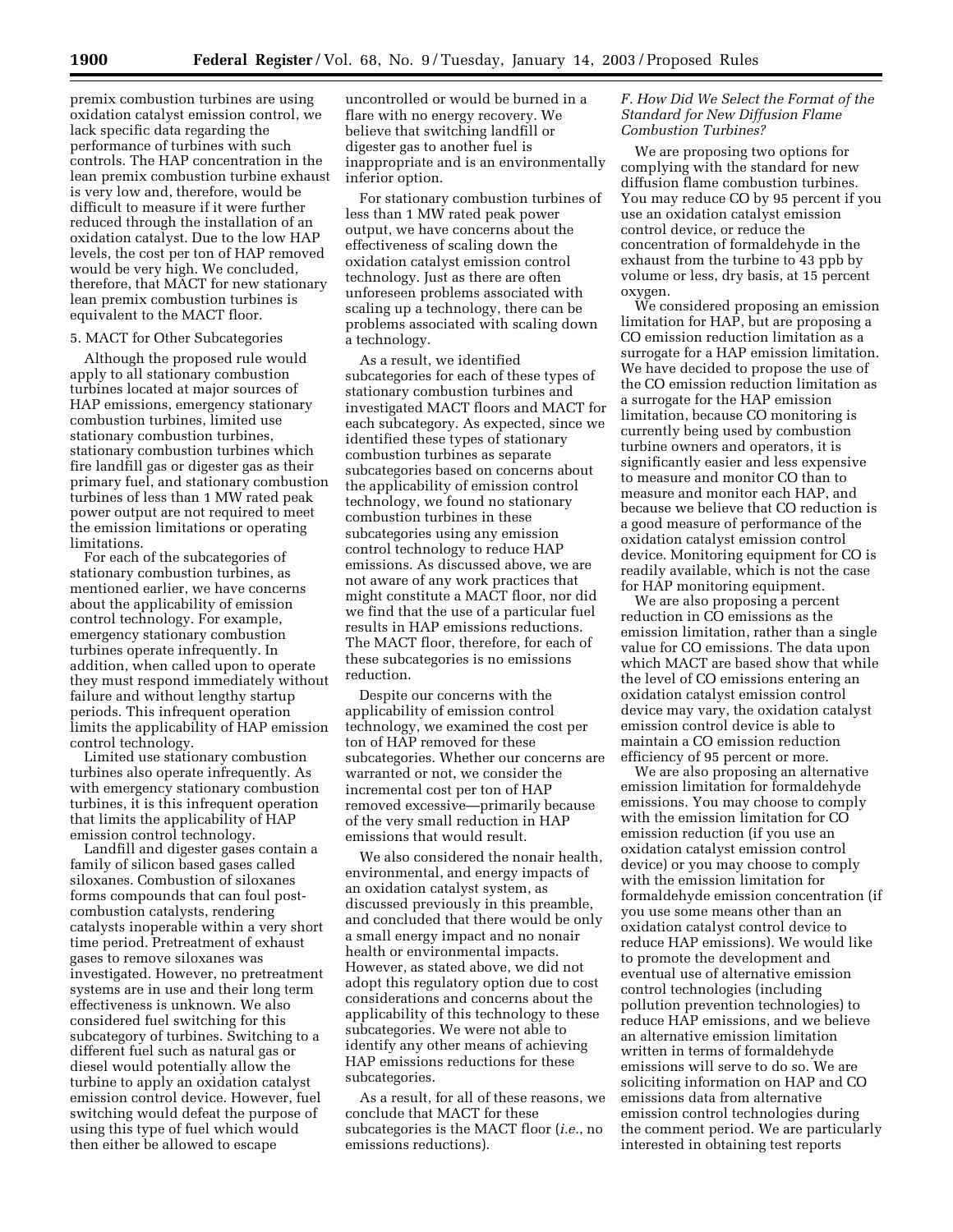premix combustion turbines are using oxidation catalyst emission control, we lack specific data regarding the performance of turbines with such controls. The HAP concentration in the lean premix combustion turbine exhaust is very low and, therefore, would be difficult to measure if it were further reduced through the installation of an oxidation catalyst. Due to the low HAP levels, the cost per ton of HAP removed would be very high. We concluded, therefore, that MACT for new stationary lean premix combustion turbines is equivalent to the MACT floor.

5. MACT for Other Subcategories

Although the proposed rule would apply to all stationary combustion turbines located at major sources of HAP emissions, emergency stationary combustion turbines, limited use stationary combustion turbines, stationary combustion turbines which fire landfill gas or digester gas as their primary fuel, and stationary combustion turbines of less than 1 MW rated peak power output are not required to meet the emission limitations or operating limitations.

For each of the subcategories of stationary combustion turbines, as mentioned earlier, we have concerns about the applicability of emission control technology. For example, emergency stationary combustion turbines operate infrequently. In addition, when called upon to operate they must respond immediately without failure and without lengthy startup periods. This infrequent operation limits the applicability of HAP emission control technology.

Limited use stationary combustion turbines also operate infrequently. As with emergency stationary combustion turbines, it is this infrequent operation that limits the applicability of HAP emission control technology.

Landfill and digester gases contain a family of silicon based gases called siloxanes. Combustion of siloxanes forms compounds that can foul post-combustion catalysts, rendering catalysts inoperable within a very short time period. Pretreatment of exhaust gases to remove siloxanes was investigated. However, no pretreatment systems are in use and their long term effectiveness is unknown. We also considered fuel switching for this subcategory of turbines. Switching to a different fuel such as natural gas or diesel would potentially allow the turbine to apply an oxidation catalyst emission control device. However, fuel switching would defeat the purpose of using this type of fuel which would then either be allowed to escape uncontrolled or would be burned in a flare with no energy recovery. We believe that switching landfill or digester gas to another fuel is inappropriate and is an environmentally inferior option.

For stationary combustion turbines of less than 1 MW rated peak power output, we have concerns about the effectiveness of scaling down the oxidation catalyst emission control technology. Just as there are often unforeseen problems associated with scaling up a technology, there can be problems associated with scaling down a technology.

As a result, we identified subcategories for each of these types of stationary combustion turbines and investigated MACT floors and MACT for each subcategory. As expected, since we identified these types of stationary combustion turbines as separate subcategories based on concerns about the applicability of emission control technology, we found no stationary combustion turbines in these subcategories using any emission control technology to reduce HAP emissions. As discussed above, we are not aware of any work practices that might constitute a MACT floor, nor did we find that the use of a particular fuel results in HAP emissions reductions. The MACT floor, therefore, for each of these subcategories is no emissions reduction.

Despite our concerns with the applicability of emission control technology, we examined the cost per ton of HAP removed for these subcategories. Whether our concerns are warranted or not, we consider the incremental cost per ton of HAP removed excessive—primarily because of the very small reduction in HAP emissions that would result.

We also considered the nonair health, environmental, and energy impacts of an oxidation catalyst system, as discussed previously in this preamble, and concluded that there would be only a small energy impact and no nonair health or environmental impacts. However, as stated above, we did not adopt this regulatory option due to cost considerations and concerns about the applicability of this technology to these subcategories. We were not able to identify any other means of achieving HAP emissions reductions for these subcategories.

As a result, for all of these reasons, we conclude that MACT for these subcategories is the MACT floor (*i.e.*, no emissions reductions).

### *F. How Did We Select the Format of the Standard for New Diffusion Flame Combustion Turbines?*

We are proposing two options for complying with the standard for new diffusion flame combustion turbines. You may reduce CO by 95 percent if you use an oxidation catalyst emission control device, or reduce the concentration of formaldehyde in the exhaust from the turbine to 43 ppb by volume or less, dry basis, at 15 percent oxygen.

We considered proposing an emission limitation for HAP, but are proposing a CO emission reduction limitation as a surrogate for a HAP emission limitation. We have decided to propose the use of the CO emission reduction limitation as a surrogate for the HAP emission limitation, because CO monitoring is currently being used by combustion turbine owners and operators, it is significantly easier and less expensive to measure and monitor CO than to measure and monitor each HAP, and because we believe that CO reduction is a good measure of performance of the oxidation catalyst emission control device. Monitoring equipment for CO is readily available, which is not the case for HAP monitoring equipment.

We are also proposing a percent reduction in CO emissions as the emission limitation, rather than a single value for CO emissions. The data upon which MACT are based show that while the level of CO emissions entering an oxidation catalyst emission control device may vary, the oxidation catalyst emission control device is able to maintain a CO emission reduction efficiency of 95 percent or more.

We are also proposing an alternative emission limitation for formaldehyde emissions. You may choose to comply with the emission limitation for CO emission reduction (if you use an oxidation catalyst emission control device) or you may choose to comply with the emission limitation for formaldehyde emission concentration (if you use some means other than an oxidation catalyst control device to reduce HAP emissions). We would like to promote the development and eventual use of alternative emission control technologies (including pollution prevention technologies) to reduce HAP emissions, and we believe an alternative emission limitation written in terms of formaldehyde emissions will serve to do so. We are soliciting information on HAP and CO emissions data from alternative emission control technologies during the comment period. We are particularly interested in obtaining test reports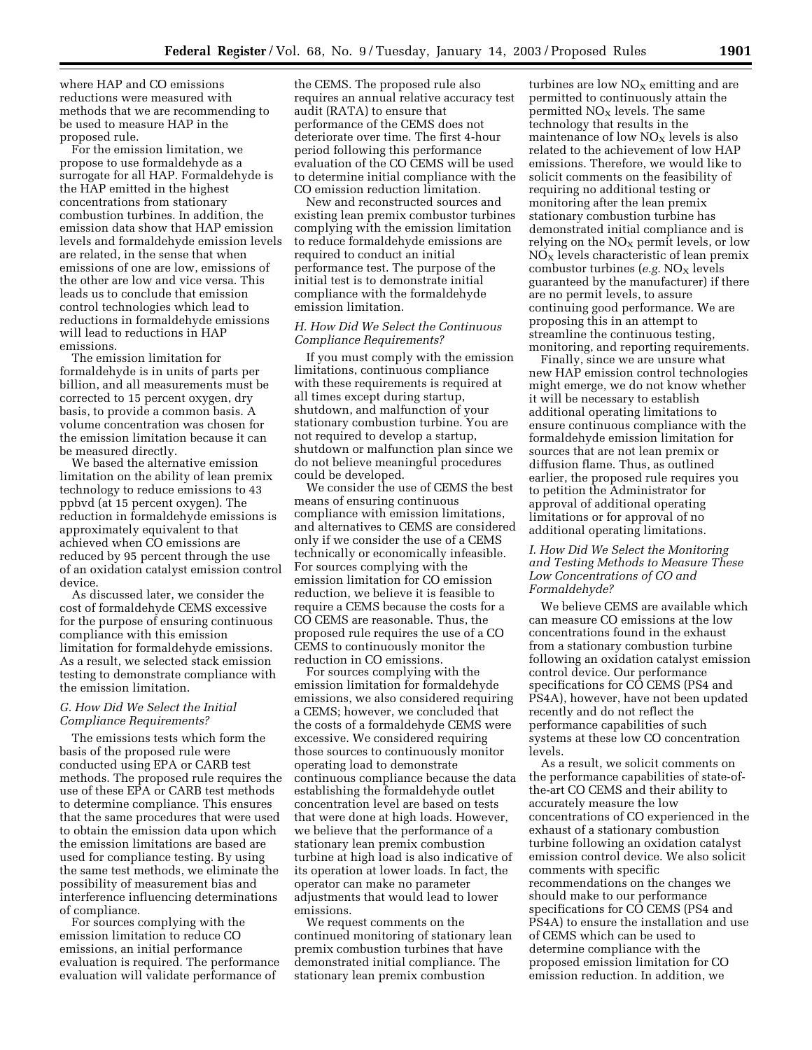where HAP and CO emissions reductions were measured with methods that we are recommending to be used to measure HAP in the proposed rule.

For the emission limitation, we propose to use formaldehyde as a surrogate for all HAP. Formaldehyde is the HAP emitted in the highest concentrations from stationary combustion turbines. In addition, the emission data show that HAP emission levels and formaldehyde emission levels are related, in the sense that when emissions of one are low, emissions of the other are low and vice versa. This leads us to conclude that emission control technologies which lead to reductions in formaldehyde emissions will lead to reductions in HAP emissions.

The emission limitation for formaldehyde is in units of parts per billion, and all measurements must be corrected to 15 percent oxygen, dry basis, to provide a common basis. A volume concentration was chosen for the emission limitation because it can be measured directly.

We based the alternative emission limitation on the ability of lean premix technology to reduce emissions to 43 ppbvd (at 15 percent oxygen). The reduction in formaldehyde emissions is approximately equivalent to that achieved when CO emissions are reduced by 95 percent through the use of an oxidation catalyst emission control device.

As discussed later, we consider the cost of formaldehyde CEMS excessive for the purpose of ensuring continuous compliance with this emission limitation for formaldehyde emissions. As a result, we selected stack emission testing to demonstrate compliance with the emission limitation.

### *G. How Did We Select the Initial Compliance Requirements?*

The emissions tests which form the basis of the proposed rule were conducted using EPA or CARB test methods. The proposed rule requires the use of these EPA or CARB test methods to determine compliance. This ensures that the same procedures that were used to obtain the emission data upon which the emission limitations are based are used for compliance testing. By using the same test methods, we eliminate the possibility of measurement bias and interference influencing determinations of compliance.

For sources complying with the emission limitation to reduce CO emissions, an initial performance evaluation is required. The performance evaluation will validate performance of the CEMS. The proposed rule also requires an annual relative accuracy test audit (RATA) to ensure that performance of the CEMS does not deteriorate over time. The first 4-hour period following this performance evaluation of the CO CEMS will be used to determine initial compliance with the CO emission reduction limitation.

New and reconstructed sources and existing lean premix combustor turbines complying with the emission limitation to reduce formaldehyde emissions are required to conduct an initial performance test. The purpose of the initial test is to demonstrate initial compliance with the formaldehyde emission limitation.

### *H. How Did We Select the Continuous Compliance Requirements?*

If you must comply with the emission limitations, continuous compliance with these requirements is required at all times except during startup, shutdown, and malfunction of your stationary combustion turbine. You are not required to develop a startup, shutdown or malfunction plan since we do not believe meaningful procedures could be developed.

We consider the use of CEMS the best means of ensuring continuous compliance with emission limitations, and alternatives to CEMS are considered only if we consider the use of a CEMS technically or economically infeasible. For sources complying with the emission limitation for CO emission reduction, we believe it is feasible to require a CEMS because the costs for a CO CEMS are reasonable. Thus, the proposed rule requires the use of a CO CEMS to continuously monitor the reduction in CO emissions.

For sources complying with the emission limitation for formaldehyde emissions, we also considered requiring a CEMS; however, we concluded that the costs of a formaldehyde CEMS were excessive. We considered requiring those sources to continuously monitor operating load to demonstrate continuous compliance because the data establishing the formaldehyde outlet concentration level are based on tests that were done at high loads. However, we believe that the performance of a stationary lean premix combustion turbine at high load is also indicative of its operation at lower loads. In fact, the operator can make no parameter adjustments that would lead to lower emissions.

We request comments on the continued monitoring of stationary lean premix combustion turbines that have demonstrated initial compliance. The stationary lean premix combustion turbines are low $NO_X$ emitting and are permitted to continuously attain the permitted $NO_X$ levels. The same technology that results in the maintenance of low $NO_X$ levels is also related to the achievement of low HAP emissions. Therefore, we would like to solicit comments on the feasibility of requiring no additional testing or monitoring after the lean premix stationary combustion turbine has demonstrated initial compliance and is relying on the $NO_X$ permit levels, or low $NO_X$ levels characteristic of lean premix combustor turbines (*e.g.* $NO_X$ levels guaranteed by the manufacturer) if there are no permit levels, to assure continuing good performance. We are proposing this in an attempt to streamline the continuous testing, monitoring, and reporting requirements.

Finally, since we are unsure what new HAP emission control technologies might emerge, we do not know whether it will be necessary to establish additional operating limitations to ensure continuous compliance with the formaldehyde emission limitation for sources that are not lean premix or diffusion flame. Thus, as outlined earlier, the proposed rule requires you to petition the Administrator for approval of additional operating limitations or for approval of no additional operating limitations.

### *I. How Did We Select the Monitoring and Testing Methods to Measure These Low Concentrations of CO and Formaldehyde?*

We believe CEMS are available which can measure CO emissions at the low concentrations found in the exhaust from a stationary combustion turbine following an oxidation catalyst emission control device. Our performance specifications for CO CEMS (PS4 and PS4A), however, have not been updated recently and do not reflect the performance capabilities of such systems at these low CO concentration levels.

As a result, we solicit comments on the performance capabilities of state-of-the-art CO CEMS and their ability to accurately measure the low concentrations of CO experienced in the exhaust of a stationary combustion turbine following an oxidation catalyst emission control device. We also solicit comments with specific recommendations on the changes we should make to our performance specifications for CO CEMS (PS4 and PS4A) to ensure the installation and use of CEMS which can be used to determine compliance with the proposed emission limitation for CO emission reduction. In addition, we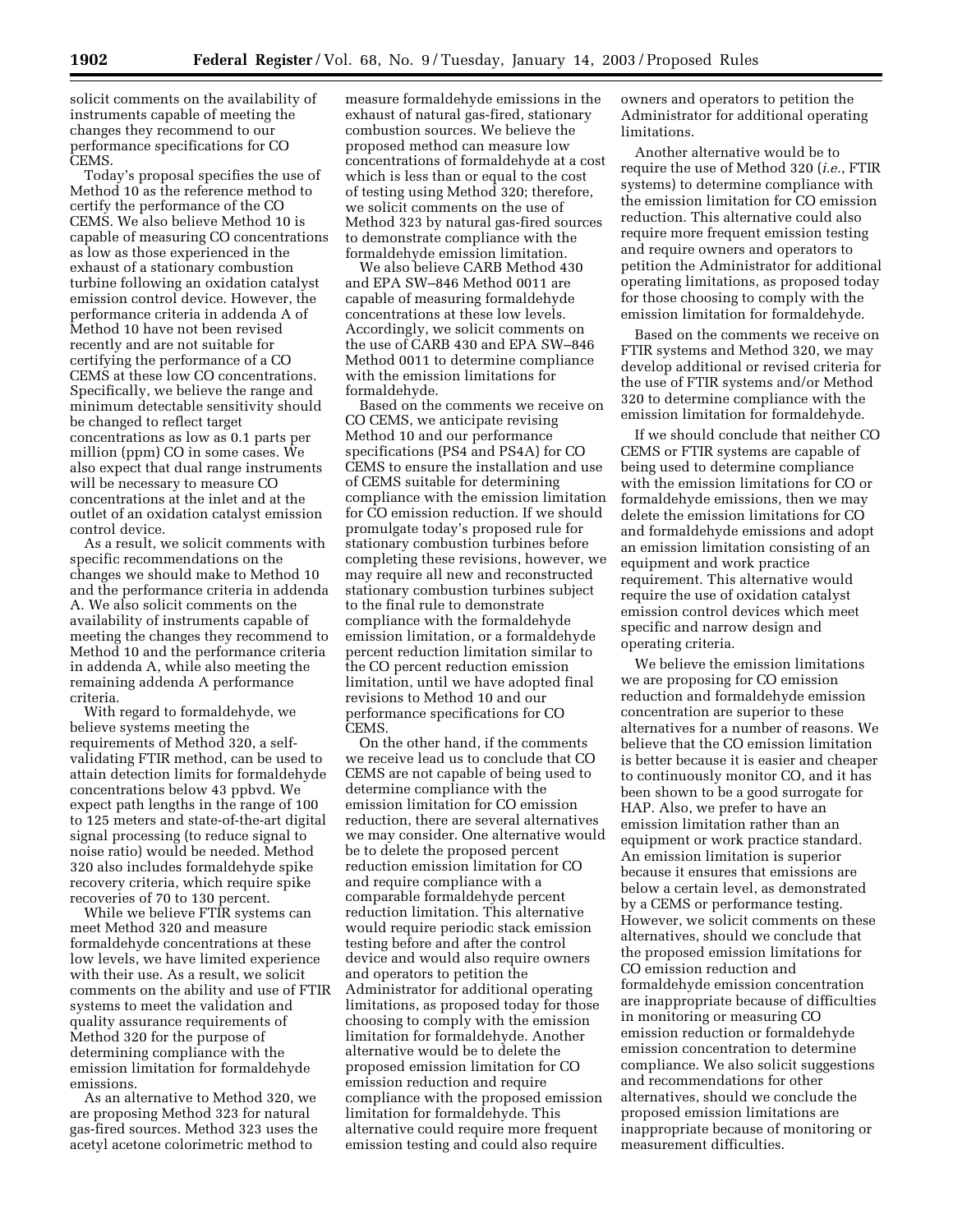solicit comments on the availability of instruments capable of meeting the changes they recommend to our performance specifications for CO CEMS.

Today's proposal specifies the use of Method 10 as the reference method to certify the performance of the CO CEMS. We also believe Method 10 is capable of measuring CO concentrations as low as those experienced in the exhaust of a stationary combustion turbine following an oxidation catalyst emission control device. However, the performance criteria in addenda A of Method 10 have not been revised recently and are not suitable for certifying the performance of a CO CEMS at these low CO concentrations. Specifically, we believe the range and minimum detectable sensitivity should be changed to reflect target concentrations as low as 0.1 parts per million (ppm) CO in some cases. We also expect that dual range instruments will be necessary to measure CO concentrations at the inlet and at the outlet of an oxidation catalyst emission control device.

As a result, we solicit comments with specific recommendations on the changes we should make to Method 10 and the performance criteria in addenda A. We also solicit comments on the availability of instruments capable of meeting the changes they recommend to Method 10 and the performance criteria in addenda A, while also meeting the remaining addenda A performance criteria.

With regard to formaldehyde, we believe systems meeting the requirements of Method 320, a self-validating FTIR method, can be used to attain detection limits for formaldehyde concentrations below 43 ppbvd. We expect path lengths in the range of 100 to 125 meters and state-of-the-art digital signal processing (to reduce signal to noise ratio) would be needed. Method 320 also includes formaldehyde spike recovery criteria, which require spike recoveries of 70 to 130 percent.

While we believe FTIR systems can meet Method 320 and measure formaldehyde concentrations at these low levels, we have limited experience with their use. As a result, we solicit comments on the ability and use of FTIR systems to meet the validation and quality assurance requirements of Method 320 for the purpose of determining compliance with the emission limitation for formaldehyde emissions.

As an alternative to Method 320, we are proposing Method 323 for natural gas-fired sources. Method 323 uses the acetyl acetone colorimetric method to measure formaldehyde emissions in the exhaust of natural gas-fired, stationary combustion sources. We believe the proposed method can measure low concentrations of formaldehyde at a cost which is less than or equal to the cost of testing using Method 320; therefore, we solicit comments on the use of Method 323 by natural gas-fired sources to demonstrate compliance with the formaldehyde emission limitation.

We also believe CARB Method 430 and EPA SW–846 Method 0011 are capable of measuring formaldehyde concentrations at these low levels. Accordingly, we solicit comments on the use of CARB 430 and EPA SW–846 Method 0011 to determine compliance with the emission limitations for formaldehyde.

Based on the comments we receive on CO CEMS, we anticipate revising Method 10 and our performance specifications (PS4 and PS4A) for CO CEMS to ensure the installation and use of CEMS suitable for determining compliance with the emission limitation for CO emission reduction. If we should promulgate today's proposed rule for stationary combustion turbines before completing these revisions, however, we may require all new and reconstructed stationary combustion turbines subject to the final rule to demonstrate compliance with the formaldehyde emission limitation, or a formaldehyde percent reduction limitation similar to the CO percent reduction emission limitation, until we have adopted final revisions to Method 10 and our performance specifications for CO CEMS.

On the other hand, if the comments we receive lead us to conclude that CO CEMS are not capable of being used to determine compliance with the emission limitation for CO emission reduction, there are several alternatives we may consider. One alternative would be to delete the proposed percent reduction emission limitation for CO and require compliance with a comparable formaldehyde percent reduction limitation. This alternative would require periodic stack emission testing before and after the control device and would also require owners and operators to petition the Administrator for additional operating limitations, as proposed today for those choosing to comply with the emission limitation for formaldehyde. Another alternative would be to delete the proposed emission limitation for CO emission reduction and require compliance with the proposed emission limitation for formaldehyde. This alternative could require more frequent emission testing and could also require owners and operators to petition the Administrator for additional operating limitations.

Another alternative would be to require the use of Method 320 (*i.e.*, FTIR systems) to determine compliance with the emission limitation for CO emission reduction. This alternative could also require more frequent emission testing and require owners and operators to petition the Administrator for additional operating limitations, as proposed today for those choosing to comply with the emission limitation for formaldehyde.

Based on the comments we receive on FTIR systems and Method 320, we may develop additional or revised criteria for the use of FTIR systems and/or Method 320 to determine compliance with the emission limitation for formaldehyde.

If we should conclude that neither CO CEMS or FTIR systems are capable of being used to determine compliance with the emission limitations for CO or formaldehyde emissions, then we may delete the emission limitations for CO and formaldehyde emissions and adopt an emission limitation consisting of an equipment and work practice requirement. This alternative would require the use of oxidation catalyst emission control devices which meet specific and narrow design and operating criteria.

We believe the emission limitations we are proposing for CO emission reduction and formaldehyde emission concentration are superior to these alternatives for a number of reasons. We believe that the CO emission limitation is better because it is easier and cheaper to continuously monitor CO, and it has been shown to be a good surrogate for HAP. Also, we prefer to have an emission limitation rather than an equipment or work practice standard. An emission limitation is superior because it ensures that emissions are below a certain level, as demonstrated by a CEMS or performance testing. However, we solicit comments on these alternatives, should we conclude that the proposed emission limitations for CO emission reduction and formaldehyde emission concentration are inappropriate because of difficulties in monitoring or measuring CO emission reduction or formaldehyde emission concentration to determine compliance. We also solicit suggestions and recommendations for other alternatives, should we conclude the proposed emission limitations are inappropriate because of monitoring or measurement difficulties.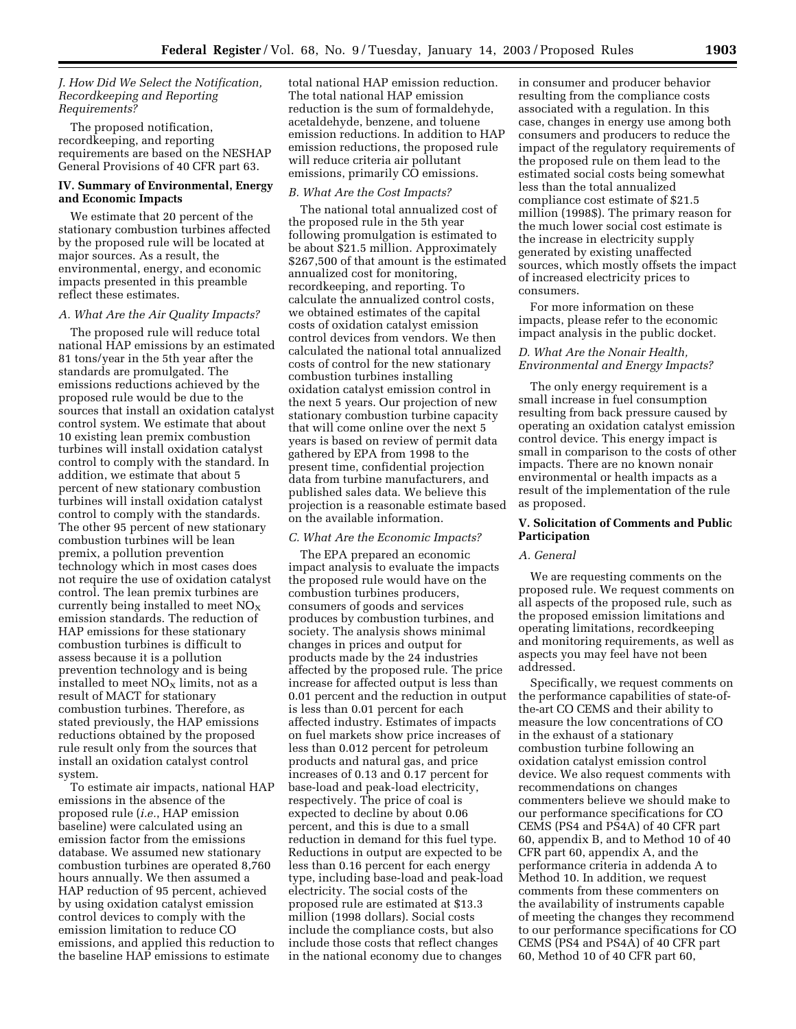### *J. How Did We Select the Notification, Recordkeeping and Reporting Requirements?*

The proposed notification, recordkeeping, and reporting requirements are based on the NESHAP General Provisions of 40 CFR part 63.

## IV. Summary of Environmental, Energy and Economic Impacts

We estimate that 20 percent of the stationary combustion turbines affected by the proposed rule will be located at major sources. As a result, the environmental, energy, and economic impacts presented in this preamble reflect these estimates.

### *A. What Are the Air Quality Impacts?*

The proposed rule will reduce total national HAP emissions by an estimated 81 tons/year in the 5th year after the standards are promulgated. The emissions reductions achieved by the proposed rule would be due to the sources that install an oxidation catalyst control system. We estimate that about 10 existing lean premix combustion turbines will install oxidation catalyst control to comply with the standard. In addition, we estimate that about 5 percent of new stationary combustion turbines will install oxidation catalyst control to comply with the standards. The other 95 percent of new stationary combustion turbines will be lean premix, a pollution prevention technology which in most cases does not require the use of oxidation catalyst control. The lean premix turbines are currently being installed to meet $NO_X$ emission standards. The reduction of HAP emissions for these stationary combustion turbines is difficult to assess because it is a pollution prevention technology and is being installed to meet $NO_X$ limits, not as a result of MACT for stationary combustion turbines. Therefore, as stated previously, the HAP emissions reductions obtained by the proposed rule result only from the sources that install an oxidation catalyst control system.

To estimate air impacts, national HAP emissions in the absence of the proposed rule (*i.e.*, HAP emission baseline) were calculated using an emission factor from the emissions database. We assumed new stationary combustion turbines are operated 8,760 hours annually. We then assumed a HAP reduction of 95 percent, achieved by using oxidation catalyst emission control devices to comply with the emission limitation to reduce CO emissions, and applied this reduction to the baseline HAP emissions to estimate total national HAP emission reduction. The total national HAP emission reduction is the sum of formaldehyde, acetaldehyde, benzene, and toluene emission reductions. In addition to HAP emission reductions, the proposed rule will reduce criteria air pollutant emissions, primarily CO emissions.

### *B. What Are the Cost Impacts?*

The national total annualized cost of the proposed rule in the 5th year following promulgation is estimated to be about $21.5 million. Approximately $267,500 of that amount is the estimated annualized cost for monitoring, recordkeeping, and reporting. To calculate the annualized control costs, we obtained estimates of the capital costs of oxidation catalyst emission control devices from vendors. We then calculated the national total annualized costs of control for the new stationary combustion turbines installing oxidation catalyst emission control in the next 5 years. Our projection of new stationary combustion turbine capacity that will come online over the next 5 years is based on review of permit data gathered by EPA from 1998 to the present time, confidential projection data from turbine manufacturers, and published sales data. We believe this projection is a reasonable estimate based on the available information.

### *C. What Are the Economic Impacts?*

The EPA prepared an economic impact analysis to evaluate the impacts the proposed rule would have on the combustion turbines producers, consumers of goods and services produces by combustion turbines, and society. The analysis shows minimal changes in prices and output for products made by the 24 industries affected by the proposed rule. The price increase for affected output is less than 0.01 percent and the reduction in output is less than 0.01 percent for each affected industry. Estimates of impacts on fuel markets show price increases of less than 0.012 percent for petroleum products and natural gas, and price increases of 0.13 and 0.17 percent for base-load and peak-load electricity, respectively. The price of coal is expected to decline by about 0.06 percent, and this is due to a small reduction in demand for this fuel type. Reductions in output are expected to be less than 0.16 percent for each energy type, including base-load and peak-load electricity. The social costs of the proposed rule are estimated at $13.3 million (1998 dollars). Social costs include the compliance costs, but also include those costs that reflect changes in the national economy due to changes in consumer and producer behavior resulting from the compliance costs associated with a regulation. In this case, changes in energy use among both consumers and producers to reduce the impact of the regulatory requirements of the proposed rule on them lead to the estimated social costs being somewhat less than the total annualized compliance cost estimate of $21.5 million (1998$). The primary reason for the much lower social cost estimate is the increase in electricity supply generated by existing unaffected sources, which mostly offsets the impact of increased electricity prices to consumers.

For more information on these impacts, please refer to the economic impact analysis in the public docket.

### *D. What Are the Nonair Health, Environmental and Energy Impacts?*

The only energy requirement is a small increase in fuel consumption resulting from back pressure caused by operating an oxidation catalyst emission control device. This energy impact is small in comparison to the costs of other impacts. There are no known nonair environmental or health impacts as a result of the implementation of the rule as proposed.

## V. Solicitation of Comments and Public Participation

### *A. General*

We are requesting comments on the proposed rule. We request comments on all aspects of the proposed rule, such as the proposed emission limitations and operating limitations, recordkeeping and monitoring requirements, as well as aspects you may feel have not been addressed.

Specifically, we request comments on the performance capabilities of state-of-the-art CO CEMS and their ability to measure the low concentrations of CO in the exhaust of a stationary combustion turbine following an oxidation catalyst emission control device. We also request comments with recommendations on changes commenters believe we should make to our performance specifications for CO CEMS (PS4 and PS4A) of 40 CFR part 60, appendix B, and to Method 10 of 40 CFR part 60, appendix A, and the performance criteria in addenda A to Method 10. In addition, we request comments from these commenters on the availability of instruments capable of meeting the changes they recommend to our performance specifications for CO CEMS (PS4 and PS4A) of 40 CFR part 60, Method 10 of 40 CFR part 60,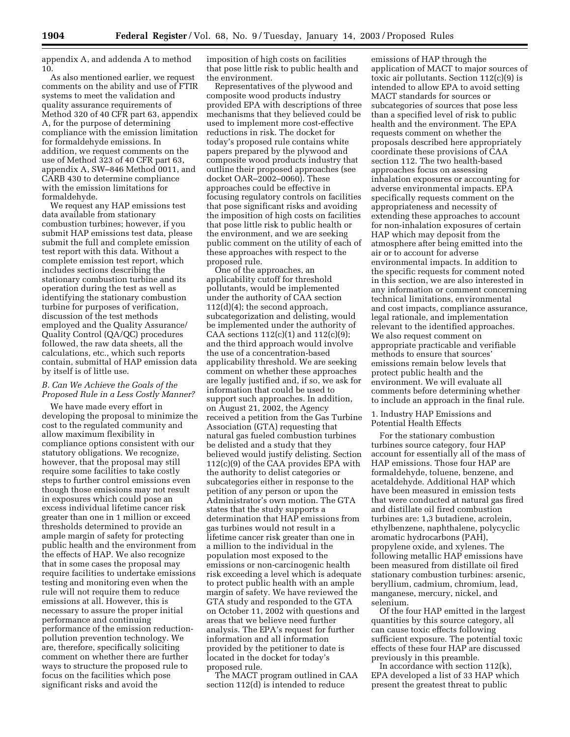appendix A, and addenda A to method 10.

As also mentioned earlier, we request comments on the ability and use of FTIR systems to meet the validation and quality assurance requirements of Method 320 of 40 CFR part 63, appendix A, for the purpose of determining compliance with the emission limitation for formaldehyde emissions. In addition, we request comments on the use of Method 323 of 40 CFR part 63, appendix A, SW–846 Method 0011, and CARB 430 to determine compliance with the emission limitations for formaldehyde.

We request any HAP emissions test data available from stationary combustion turbines; however, if you submit HAP emissions test data, please submit the full and complete emission test report with this data. Without a complete emission test report, which includes sections describing the stationary combustion turbine and its operation during the test as well as identifying the stationary combustion turbine for purposes of verification, discussion of the test methods employed and the Quality Assurance/Quality Control (QA/QC) procedures followed, the raw data sheets, all the calculations, etc., which such reports contain, submittal of HAP emission data by itself is of little use.

### *B. Can We Achieve the Goals of the Proposed Rule in a Less Costly Manner?*

We have made every effort in developing the proposal to minimize the cost to the regulated community and allow maximum flexibility in compliance options consistent with our statutory obligations. We recognize, however, that the proposal may still require some facilities to take costly steps to further control emissions even though those emissions may not result in exposures which could pose an excess individual lifetime cancer risk greater than one in 1 million or exceed thresholds determined to provide an ample margin of safety for protecting public health and the environment from the effects of HAP. We also recognize that in some cases the proposal may require facilities to undertake emissions testing and monitoring even when the rule will not require them to reduce emissions at all. However, this is necessary to assure the proper initial performance and continuing performance of the emission reduction-pollution prevention technology. We are, therefore, specifically soliciting comment on whether there are further ways to structure the proposed rule to focus on the facilities which pose significant risks and avoid the imposition of high costs on facilities that pose little risk to public health and the environment.

Representatives of the plywood and composite wood products industry provided EPA with descriptions of three mechanisms that they believed could be used to implement more cost-effective reductions in risk. The docket for today's proposed rule contains white papers prepared by the plywood and composite wood products industry that outline their proposed approaches (see docket OAR–2002–0060). These approaches could be effective in focusing regulatory controls on facilities that pose significant risks and avoiding the imposition of high costs on facilities that pose little risk to public health or the environment, and we are seeking public comment on the utility of each of these approaches with respect to the proposed rule.

One of the approaches, an applicability cutoff for threshold pollutants, would be implemented under the authority of CAA section 112(d)(4); the second approach, subcategorization and delisting, would be implemented under the authority of CAA sections 112(c)(1) and 112(c)(9); and the third approach would involve the use of a concentration-based applicability threshold. We are seeking comment on whether these approaches are legally justified and, if so, we ask for information that could be used to support such approaches. In addition, on August 21, 2002, the Agency received a petition from the Gas Turbine Association (GTA) requesting that natural gas fueled combustion turbines be delisted and a study that they believed would justify delisting. Section 112(c)(9) of the CAA provides EPA with the authority to delist categories or subcategories either in response to the petition of any person or upon the Administrator's own motion. The GTA states that the study supports a determination that HAP emissions from gas turbines would not result in a lifetime cancer risk greater than one in a million to the individual in the population most exposed to the emissions or non-carcinogenic health risk exceeding a level which is adequate to protect public health with an ample margin of safety. We have reviewed the GTA study and responded to the GTA on October 11, 2002 with questions and areas that we believe need further analysis. The EPA's request for further information and all information provided by the petitioner to date is located in the docket for today's proposed rule.

The MACT program outlined in CAA section 112(d) is intended to reduce emissions of HAP through the application of MACT to major sources of toxic air pollutants. Section 112(c)(9) is intended to allow EPA to avoid setting MACT standards for sources or subcategories of sources that pose less than a specified level of risk to public health and the environment. The EPA requests comment on whether the proposals described here appropriately coordinate these provisions of CAA section 112. The two health-based approaches focus on assessing inhalation exposures or accounting for adverse environmental impacts. EPA specifically requests comment on the appropriateness and necessity of extending these approaches to account for non-inhalation exposures of certain HAP which may deposit from the atmosphere after being emitted into the air or to account for adverse environmental impacts. In addition to the specific requests for comment noted in this section, we are also interested in any information or comment concerning technical limitations, environmental and cost impacts, compliance assurance, legal rationale, and implementation relevant to the identified approaches. We also request comment on appropriate practicable and verifiable methods to ensure that sources' emissions remain below levels that protect public health and the environment. We will evaluate all comments before determining whether to include an approach in the final rule.

#### 1. Industry HAP Emissions and Potential Health Effects

For the stationary combustion turbines source category, four HAP account for essentially all of the mass of HAP emissions. Those four HAP are formaldehyde, toluene, benzene, and acetaldehyde. Additional HAP which have been measured in emission tests that were conducted at natural gas fired and distillate oil fired combustion turbines are: 1,3 butadiene, acrolein, ethylbenzene, naphthalene, polycyclic aromatic hydrocarbons (PAH), propylene oxide, and xylenes. The following metallic HAP emissions have been measured from distillate oil fired stationary combustion turbines: arsenic, beryllium, cadmium, chromium, lead, manganese, mercury, nickel, and selenium.

Of the four HAP emitted in the largest quantities by this source category, all can cause toxic effects following sufficient exposure. The potential toxic effects of these four HAP are discussed previously in this preamble.

In accordance with section 112(k), EPA developed a list of 33 HAP which present the greatest threat to public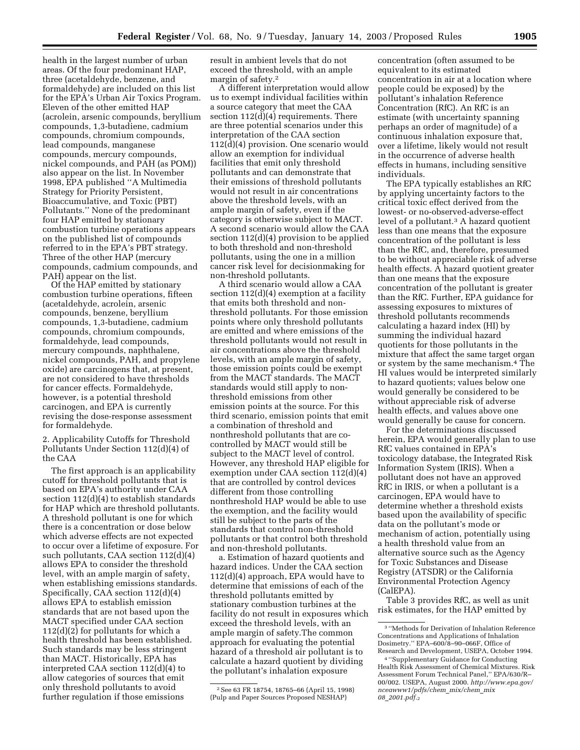health in the largest number of urban areas. Of the four predominant HAP, three (acetaldehyde, benzene, and formaldehyde) are included on this list for the EPA's Urban Air Toxics Program. Eleven of the other emitted HAP (acrolein, arsenic compounds, beryllium compounds, 1,3-butadiene, cadmium compounds, chromium compounds, lead compounds, manganese compounds, mercury compounds, nickel compounds, and PAH (as POM)) also appear on the list. In November 1998, EPA published ''A Multimedia Strategy for Priority Persistent, Bioaccumulative, and Toxic (PBT) Pollutants.'' None of the predominant four HAP emitted by stationary combustion turbine operations appears on the published list of compounds referred to in the EPA's PBT strategy. Three of the other HAP (mercury compounds, cadmium compounds, and PAH) appear on the list.

Of the HAP emitted by stationary combustion turbine operations, fifteen (acetaldehyde, acrolein, arsenic compounds, benzene, beryllium compounds, 1,3-butadiene, cadmium compounds, chromium compounds, formaldehyde, lead compounds, mercury compounds, naphthalene, nickel compounds, PAH, and propylene oxide) are carcinogens that, at present, are not considered to have thresholds for cancer effects. Formaldehyde, however, is a potential threshold carcinogen, and EPA is currently revising the dose-response assessment for formaldehyde.

2. Applicability Cutoffs for Threshold Pollutants Under Section 112(d)(4) of the CAA

The first approach is an applicability cutoff for threshold pollutants that is based on EPA's authority under CAA section 112(d)(4) to establish standards for HAP which are threshold pollutants. A threshold pollutant is one for which there is a concentration or dose below which adverse effects are not expected to occur over a lifetime of exposure. For such pollutants, CAA section 112(d)(4) allows EPA to consider the threshold level, with an ample margin of safety, when establishing emissions standards. Specifically, CAA section 112(d)(4) allows EPA to establish emission standards that are not based upon the MACT specified under CAA section 112(d)(2) for pollutants for which a health threshold has been established. Such standards may be less stringent than MACT. Historically, EPA has interpreted CAA section 112(d)(4) to allow categories of sources that emit only threshold pollutants to avoid further regulation if those emissions result in ambient levels that do not exceed the threshold, with an ample margin of safety.[2]

A different interpretation would allow us to exempt individual facilities within a source category that meet the CAA section 112(d)(4) requirements. There are three potential scenarios under this interpretation of the CAA section 112(d)(4) provision. One scenario would allow an exemption for individual facilities that emit only threshold pollutants and can demonstrate that their emissions of threshold pollutants would not result in air concentrations above the threshold levels, with an ample margin of safety, even if the category is otherwise subject to MACT. A second scenario would allow the CAA section 112(d)(4) provision to be applied to both threshold and non-threshold pollutants, using the one in a million cancer risk level for decisionmaking for non-threshold pollutants.

A third scenario would allow a CAA section 112(d)(4) exemption at a facility that emits both threshold and non-threshold pollutants. For those emission points where only threshold pollutants are emitted and where emissions of the threshold pollutants would not result in air concentrations above the threshold levels, with an ample margin of safety, those emission points could be exempt from the MACT standards. The MACT standards would still apply to non-threshold emissions from other emission points at the source. For this third scenario, emission points that emit a combination of threshold and nonthreshold pollutants that are co-controlled by MACT would still be subject to the MACT level of control. However, any threshold HAP eligible for exemption under CAA section 112(d)(4) that are controlled by control devices different from those controlling nonthreshold HAP would be able to use the exemption, and the facility would still be subject to the parts of the standards that control non-threshold pollutants or that control both threshold and non-threshold pollutants.

a. Estimation of hazard quotients and hazard indices. Under the CAA section 112(d)(4) approach, EPA would have to determine that emissions of each of the threshold pollutants emitted by stationary combustion turbines at the facility do not result in exposures which exceed the threshold levels, with an ample margin of safety.The common approach for evaluating the potential hazard of a threshold air pollutant is to calculate a hazard quotient by dividing the pollutant's inhalation exposure concentration (often assumed to be equivalent to its estimated concentration in air at a location where people could be exposed) by the pollutant's inhalation Reference Concentration (RfC). An RfC is an estimate (with uncertainty spanning perhaps an order of magnitude) of a continuous inhalation exposure that, over a lifetime, likely would not result in the occurrence of adverse health effects in humans, including sensitive individuals.

The EPA typically establishes an RfC by applying uncertainty factors to the critical toxic effect derived from the lowest- or no-observed-adverse-effect level of a pollutant.[3] A hazard quotient less than one means that the exposure concentration of the pollutant is less than the RfC, and, therefore, presumed to be without appreciable risk of adverse health effects. A hazard quotient greater than one means that the exposure concentration of the pollutant is greater than the RfC. Further, EPA guidance for assessing exposures to mixtures of threshold pollutants recommends calculating a hazard index (HI) by summing the individual hazard quotients for those pollutants in the mixture that affect the same target organ or system by the same mechanism.[4] The HI values would be interpreted similarly to hazard quotients; values below one would generally be considered to be without appreciable risk of adverse health effects, and values above one would generally be cause for concern.

For the determinations discussed herein, EPA would generally plan to use RfC values contained in EPA's toxicology database, the Integrated Risk Information System (IRIS). When a pollutant does not have an approved RfC in IRIS, or when a pollutant is a carcinogen, EPA would have to determine whether a threshold exists based upon the availability of specific data on the pollutant's mode or mechanism of action, potentially using a health threshold value from an alternative source such as the Agency for Toxic Substances and Disease Registry (ATSDR) or the California Environmental Protection Agency (CalEPA).

Table 3 provides RfC, as well as unit risk estimates, for the HAP emitted by

[2] See 63 FR 18754, 18765–66 (April 15, 1998) (Pulp and Paper Sources Proposed NESHAP)

[3] ''Methods for Derivation of Inhalation Reference Concentrations and Applications of Inhalation Dosimetry.'' EPA–600/8–90–066F, Office of Research and Development, USEPA, October 1994.

[4] ''Supplementary Guidance for Conducting Health Risk Assessment of Chemical Mixtures. Risk Assessment Forum Technical Panel,'' EPA/630/R–00/002. USEPA, August 2000. *http://www.epa.gov/nceawww1/pdfs/chem_mix/chem_mix 08_2001.pdf.*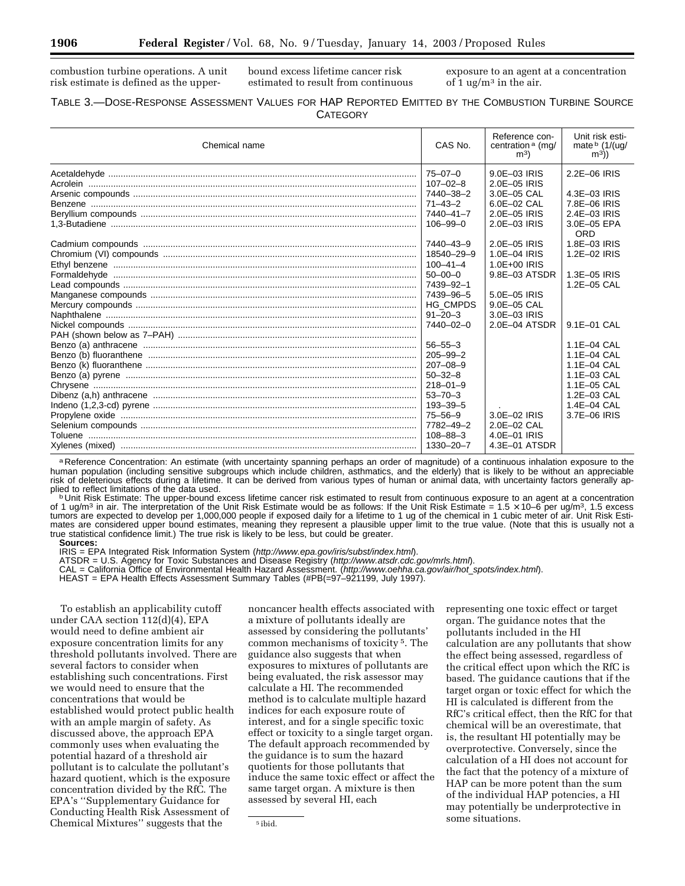combustion turbine operations. A unit risk estimate is defined as the upper-bound excess lifetime cancer risk estimated to result from continuous exposure to an agent at a concentration of 1 ug/m[3] in the air.

TABLE 3.—DOSE-RESPONSE ASSESSMENT VALUES FOR HAP REPORTED EMITTED BY THE COMBUSTION TURBINE SOURCE CATEGORY

| Chemical name | CAS No. | Reference concentration [a] (mg/m[3]) | Unit risk estimate [b] (1/(ug/m[3])) |
|---|---|---|---|
| Acetaldehyde | 75–07–0 | 9.0E–03 IRIS | 2.2E–06 IRIS |
| Acrolein | 107–02–8 | 2.0E–05 IRIS | |
| Arsenic compounds | 7440–38–2 | 3.0E–05 CAL | 4.3E–03 IRIS |
| Benzene | 71–43–2 | 6.0E–02 CAL | 7.8E–06 IRIS |
| Beryllium compounds | 7440–41–7 | 2.0E–05 IRIS | 2.4E–03 IRIS |
| 1,3-Butadiene | 106–99–0 | 2.0E–03 IRIS | 3.0E–05 EPA ORD |
| Cadmium compounds | 7440–43–9 | 2.0E–05 IRIS | 1.8E–03 IRIS |
| Chromium (VI) compounds | 18540–29–9 | 1.0E–04 IRIS | 1.2E–02 IRIS |
| Ethyl benzene | 100–41–4 | 1.0E+00 IRIS | |
| Formaldehyde | 50–00–0 | 9.8E–03 ATSDR | 1.3E–05 IRIS |
| Lead compounds | 7439–92–1 | | 1.2E–05 CAL |
| Manganese compounds | 7439–96–5 | 5.0E–05 IRIS | |
| Mercury compounds | HG_CMPDS | 9.0E–05 CAL | |
| Naphthalene | 91–20–3 | 3.0E–03 IRIS | |
| Nickel compounds | 7440–02–0 | 2.0E–04 ATSDR | 9.1E–01 CAL |
| PAH (shown below as 7–PAH) | | | |
| Benzo (a) anthracene | 56–55–3 | | 1.1E–04 CAL |
| Benzo (b) fluoranthene | 205–99–2 | | 1.1E–04 CAL |
| Benzo (k) fluoranthene | 207–08–9 | | 1.1E–04 CAL |
| Benzo (a) pyrene | 50–32–8 | | 1.1E–03 CAL |
| Chrysene | 218–01–9 | | 1.1E–05 CAL |
| Dibenz (a,h) anthracene | 53–70–3 | | 1.2E–03 CAL |
| Indeno (1,2,3-cd) pyrene | 193–39–5 | . | 1.4E–04 CAL |
| Propylene oxide | 75–56–9 | 3.0E–02 IRIS | 3.7E–06 IRIS |
| Selenium compounds | 7782–49–2 | 2.0E–02 CAL | |
| Toluene | 108–88–3 | 4.0E–01 IRIS | |
| Xylenes (mixed) | 1330–20–7 | 4.3E–01 ATSDR | |

[a] Reference Concentration: An estimate (with uncertainty spanning perhaps an order of magnitude) of a continuous inhalation exposure to the human population (including sensitive subgroups which include children, asthmatics, and the elderly) that is likely to be without an appreciable risk of deleterious effects during a lifetime. It can be derived from various types of human or animal data, with uncertainty factors generally applied to reflect limitations of the data used.

[b] Unit Risk Estimate: The upper-bound excess lifetime cancer risk estimated to result from continuous exposure to an agent at a concentration of 1 ug/m[3] in air. The interpretation of the Unit Risk Estimate would be as follows: If the Unit Risk Estimate = 1.5 × 10–6 per ug/m[3], 1.5 excess tumors are expected to develop per 1,000,000 people if exposed daily for a lifetime to 1 ug of the chemical in 1 cubic meter of air. Unit Risk Estimates are considered upper bound estimates, meaning they represent a plausible upper limit to the true value. (Note that this is usually not a true statistical confidence limit.) The true risk is likely to be less, but could be greater.

**Sources:**

IRIS = EPA Integrated Risk Information System (*http://www.epa.gov/iris/subst/index.html*).

ATSDR = U.S. Agency for Toxic Substances and Disease Registry (*http://www.atsdr.cdc.gov/mrls.html*).

CAL = California Office of Environmental Health Hazard Assessment. (*http://www.oehha.ca.gov/air/hot_spots/index.html*).

HEAST = EPA Health Effects Assessment Summary Tables (#PB(=97–921199, July 1997).

To establish an applicability cutoff under CAA section 112(d)(4), EPA would need to define ambient air exposure concentration limits for any threshold pollutants involved. There are several factors to consider when establishing such concentrations. First we would need to ensure that the concentrations that would be established would protect public health with an ample margin of safety. As discussed above, the approach EPA commonly uses when evaluating the potential hazard of a threshold air pollutant is to calculate the pollutant's hazard quotient, which is the exposure concentration divided by the RfC. The EPA's ''Supplementary Guidance for Conducting Health Risk Assessment of Chemical Mixtures'' suggests that the noncancer health effects associated with a mixture of pollutants ideally are assessed by considering the pollutants' common mechanisms of toxicity [5]. The guidance also suggests that when exposures to mixtures of pollutants are being evaluated, the risk assessor may calculate a HI. The recommended method is to calculate multiple hazard indices for each exposure route of interest, and for a single specific toxic effect or toxicity to a single target organ. The default approach recommended by the guidance is to sum the hazard quotients for those pollutants that induce the same toxic effect or affect the same target organ. A mixture is then assessed by several HI, each representing one toxic effect or target organ. The guidance notes that the pollutants included in the HI calculation are any pollutants that show the effect being assessed, regardless of the critical effect upon which the RfC is based. The guidance cautions that if the target organ or toxic effect for which the HI is calculated is different from the RfC's critical effect, then the RfC for that chemical will be an overestimate, that is, the resultant HI potentially may be overprotective. Conversely, since the calculation of a HI does not account for the fact that the potency of a mixture of HAP can be more potent than the sum of the individual HAP potencies, a HI may potentially be underprotective in some situations.

[5] ibid.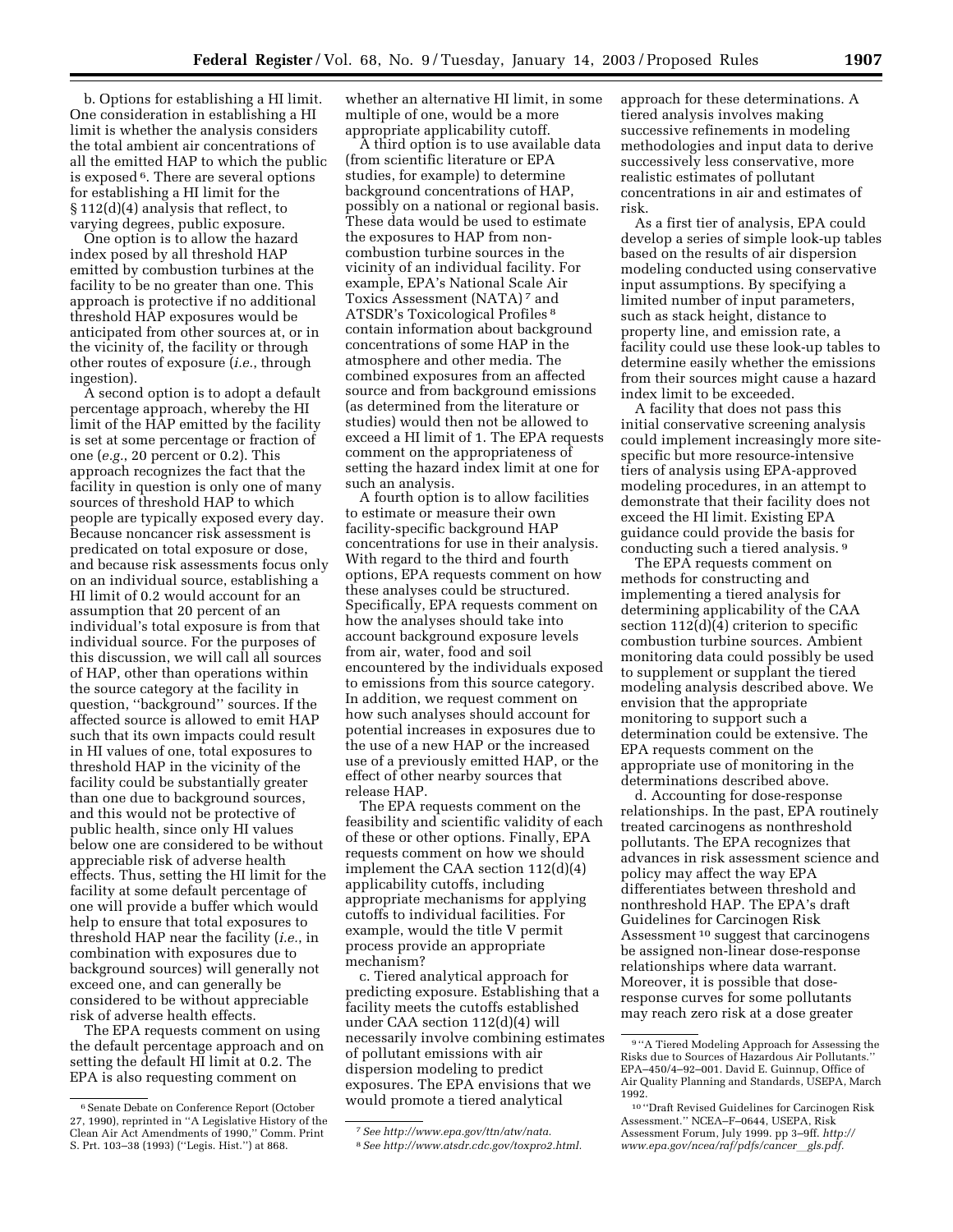b. Options for establishing a HI limit. One consideration in establishing a HI limit is whether the analysis considers the total ambient air concentrations of all the emitted HAP to which the public is exposed [6]. There are several options for establishing a HI limit for the § 112(d)(4) analysis that reflect, to varying degrees, public exposure.

One option is to allow the hazard index posed by all threshold HAP emitted by combustion turbines at the facility to be no greater than one. This approach is protective if no additional threshold HAP exposures would be anticipated from other sources at, or in the vicinity of, the facility or through other routes of exposure (*i.e.*, through ingestion).

A second option is to adopt a default percentage approach, whereby the HI limit of the HAP emitted by the facility is set at some percentage or fraction of one (*e.g.*, 20 percent or 0.2). This approach recognizes the fact that the facility in question is only one of many sources of threshold HAP to which people are typically exposed every day. Because noncancer risk assessment is predicated on total exposure or dose, and because risk assessments focus only on an individual source, establishing a HI limit of 0.2 would account for an assumption that 20 percent of an individual's total exposure is from that individual source. For the purposes of this discussion, we will call all sources of HAP, other than operations within the source category at the facility in question, ''background'' sources. If the affected source is allowed to emit HAP such that its own impacts could result in HI values of one, total exposures to threshold HAP in the vicinity of the facility could be substantially greater than one due to background sources, and this would not be protective of public health, since only HI values below one are considered to be without appreciable risk of adverse health effects. Thus, setting the HI limit for the facility at some default percentage of one will provide a buffer which would help to ensure that total exposures to threshold HAP near the facility (*i.e.*, in combination with exposures due to background sources) will generally not exceed one, and can generally be considered to be without appreciable risk of adverse health effects.

The EPA requests comment on using the default percentage approach and on setting the default HI limit at 0.2. The EPA is also requesting comment on whether an alternative HI limit, in some multiple of one, would be a more appropriate applicability cutoff.

A third option is to use available data (from scientific literature or EPA studies, for example) to determine background concentrations of HAP, possibly on a national or regional basis. These data would be used to estimate the exposures to HAP from non-combustion turbine sources in the vicinity of an individual facility. For example, EPA's National Scale Air Toxics Assessment (NATA) [7] and ATSDR's Toxicological Profiles [8] contain information about background concentrations of some HAP in the atmosphere and other media. The combined exposures from an affected source and from background emissions (as determined from the literature or studies) would then not be allowed to exceed a HI limit of 1. The EPA requests comment on the appropriateness of setting the hazard index limit at one for such an analysis.

A fourth option is to allow facilities to estimate or measure their own facility-specific background HAP concentrations for use in their analysis. With regard to the third and fourth options, EPA requests comment on how these analyses could be structured. Specifically, EPA requests comment on how the analyses should take into account background exposure levels from air, water, food and soil encountered by the individuals exposed to emissions from this source category. In addition, we request comment on how such analyses should account for potential increases in exposures due to the use of a new HAP or the increased use of a previously emitted HAP, or the effect of other nearby sources that release HAP.

The EPA requests comment on the feasibility and scientific validity of each of these or other options. Finally, EPA requests comment on how we should implement the CAA section 112(d)(4) applicability cutoffs, including appropriate mechanisms for applying cutoffs to individual facilities. For example, would the title V permit process provide an appropriate mechanism?

c. Tiered analytical approach for predicting exposure. Establishing that a facility meets the cutoffs established under CAA section 112(d)(4) will necessarily involve combining estimates of pollutant emissions with air dispersion modeling to predict exposures. The EPA envisions that we would promote a tiered analytical approach for these determinations. A tiered analysis involves making successive refinements in modeling methodologies and input data to derive successively less conservative, more realistic estimates of pollutant concentrations in air and estimates of risk.

As a first tier of analysis, EPA could develop a series of simple look-up tables based on the results of air dispersion modeling conducted using conservative input assumptions. By specifying a limited number of input parameters, such as stack height, distance to property line, and emission rate, a facility could use these look-up tables to determine easily whether the emissions from their sources might cause a hazard index limit to be exceeded.

A facility that does not pass this initial conservative screening analysis could implement increasingly more site-specific but more resource-intensive tiers of analysis using EPA-approved modeling procedures, in an attempt to demonstrate that their facility does not exceed the HI limit. Existing EPA guidance could provide the basis for conducting such a tiered analysis. [9]

The EPA requests comment on methods for constructing and implementing a tiered analysis for determining applicability of the CAA section 112(d)(4) criterion to specific combustion turbine sources. Ambient monitoring data could possibly be used to supplement or supplant the tiered modeling analysis described above. We envision that the appropriate monitoring to support such a determination could be extensive. The EPA requests comment on the appropriate use of monitoring in the determinations described above.

d. Accounting for dose-response relationships. In the past, EPA routinely treated carcinogens as nonthreshold pollutants. The EPA recognizes that advances in risk assessment science and policy may affect the way EPA differentiates between threshold and nonthreshold HAP. The EPA's draft Guidelines for Carcinogen Risk Assessment [10] suggest that carcinogens be assigned non-linear dose-response relationships where data warrant. Moreover, it is possible that dose-response curves for some pollutants may reach zero risk at a dose greater

---

[6] Senate Debate on Conference Report (October 27, 1990), reprinted in ''A Legislative History of the Clean Air Act Amendments of 1990,'' Comm. Print S. Prt. 103–38 (1993) (''Legis. Hist.'') at 868.

[7] *See http://www.epa.gov/ttn/atw/nata.*

[8] *See http://www.atsdr.cdc.gov/toxpro2.html.*

[9] ''A Tiered Modeling Approach for Assessing the Risks due to Sources of Hazardous Air Pollutants.'' EPA–450/4–92–001. David E. Guinnup, Office of Air Quality Planning and Standards, USEPA, March 1992.

[10] ''Draft Revised Guidelines for Carcinogen Risk Assessment.'' NCEA–F–0644, USEPA, Risk Assessment Forum, July 1999. pp 3–9ff. *http://www.epa.gov/ncea/raf/pdfs/cancer_gls.pdf.*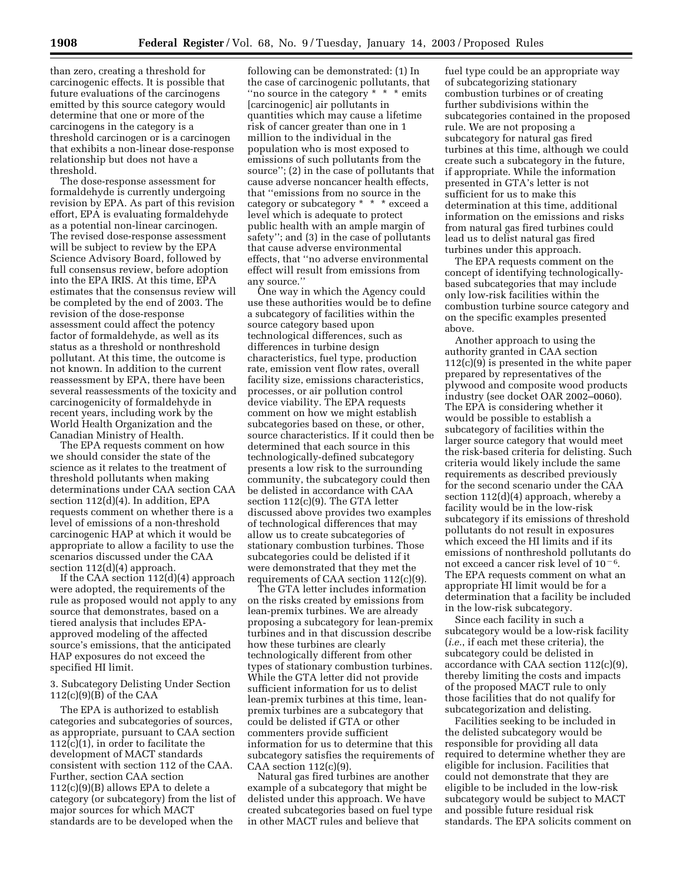than zero, creating a threshold for carcinogenic effects. It is possible that future evaluations of the carcinogens emitted by this source category would determine that one or more of the carcinogens in the category is a threshold carcinogen or is a carcinogen that exhibits a non-linear dose-response relationship but does not have a threshold.

The dose-response assessment for formaldehyde is currently undergoing revision by EPA. As part of this revision effort, EPA is evaluating formaldehyde as a potential non-linear carcinogen. The revised dose-response assessment will be subject to review by the EPA Science Advisory Board, followed by full consensus review, before adoption into the EPA IRIS. At this time, EPA estimates that the consensus review will be completed by the end of 2003. The revision of the dose-response assessment could affect the potency factor of formaldehyde, as well as its status as a threshold or nonthreshold pollutant. At this time, the outcome is not known. In addition to the current reassessment by EPA, there have been several reassessments of the toxicity and carcinogenicity of formaldehyde in recent years, including work by the World Health Organization and the Canadian Ministry of Health.

The EPA requests comment on how we should consider the state of the science as it relates to the treatment of threshold pollutants when making determinations under CAA section CAA section 112(d)(4). In addition, EPA requests comment on whether there is a level of emissions of a non-threshold carcinogenic HAP at which it would be appropriate to allow a facility to use the scenarios discussed under the CAA section 112(d)(4) approach.

If the CAA section 112(d)(4) approach were adopted, the requirements of the rule as proposed would not apply to any source that demonstrates, based on a tiered analysis that includes EPA-approved modeling of the affected source's emissions, that the anticipated HAP exposures do not exceed the specified HI limit.

3. Subcategory Delisting Under Section 112(c)(9)(B) of the CAA

The EPA is authorized to establish categories and subcategories of sources, as appropriate, pursuant to CAA section 112(c)(1), in order to facilitate the development of MACT standards consistent with section 112 of the CAA. Further, section CAA section 112(c)(9)(B) allows EPA to delete a category (or subcategory) from the list of major sources for which MACT standards are to be developed when the following can be demonstrated: (1) In the case of carcinogenic pollutants, that "no source in the category * * * emits [carcinogenic] air pollutants in quantities which may cause a lifetime risk of cancer greater than one in 1 million to the individual in the population who is most exposed to emissions of such pollutants from the source"; (2) in the case of pollutants that cause adverse noncancer health effects, that "emissions from no source in the category or subcategory * * * exceed a level which is adequate to protect public health with an ample margin of safety"; and (3) in the case of pollutants that cause adverse environmental effects, that "no adverse environmental effect will result from emissions from any source."

One way in which the Agency could use these authorities would be to define a subcategory of facilities within the source category based upon technological differences, such as differences in turbine design characteristics, fuel type, production rate, emission vent flow rates, overall facility size, emissions characteristics, processes, or air pollution control device viability. The EPA requests comment on how we might establish subcategories based on these, or other, source characteristics. If it could then be determined that each source in this technologically-defined subcategory presents a low risk to the surrounding community, the subcategory could then be delisted in accordance with CAA section 112(c)(9). The GTA letter discussed above provides two examples of technological differences that may allow us to create subcategories of stationary combustion turbines. Those subcategories could be delisted if it were demonstrated that they met the requirements of CAA section 112(c)(9).

The GTA letter includes information on the risks created by emissions from lean-premix turbines. We are already proposing a subcategory for lean-premix turbines and in that discussion describe how these turbines are clearly technologically different from other types of stationary combustion turbines. While the GTA letter did not provide sufficient information for us to delist lean-premix turbines at this time, lean-premix turbines are a subcategory that could be delisted if GTA or other commenters provide sufficient information for us to determine that this subcategory satisfies the requirements of CAA section 112(c)(9).

Natural gas fired turbines are another example of a subcategory that might be delisted under this approach. We have created subcategories based on fuel type in other MACT rules and believe that fuel type could be an appropriate way of subcategorizing stationary combustion turbines or of creating further subdivisions within the subcategories contained in the proposed rule. We are not proposing a subcategory for natural gas fired turbines at this time, although we could create such a subcategory in the future, if appropriate. While the information presented in GTA's letter is not sufficient for us to make this determination at this time, additional information on the emissions and risks from natural gas fired turbines could lead us to delist natural gas fired turbines under this approach.

The EPA requests comment on the concept of identifying technologically-based subcategories that may include only low-risk facilities within the combustion turbine source category and on the specific examples presented above.

Another approach to using the authority granted in CAA section 112(c)(9) is presented in the white paper prepared by representatives of the plywood and composite wood products industry (see docket OAR 2002–0060). The EPA is considering whether it would be possible to establish a subcategory of facilities within the larger source category that would meet the risk-based criteria for delisting. Such criteria would likely include the same requirements as described previously for the second scenario under the CAA section 112(d)(4) approach, whereby a facility would be in the low-risk subcategory if its emissions of threshold pollutants do not result in exposures which exceed the HI limits and if its emissions of nonthreshold pollutants do not exceed a cancer risk level of $10^{-6}$. The EPA requests comment on what an appropriate HI limit would be for a determination that a facility be included in the low-risk subcategory.

Since each facility in such a subcategory would be a low-risk facility (*i.e.*, if each met these criteria), the subcategory could be delisted in accordance with CAA section 112(c)(9), thereby limiting the costs and impacts of the proposed MACT rule to only those facilities that do not qualify for subcategorization and delisting.

Facilities seeking to be included in the delisted subcategory would be responsible for providing all data required to determine whether they are eligible for inclusion. Facilities that could not demonstrate that they are eligible to be included in the low-risk subcategory would be subject to MACT and possible future residual risk standards. The EPA solicits comment on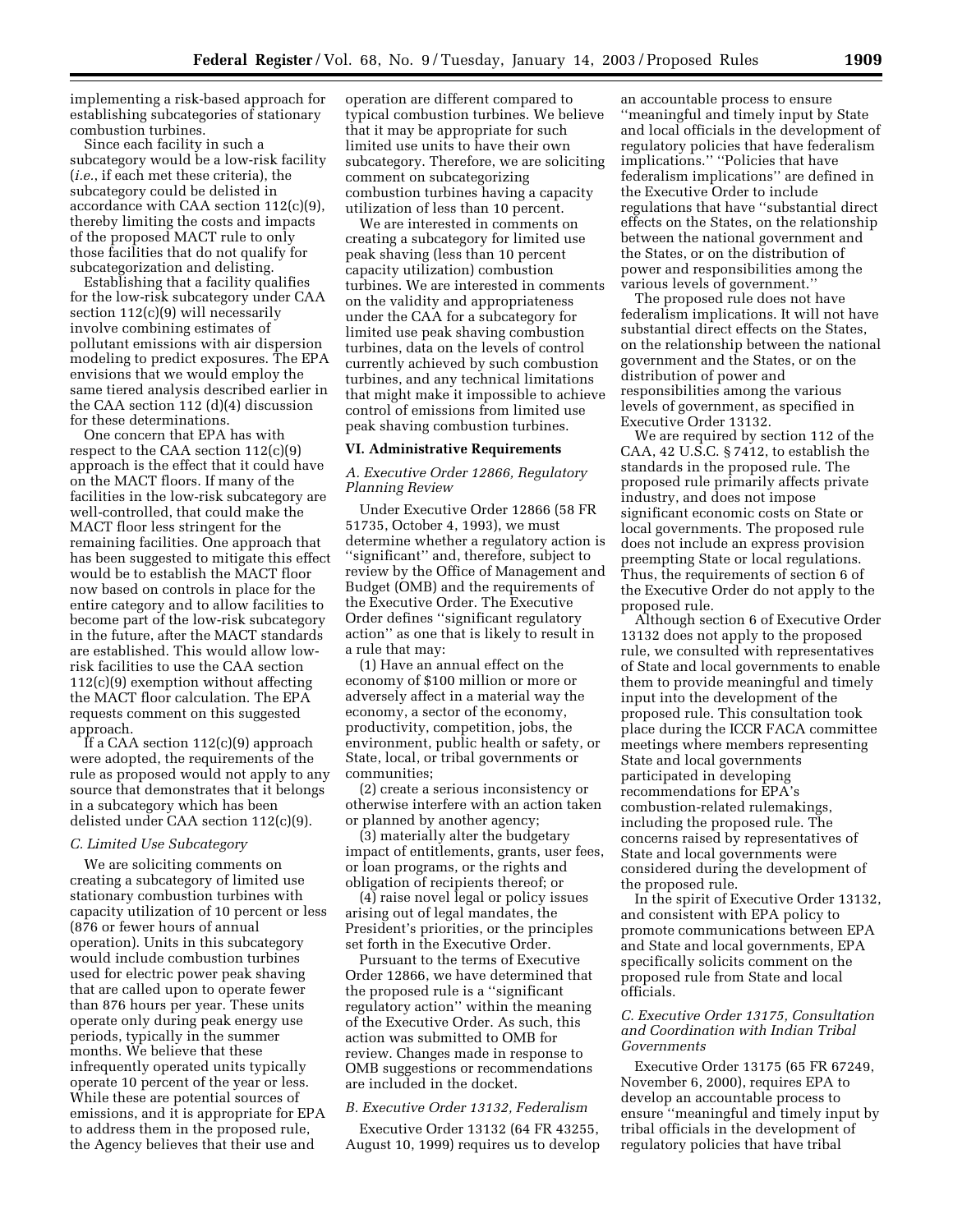implementing a risk-based approach for establishing subcategories of stationary combustion turbines.

Since each facility in such a subcategory would be a low-risk facility (*i.e.*, if each met these criteria), the subcategory could be delisted in accordance with CAA section 112(c)(9), thereby limiting the costs and impacts of the proposed MACT rule to only those facilities that do not qualify for subcategorization and delisting.

Establishing that a facility qualifies for the low-risk subcategory under CAA section 112(c)(9) will necessarily involve combining estimates of pollutant emissions with air dispersion modeling to predict exposures. The EPA envisions that we would employ the same tiered analysis described earlier in the CAA section 112 (d)(4) discussion for these determinations.

One concern that EPA has with respect to the CAA section 112(c)(9) approach is the effect that it could have on the MACT floors. If many of the facilities in the low-risk subcategory are well-controlled, that could make the MACT floor less stringent for the remaining facilities. One approach that has been suggested to mitigate this effect would be to establish the MACT floor now based on controls in place for the entire category and to allow facilities to become part of the low-risk subcategory in the future, after the MACT standards are established. This would allow low-risk facilities to use the CAA section 112(c)(9) exemption without affecting the MACT floor calculation. The EPA requests comment on this suggested approach.

If a CAA section 112(c)(9) approach were adopted, the requirements of the rule as proposed would not apply to any source that demonstrates that it belongs in a subcategory which has been delisted under CAA section 112(c)(9).

### C. Limited Use Subcategory

We are soliciting comments on creating a subcategory of limited use stationary combustion turbines with capacity utilization of 10 percent or less (876 or fewer hours of annual operation). Units in this subcategory would include combustion turbines used for electric power peak shaving that are called upon to operate fewer than 876 hours per year. These units operate only during peak energy use periods, typically in the summer months. We believe that these infrequently operated units typically operate 10 percent of the year or less. While these are potential sources of emissions, and it is appropriate for EPA to address them in the proposed rule, the Agency believes that their use and operation are different compared to typical combustion turbines. We believe that it may be appropriate for such limited use units to have their own subcategory. Therefore, we are soliciting comment on subcategorizing combustion turbines having a capacity utilization of less than 10 percent.

We are interested in comments on creating a subcategory for limited use peak shaving (less than 10 percent capacity utilization) combustion turbines. We are interested in comments on the validity and appropriateness under the CAA for a subcategory for limited use peak shaving combustion turbines, data on the levels of control currently achieved by such combustion turbines, and any technical limitations that might make it impossible to achieve control of emissions from limited use peak shaving combustion turbines.

## VI. Administrative Requirements

### A. Executive Order 12866, Regulatory Planning Review

Under Executive Order 12866 (58 FR 51735, October 4, 1993), we must determine whether a regulatory action is ''significant'' and, therefore, subject to review by the Office of Management and Budget (OMB) and the requirements of the Executive Order. The Executive Order defines ''significant regulatory action'' as one that is likely to result in a rule that may:

(1) Have an annual effect on the economy of $100 million or more or adversely affect in a material way the economy, a sector of the economy, productivity, competition, jobs, the environment, public health or safety, or State, local, or tribal governments or communities;

(2) create a serious inconsistency or otherwise interfere with an action taken or planned by another agency;

(3) materially alter the budgetary impact of entitlements, grants, user fees, or loan programs, or the rights and obligation of recipients thereof; or

(4) raise novel legal or policy issues arising out of legal mandates, the President's priorities, or the principles set forth in the Executive Order.

Pursuant to the terms of Executive Order 12866, we have determined that the proposed rule is a ''significant regulatory action'' within the meaning of the Executive Order. As such, this action was submitted to OMB for review. Changes made in response to OMB suggestions or recommendations are included in the docket.

### B. Executive Order 13132, Federalism

Executive Order 13132 (64 FR 43255, August 10, 1999) requires us to develop an accountable process to ensure ''meaningful and timely input by State and local officials in the development of regulatory policies that have federalism implications.'' ''Policies that have federalism implications'' are defined in the Executive Order to include regulations that have ''substantial direct effects on the States, on the relationship between the national government and the States, or on the distribution of power and responsibilities among the various levels of government.''

The proposed rule does not have federalism implications. It will not have substantial direct effects on the States, on the relationship between the national government and the States, or on the distribution of power and responsibilities among the various levels of government, as specified in Executive Order 13132.

We are required by section 112 of the CAA, 42 U.S.C. § 7412, to establish the standards in the proposed rule. The proposed rule primarily affects private industry, and does not impose significant economic costs on State or local governments. The proposed rule does not include an express provision preempting State or local regulations. Thus, the requirements of section 6 of the Executive Order do not apply to the proposed rule.

Although section 6 of Executive Order 13132 does not apply to the proposed rule, we consulted with representatives of State and local governments to enable them to provide meaningful and timely input into the development of the proposed rule. This consultation took place during the ICCR FACA committee meetings where members representing State and local governments participated in developing recommendations for EPA's combustion-related rulemakings, including the proposed rule. The concerns raised by representatives of State and local governments were considered during the development of the proposed rule.

In the spirit of Executive Order 13132, and consistent with EPA policy to promote communications between EPA and State and local governments, EPA specifically solicits comment on the proposed rule from State and local officials.

### C. Executive Order 13175, Consultation and Coordination with Indian Tribal Governments

Executive Order 13175 (65 FR 67249, November 6, 2000), requires EPA to develop an accountable process to ensure ''meaningful and timely input by tribal officials in the development of regulatory policies that have tribal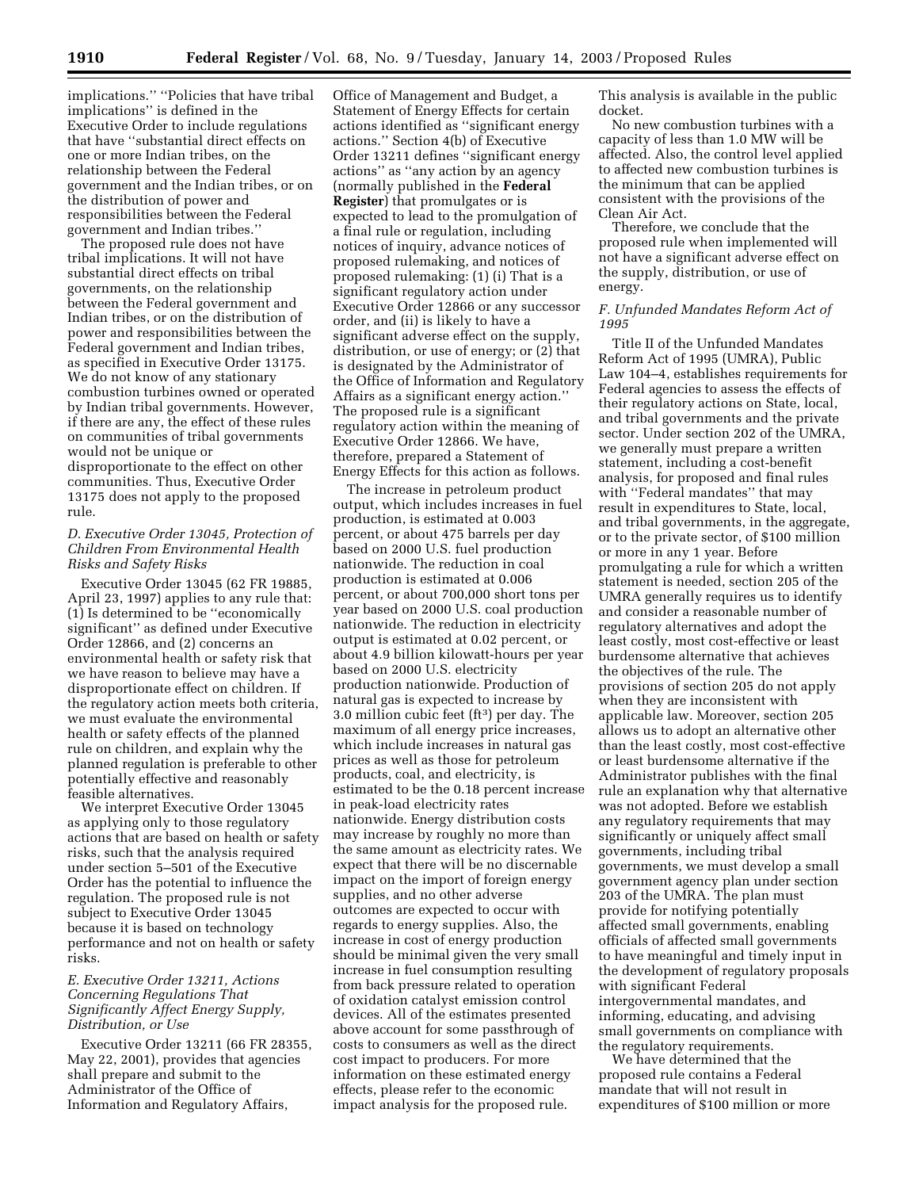implications.'' ''Policies that have tribal implications'' is defined in the Executive Order to include regulations that have ''substantial direct effects on one or more Indian tribes, on the relationship between the Federal government and the Indian tribes, or on the distribution of power and responsibilities between the Federal government and Indian tribes.''

The proposed rule does not have tribal implications. It will not have substantial direct effects on tribal governments, on the relationship between the Federal government and Indian tribes, or on the distribution of power and responsibilities between the Federal government and Indian tribes, as specified in Executive Order 13175. We do not know of any stationary combustion turbines owned or operated by Indian tribal governments. However, if there are any, the effect of these rules on communities of tribal governments would not be unique or disproportionate to the effect on other communities. Thus, Executive Order 13175 does not apply to the proposed rule.

### *D. Executive Order 13045, Protection of Children From Environmental Health Risks and Safety Risks*

Executive Order 13045 (62 FR 19885, April 23, 1997) applies to any rule that: (1) Is determined to be ''economically significant'' as defined under Executive Order 12866, and (2) concerns an environmental health or safety risk that we have reason to believe may have a disproportionate effect on children. If the regulatory action meets both criteria, we must evaluate the environmental health or safety effects of the planned rule on children, and explain why the planned regulation is preferable to other potentially effective and reasonably feasible alternatives.

We interpret Executive Order 13045 as applying only to those regulatory actions that are based on health or safety risks, such that the analysis required under section 5–501 of the Executive Order has the potential to influence the regulation. The proposed rule is not subject to Executive Order 13045 because it is based on technology performance and not on health or safety risks.

### *E. Executive Order 13211, Actions Concerning Regulations That Significantly Affect Energy Supply, Distribution, or Use*

Executive Order 13211 (66 FR 28355, May 22, 2001), provides that agencies shall prepare and submit to the Administrator of the Office of Information and Regulatory Affairs, Office of Management and Budget, a Statement of Energy Effects for certain actions identified as ''significant energy actions.'' Section 4(b) of Executive Order 13211 defines ''significant energy actions'' as ''any action by an agency (normally published in the **Federal Register**) that promulgates or is expected to lead to the promulgation of a final rule or regulation, including notices of inquiry, advance notices of proposed rulemaking, and notices of proposed rulemaking: (1) (i) That is a significant regulatory action under Executive Order 12866 or any successor order, and (ii) is likely to have a significant adverse effect on the supply, distribution, or use of energy; or (2) that is designated by the Administrator of the Office of Information and Regulatory Affairs as a significant energy action.'' The proposed rule is a significant regulatory action within the meaning of Executive Order 12866. We have, therefore, prepared a Statement of Energy Effects for this action as follows.

The increase in petroleum product output, which includes increases in fuel production, is estimated at 0.003 percent, or about 475 barrels per day based on 2000 U.S. fuel production nationwide. The reduction in coal production is estimated at 0.006 percent, or about 700,000 short tons per year based on 2000 U.S. coal production nationwide. The reduction in electricity output is estimated at 0.02 percent, or about 4.9 billion kilowatt-hours per year based on 2000 U.S. electricity production nationwide. Production of natural gas is expected to increase by 3.0 million cubic feet ($ft^3$) per day. The maximum of all energy price increases, which include increases in natural gas prices as well as those for petroleum products, coal, and electricity, is estimated to be the 0.18 percent increase in peak-load electricity rates nationwide. Energy distribution costs may increase by roughly no more than the same amount as electricity rates. We expect that there will be no discernable impact on the import of foreign energy supplies, and no other adverse outcomes are expected to occur with regards to energy supplies. Also, the increase in cost of energy production should be minimal given the very small increase in fuel consumption resulting from back pressure related to operation of oxidation catalyst emission control devices. All of the estimates presented above account for some passthrough of costs to consumers as well as the direct cost impact to producers. For more information on these estimated energy effects, please refer to the economic impact analysis for the proposed rule. This analysis is available in the public docket.

No new combustion turbines with a capacity of less than 1.0 MW will be affected. Also, the control level applied to affected new combustion turbines is the minimum that can be applied consistent with the provisions of the Clean Air Act.

Therefore, we conclude that the proposed rule when implemented will not have a significant adverse effect on the supply, distribution, or use of energy.

### *F. Unfunded Mandates Reform Act of 1995*

Title II of the Unfunded Mandates Reform Act of 1995 (UMRA), Public Law 104–4, establishes requirements for Federal agencies to assess the effects of their regulatory actions on State, local, and tribal governments and the private sector. Under section 202 of the UMRA, we generally must prepare a written statement, including a cost-benefit analysis, for proposed and final rules with ''Federal mandates'' that may result in expenditures to State, local, and tribal governments, in the aggregate, or to the private sector, of $100 million or more in any 1 year. Before promulgating a rule for which a written statement is needed, section 205 of the UMRA generally requires us to identify and consider a reasonable number of regulatory alternatives and adopt the least costly, most cost-effective or least burdensome alternative that achieves the objectives of the rule. The provisions of section 205 do not apply when they are inconsistent with applicable law. Moreover, section 205 allows us to adopt an alternative other than the least costly, most cost-effective or least burdensome alternative if the Administrator publishes with the final rule an explanation why that alternative was not adopted. Before we establish any regulatory requirements that may significantly or uniquely affect small governments, including tribal governments, we must develop a small government agency plan under section 203 of the UMRA. The plan must provide for notifying potentially affected small governments, enabling officials of affected small governments to have meaningful and timely input in the development of regulatory proposals with significant Federal intergovernmental mandates, and informing, educating, and advising small governments on compliance with the regulatory requirements.

We have determined that the proposed rule contains a Federal mandate that will not result in expenditures of $100 million or more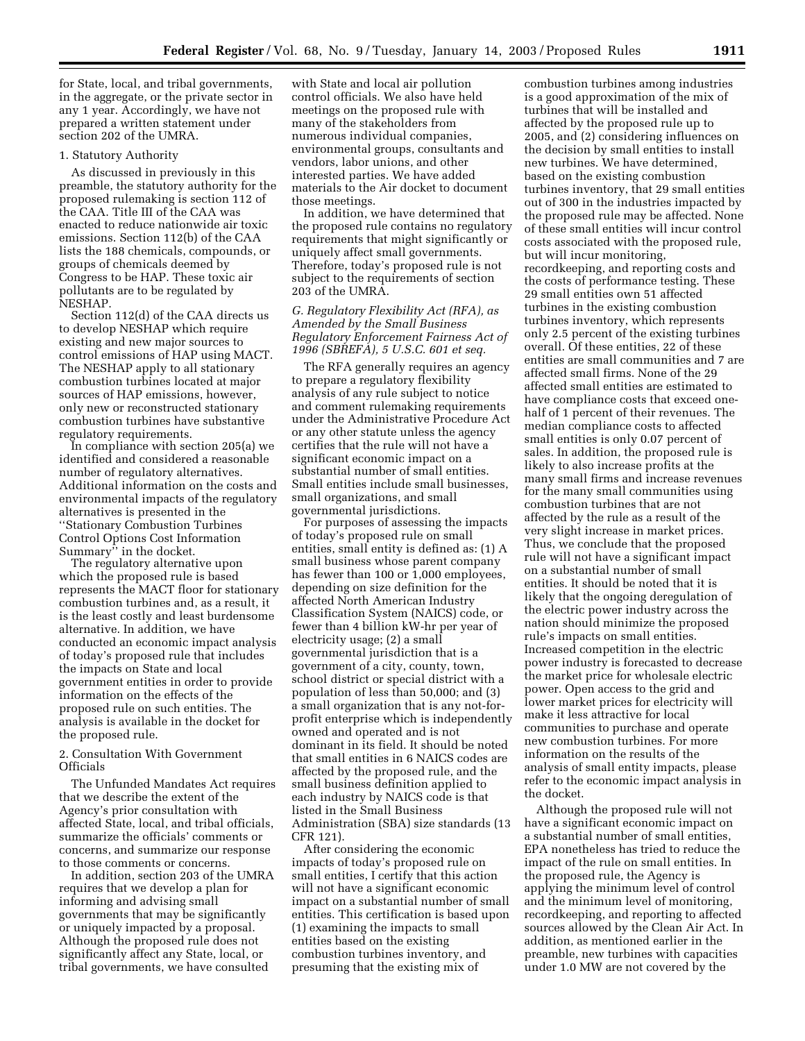for State, local, and tribal governments, in the aggregate, or the private sector in any 1 year. Accordingly, we have not prepared a written statement under section 202 of the UMRA.

1. Statutory Authority

As discussed in previously in this preamble, the statutory authority for the proposed rulemaking is section 112 of the CAA. Title III of the CAA was enacted to reduce nationwide air toxic emissions. Section 112(b) of the CAA lists the 188 chemicals, compounds, or groups of chemicals deemed by Congress to be HAP. These toxic air pollutants are to be regulated by NESHAP.

Section 112(d) of the CAA directs us to develop NESHAP which require existing and new major sources to control emissions of HAP using MACT. The NESHAP apply to all stationary combustion turbines located at major sources of HAP emissions, however, only new or reconstructed stationary combustion turbines have substantive regulatory requirements.

In compliance with section 205(a) we identified and considered a reasonable number of regulatory alternatives. Additional information on the costs and environmental impacts of the regulatory alternatives is presented in the ''Stationary Combustion Turbines Control Options Cost Information Summary'' in the docket.

The regulatory alternative upon which the proposed rule is based represents the MACT floor for stationary combustion turbines and, as a result, it is the least costly and least burdensome alternative. In addition, we have conducted an economic impact analysis of today's proposed rule that includes the impacts on State and local government entities in order to provide information on the effects of the proposed rule on such entities. The analysis is available in the docket for the proposed rule.

2. Consultation With Government Officials

The Unfunded Mandates Act requires that we describe the extent of the Agency's prior consultation with affected State, local, and tribal officials, summarize the officials' comments or concerns, and summarize our response to those comments or concerns.

In addition, section 203 of the UMRA requires that we develop a plan for informing and advising small governments that may be significantly or uniquely impacted by a proposal. Although the proposed rule does not significantly affect any State, local, or tribal governments, we have consulted with State and local air pollution control officials. We also have held meetings on the proposed rule with many of the stakeholders from numerous individual companies, environmental groups, consultants and vendors, labor unions, and other interested parties. We have added materials to the Air docket to document those meetings.

In addition, we have determined that the proposed rule contains no regulatory requirements that might significantly or uniquely affect small governments. Therefore, today's proposed rule is not subject to the requirements of section 203 of the UMRA.

*G. Regulatory Flexibility Act (RFA), as Amended by the Small Business Regulatory Enforcement Fairness Act of 1996 (SBREFA), 5 U.S.C. 601 et seq.*

The RFA generally requires an agency to prepare a regulatory flexibility analysis of any rule subject to notice and comment rulemaking requirements under the Administrative Procedure Act or any other statute unless the agency certifies that the rule will not have a significant economic impact on a substantial number of small entities. Small entities include small businesses, small organizations, and small governmental jurisdictions.

For purposes of assessing the impacts of today's proposed rule on small entities, small entity is defined as: (1) A small business whose parent company has fewer than 100 or 1,000 employees, depending on size definition for the affected North American Industry Classification System (NAICS) code, or fewer than 4 billion kW-hr per year of electricity usage; (2) a small governmental jurisdiction that is a government of a city, county, town, school district or special district with a population of less than 50,000; and (3) a small organization that is any not-for-profit enterprise which is independently owned and operated and is not dominant in its field. It should be noted that small entities in 6 NAICS codes are affected by the proposed rule, and the small business definition applied to each industry by NAICS code is that listed in the Small Business Administration (SBA) size standards (13 CFR 121).

After considering the economic impacts of today's proposed rule on small entities, I certify that this action will not have a significant economic impact on a substantial number of small entities. This certification is based upon (1) examining the impacts to small entities based on the existing combustion turbines inventory, and presuming that the existing mix of combustion turbines among industries is a good approximation of the mix of turbines that will be installed and affected by the proposed rule up to 2005, and (2) considering influences on the decision by small entities to install new turbines. We have determined, based on the existing combustion turbines inventory, that 29 small entities out of 300 in the industries impacted by the proposed rule may be affected. None of these small entities will incur control costs associated with the proposed rule, but will incur monitoring, recordkeeping, and reporting costs and the costs of performance testing. These 29 small entities own 51 affected turbines in the existing combustion turbines inventory, which represents only 2.5 percent of the existing turbines overall. Of these entities, 22 of these entities are small communities and 7 are affected small firms. None of the 29 affected small entities are estimated to have compliance costs that exceed one-half of 1 percent of their revenues. The median compliance costs to affected small entities is only 0.07 percent of sales. In addition, the proposed rule is likely to also increase profits at the many small firms and increase revenues for the many small communities using combustion turbines that are not affected by the rule as a result of the very slight increase in market prices. Thus, we conclude that the proposed rule will not have a significant impact on a substantial number of small entities. It should be noted that it is likely that the ongoing deregulation of the electric power industry across the nation should minimize the proposed rule's impacts on small entities. Increased competition in the electric power industry is forecasted to decrease the market price for wholesale electric power. Open access to the grid and lower market prices for electricity will make it less attractive for local communities to purchase and operate new combustion turbines. For more information on the results of the analysis of small entity impacts, please refer to the economic impact analysis in the docket.

Although the proposed rule will not have a significant economic impact on a substantial number of small entities, EPA nonetheless has tried to reduce the impact of the rule on small entities. In the proposed rule, the Agency is applying the minimum level of control and the minimum level of monitoring, recordkeeping, and reporting to affected sources allowed by the Clean Air Act. In addition, as mentioned earlier in the preamble, new turbines with capacities under 1.0 MW are not covered by the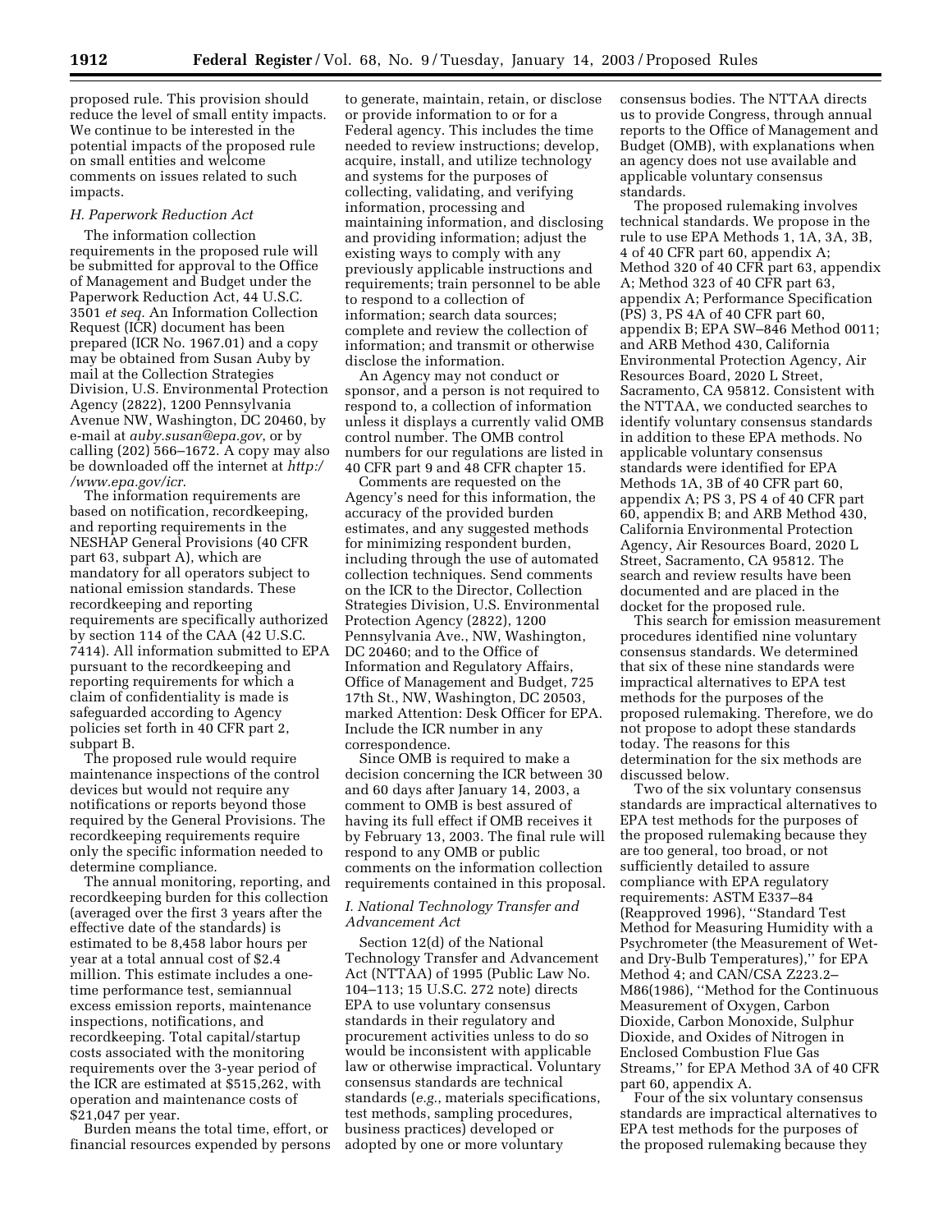proposed rule. This provision should reduce the level of small entity impacts. We continue to be interested in the potential impacts of the proposed rule on small entities and welcome comments on issues related to such impacts.

### *H. Paperwork Reduction Act*

The information collection requirements in the proposed rule will be submitted for approval to the Office of Management and Budget under the Paperwork Reduction Act, 44 U.S.C. 3501 *et seq.* An Information Collection Request (ICR) document has been prepared (ICR No. 1967.01) and a copy may be obtained from Susan Auby by mail at the Collection Strategies Division, U.S. Environmental Protection Agency (2822), 1200 Pennsylvania Avenue NW, Washington, DC 20460, by e-mail at *auby.susan@epa.gov*, or by calling (202) 566–1672. A copy may also be downloaded off the internet at *http://www.epa.gov/icr*.

The information requirements are based on notification, recordkeeping, and reporting requirements in the NESHAP General Provisions (40 CFR part 63, subpart A), which are mandatory for all operators subject to national emission standards. These recordkeeping and reporting requirements are specifically authorized by section 114 of the CAA (42 U.S.C. 7414). All information submitted to EPA pursuant to the recordkeeping and reporting requirements for which a claim of confidentiality is made is safeguarded according to Agency policies set forth in 40 CFR part 2, subpart B.

The proposed rule would require maintenance inspections of the control devices but would not require any notifications or reports beyond those required by the General Provisions. The recordkeeping requirements require only the specific information needed to determine compliance.

The annual monitoring, reporting, and recordkeeping burden for this collection (averaged over the first 3 years after the effective date of the standards) is estimated to be 8,458 labor hours per year at a total annual cost of $2.4 million. This estimate includes a one-time performance test, semiannual excess emission reports, maintenance inspections, notifications, and recordkeeping. Total capital/startup costs associated with the monitoring requirements over the 3-year period of the ICR are estimated at $515,262, with operation and maintenance costs of $21,047 per year.

Burden means the total time, effort, or financial resources expended by persons to generate, maintain, retain, or disclose or provide information to or for a Federal agency. This includes the time needed to review instructions; develop, acquire, install, and utilize technology and systems for the purposes of collecting, validating, and verifying information, processing and maintaining information, and disclosing and providing information; adjust the existing ways to comply with any previously applicable instructions and requirements; train personnel to be able to respond to a collection of information; search data sources; complete and review the collection of information; and transmit or otherwise disclose the information.

An Agency may not conduct or sponsor, and a person is not required to respond to, a collection of information unless it displays a currently valid OMB control number. The OMB control numbers for our regulations are listed in 40 CFR part 9 and 48 CFR chapter 15.

Comments are requested on the Agency's need for this information, the accuracy of the provided burden estimates, and any suggested methods for minimizing respondent burden, including through the use of automated collection techniques. Send comments on the ICR to the Director, Collection Strategies Division, U.S. Environmental Protection Agency (2822), 1200 Pennsylvania Ave., NW, Washington, DC 20460; and to the Office of Information and Regulatory Affairs, Office of Management and Budget, 725 17th St., NW, Washington, DC 20503, marked Attention: Desk Officer for EPA. Include the ICR number in any correspondence.

Since OMB is required to make a decision concerning the ICR between 30 and 60 days after January 14, 2003, a comment to OMB is best assured of having its full effect if OMB receives it by February 13, 2003. The final rule will respond to any OMB or public comments on the information collection requirements contained in this proposal.

### *I. National Technology Transfer and Advancement Act*

Section 12(d) of the National Technology Transfer and Advancement Act (NTTAA) of 1995 (Public Law No. 104–113; 15 U.S.C. 272 note) directs EPA to use voluntary consensus standards in their regulatory and procurement activities unless to do so would be inconsistent with applicable law or otherwise impractical. Voluntary consensus standards are technical standards (*e.g.*, materials specifications, test methods, sampling procedures, business practices) developed or adopted by one or more voluntary consensus bodies. The NTTAA directs us to provide Congress, through annual reports to the Office of Management and Budget (OMB), with explanations when an agency does not use available and applicable voluntary consensus standards.

The proposed rulemaking involves technical standards. We propose in the rule to use EPA Methods 1, 1A, 3A, 3B, 4 of 40 CFR part 60, appendix A; Method 320 of 40 CFR part 63, appendix A; Method 323 of 40 CFR part 63, appendix A; Performance Specification (PS) 3, PS 4A of 40 CFR part 60, appendix B; EPA SW–846 Method 0011; and ARB Method 430, California Environmental Protection Agency, Air Resources Board, 2020 L Street, Sacramento, CA 95812. Consistent with the NTTAA, we conducted searches to identify voluntary consensus standards in addition to these EPA methods. No applicable voluntary consensus standards were identified for EPA Methods 1A, 3B of 40 CFR part 60, appendix A; PS 3, PS 4 of 40 CFR part 60, appendix B; and ARB Method 430, California Environmental Protection Agency, Air Resources Board, 2020 L Street, Sacramento, CA 95812. The search and review results have been documented and are placed in the docket for the proposed rule.

This search for emission measurement procedures identified nine voluntary consensus standards. We determined that six of these nine standards were impractical alternatives to EPA test methods for the purposes of the proposed rulemaking. Therefore, we do not propose to adopt these standards today. The reasons for this determination for the six methods are discussed below.

Two of the six voluntary consensus standards are impractical alternatives to EPA test methods for the purposes of the proposed rulemaking because they are too general, too broad, or not sufficiently detailed to assure compliance with EPA regulatory requirements: ASTM E337–84 (Reapproved 1996), "Standard Test Method for Measuring Humidity with a Psychrometer (the Measurement of Wet- and Dry-Bulb Temperatures)," for EPA Method 4; and CAN/CSA Z223.2–M86(1986), "Method for the Continuous Measurement of Oxygen, Carbon Dioxide, Carbon Monoxide, Sulphur Dioxide, and Oxides of Nitrogen in Enclosed Combustion Flue Gas Streams," for EPA Method 3A of 40 CFR part 60, appendix A.

Four of the six voluntary consensus standards are impractical alternatives to EPA test methods for the purposes of the proposed rulemaking because they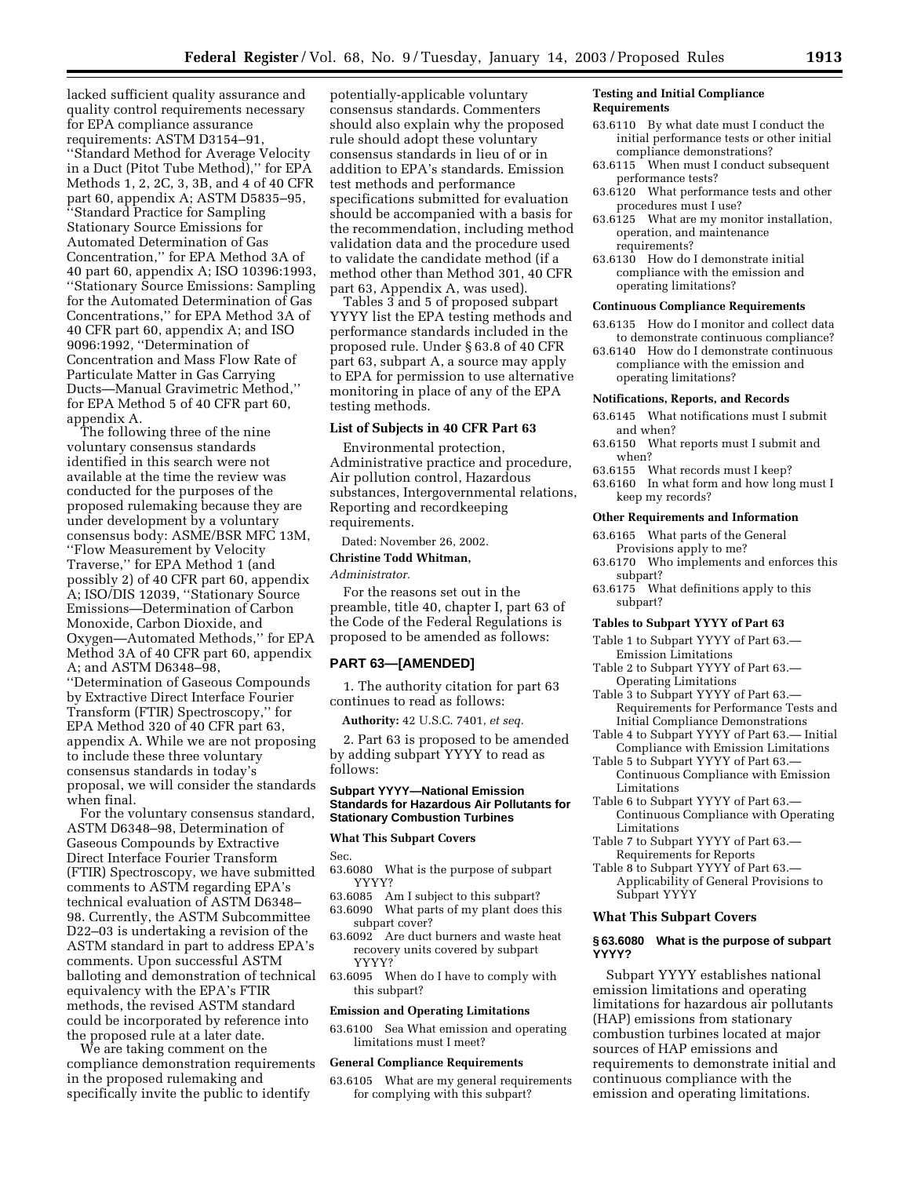lacked sufficient quality assurance and quality control requirements necessary for EPA compliance assurance requirements: ASTM D3154–91, ''Standard Method for Average Velocity in a Duct (Pitot Tube Method),'' for EPA Methods 1, 2, 2C, 3, 3B, and 4 of 40 CFR part 60, appendix A; ASTM D5835–95, ''Standard Practice for Sampling Stationary Source Emissions for Automated Determination of Gas Concentration,'' for EPA Method 3A of 40 part 60, appendix A; ISO 10396:1993, ''Stationary Source Emissions: Sampling for the Automated Determination of Gas Concentrations,'' for EPA Method 3A of 40 CFR part 60, appendix A; and ISO 9096:1992, ''Determination of Concentration and Mass Flow Rate of Particulate Matter in Gas Carrying Ducts—Manual Gravimetric Method,'' for EPA Method 5 of 40 CFR part 60, appendix A.

The following three of the nine voluntary consensus standards identified in this search were not available at the time the review was conducted for the purposes of the proposed rulemaking because they are under development by a voluntary consensus body: ASME/BSR MFC 13M, ''Flow Measurement by Velocity Traverse,'' for EPA Method 1 (and possibly 2) of 40 CFR part 60, appendix A; ISO/DIS 12039, ''Stationary Source Emissions—Determination of Carbon Monoxide, Carbon Dioxide, and Oxygen—Automated Methods,'' for EPA Method 3A of 40 CFR part 60, appendix A; and ASTM D6348–98, ''Determination of Gaseous Compounds by Extractive Direct Interface Fourier Transform (FTIR) Spectroscopy,'' for EPA Method 320 of 40 CFR part 63, appendix A. While we are not proposing to include these three voluntary consensus standards in today's proposal, we will consider the standards when final.

For the voluntary consensus standard, ASTM D6348–98, Determination of Gaseous Compounds by Extractive Direct Interface Fourier Transform (FTIR) Spectroscopy, we have submitted comments to ASTM regarding EPA's technical evaluation of ASTM D6348–98. Currently, the ASTM Subcommittee D22–03 is undertaking a revision of the ASTM standard in part to address EPA's comments. Upon successful ASTM balloting and demonstration of technical equivalency with the EPA's FTIR methods, the revised ASTM standard could be incorporated by reference into the proposed rule at a later date.

We are taking comment on the compliance demonstration requirements in the proposed rulemaking and specifically invite the public to identify potentially-applicable voluntary consensus standards. Commenters should also explain why the proposed rule should adopt these voluntary consensus standards in lieu of or in addition to EPA's standards. Emission test methods and performance specifications submitted for evaluation should be accompanied with a basis for the recommendation, including method validation data and the procedure used to validate the candidate method (if a method other than Method 301, 40 CFR part 63, Appendix A, was used).

Tables 3 and 5 of proposed subpart YYYY list the EPA testing methods and performance standards included in the proposed rule. Under § 63.8 of 40 CFR part 63, subpart A, a source may apply to EPA for permission to use alternative monitoring in place of any of the EPA testing methods.

### List of Subjects in 40 CFR Part 63

Environmental protection, Administrative practice and procedure, Air pollution control, Hazardous substances, Intergovernmental relations, Reporting and recordkeeping requirements.

Dated: November 26, 2002.

**Christine Todd Whitman,**

*Administrator.*

For the reasons set out in the preamble, title 40, chapter I, part 63 of the Code of the Federal Regulations is proposed to be amended as follows:

## PART 63—[AMENDED]

1. The authority citation for part 63 continues to read as follows:

**Authority:** 42 U.S.C. 7401, *et seq.*

2. Part 63 is proposed to be amended by adding subpart YYYY to read as follows:

### Subpart YYYY—National Emission Standards for Hazardous Air Pollutants for Stationary Combustion Turbines

**What This Subpart Covers**

Sec.

63.6080 What is the purpose of subpart YYYY?
63.6085 Am I subject to this subpart?
63.6090 What parts of my plant does this subpart cover?
63.6092 Are duct burners and waste heat recovery units covered by subpart YYYY?
63.6095 When do I have to comply with this subpart?

**Emission and Operating Limitations**

63.6100 Sea What emission and operating limitations must I meet?

**General Compliance Requirements**

63.6105 What are my general requirements for complying with this subpart?

**Testing and Initial Compliance Requirements**

63.6110 By what date must I conduct the initial performance tests or other initial compliance demonstrations?
63.6115 When must I conduct subsequent performance tests?
63.6120 What performance tests and other procedures must I use?
63.6125 What are my monitor installation, operation, and maintenance requirements?
63.6130 How do I demonstrate initial compliance with the emission and operating limitations?

**Continuous Compliance Requirements**

63.6135 How do I monitor and collect data to demonstrate continuous compliance?
63.6140 How do I demonstrate continuous compliance with the emission and operating limitations?

**Notifications, Reports, and Records**

63.6145 What notifications must I submit and when?
63.6150 What reports must I submit and when?
63.6155 What records must I keep?
63.6160 In what form and how long must I keep my records?

**Other Requirements and Information**

63.6165 What parts of the General Provisions apply to me?
63.6170 Who implements and enforces this subpart?
63.6175 What definitions apply to this subpart?

**Tables to Subpart YYYY of Part 63**

Table 1 to Subpart YYYY of Part 63.—Emission Limitations
Table 2 to Subpart YYYY of Part 63.—Operating Limitations
Table 3 to Subpart YYYY of Part 63.—Requirements for Performance Tests and Initial Compliance Demonstrations
Table 4 to Subpart YYYY of Part 63.— Initial Compliance with Emission Limitations
Table 5 to Subpart YYYY of Part 63.—Continuous Compliance with Emission Limitations
Table 6 to Subpart YYYY of Part 63.—Continuous Compliance with Operating Limitations
Table 7 to Subpart YYYY of Part 63.—Requirements for Reports
Table 8 to Subpart YYYY of Part 63.—Applicability of General Provisions to Subpart YYYY

### What This Subpart Covers

#### § 63.6080 What is the purpose of subpart YYYY?

Subpart YYYY establishes national emission limitations and operating limitations for hazardous air pollutants (HAP) emissions from stationary combustion turbines located at major sources of HAP emissions and requirements to demonstrate initial and continuous compliance with the emission and operating limitations.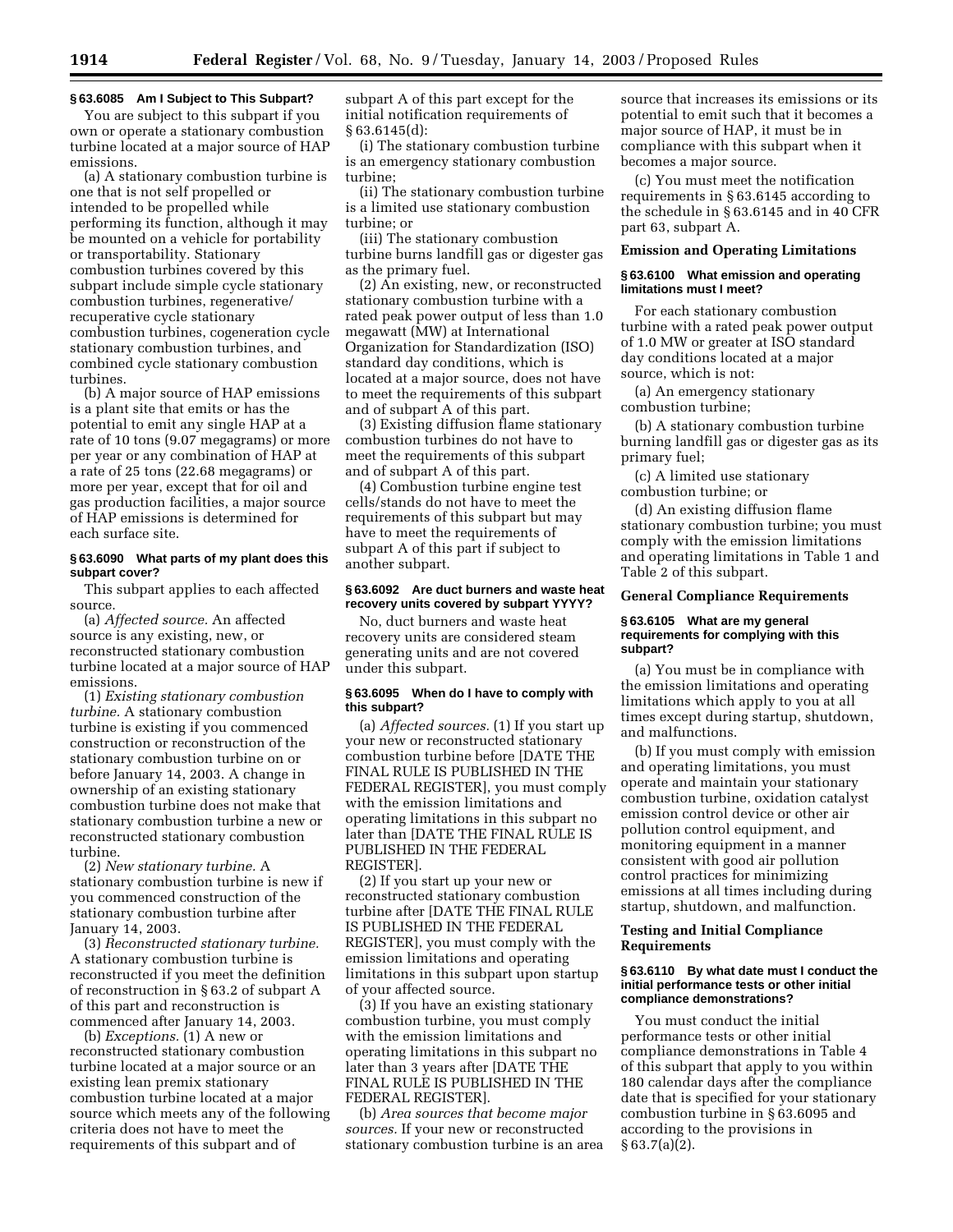### § 63.6085 Am I Subject to This Subpart?

You are subject to this subpart if you own or operate a stationary combustion turbine located at a major source of HAP emissions.

(a) A stationary combustion turbine is one that is not self propelled or intended to be propelled while performing its function, although it may be mounted on a vehicle for portability or transportability. Stationary combustion turbines covered by this subpart include simple cycle stationary combustion turbines, regenerative/recuperative cycle stationary combustion turbines, cogeneration cycle stationary combustion turbines, and combined cycle stationary combustion turbines.

(b) A major source of HAP emissions is a plant site that emits or has the potential to emit any single HAP at a rate of 10 tons (9.07 megagrams) or more per year or any combination of HAP at a rate of 25 tons (22.68 megagrams) or more per year, except that for oil and gas production facilities, a major source of HAP emissions is determined for each surface site.

### § 63.6090 What parts of my plant does this subpart cover?

This subpart applies to each affected source.

(a) *Affected source.* An affected source is any existing, new, or reconstructed stationary combustion turbine located at a major source of HAP emissions.

(1) *Existing stationary combustion turbine.* A stationary combustion turbine is existing if you commenced construction or reconstruction of the stationary combustion turbine on or before January 14, 2003. A change in ownership of an existing stationary combustion turbine does not make that stationary combustion turbine a new or reconstructed stationary combustion turbine.

(2) *New stationary turbine.* A stationary combustion turbine is new if you commenced construction of the stationary combustion turbine after January 14, 2003.

(3) *Reconstructed stationary turbine.* A stationary combustion turbine is reconstructed if you meet the definition of reconstruction in § 63.2 of subpart A of this part and reconstruction is commenced after January 14, 2003.

(b) *Exceptions.* (1) A new or reconstructed stationary combustion turbine located at a major source or an existing lean premix stationary combustion turbine located at a major source which meets any of the following criteria does not have to meet the requirements of this subpart and of subpart A of this part except for the initial notification requirements of § 63.6145(d):

(i) The stationary combustion turbine is an emergency stationary combustion turbine;

(ii) The stationary combustion turbine is a limited use stationary combustion turbine; or

(iii) The stationary combustion turbine burns landfill gas or digester gas as the primary fuel.

(2) An existing, new, or reconstructed stationary combustion turbine with a rated peak power output of less than 1.0 megawatt (MW) at International Organization for Standardization (ISO) standard day conditions, which is located at a major source, does not have to meet the requirements of this subpart and of subpart A of this part.

(3) Existing diffusion flame stationary combustion turbines do not have to meet the requirements of this subpart and of subpart A of this part.

(4) Combustion turbine engine test cells/stands do not have to meet the requirements of this subpart but may have to meet the requirements of subpart A of this part if subject to another subpart.

### § 63.6092 Are duct burners and waste heat recovery units covered by subpart YYYY?

No, duct burners and waste heat recovery units are considered steam generating units and are not covered under this subpart.

### § 63.6095 When do I have to comply with this subpart?

(a) *Affected sources.* (1) If you start up your new or reconstructed stationary combustion turbine before [DATE THE FINAL RULE IS PUBLISHED IN THE FEDERAL REGISTER], you must comply with the emission limitations and operating limitations in this subpart no later than [DATE THE FINAL RULE IS PUBLISHED IN THE FEDERAL REGISTER].

(2) If you start up your new or reconstructed stationary combustion turbine after [DATE THE FINAL RULE IS PUBLISHED IN THE FEDERAL REGISTER], you must comply with the emission limitations and operating limitations in this subpart upon startup of your affected source.

(3) If you have an existing stationary combustion turbine, you must comply with the emission limitations and operating limitations in this subpart no later than 3 years after [DATE THE FINAL RULE IS PUBLISHED IN THE FEDERAL REGISTER].

(b) *Area sources that become major sources.* If your new or reconstructed stationary combustion turbine is an area source that increases its emissions or its potential to emit such that it becomes a major source of HAP, it must be in compliance with this subpart when it becomes a major source.

(c) You must meet the notification requirements in § 63.6145 according to the schedule in § 63.6145 and in 40 CFR part 63, subpart A.

## Emission and Operating Limitations

### § 63.6100 What emission and operating limitations must I meet?

For each stationary combustion turbine with a rated peak power output of 1.0 MW or greater at ISO standard day conditions located at a major source, which is not:

(a) An emergency stationary combustion turbine;

(b) A stationary combustion turbine burning landfill gas or digester gas as its primary fuel;

(c) A limited use stationary combustion turbine; or

(d) An existing diffusion flame stationary combustion turbine; you must comply with the emission limitations and operating limitations in Table 1 and Table 2 of this subpart.

## General Compliance Requirements

### § 63.6105 What are my general requirements for complying with this subpart?

(a) You must be in compliance with the emission limitations and operating limitations which apply to you at all times except during startup, shutdown, and malfunctions.

(b) If you must comply with emission and operating limitations, you must operate and maintain your stationary combustion turbine, oxidation catalyst emission control device or other air pollution control equipment, and monitoring equipment in a manner consistent with good air pollution control practices for minimizing emissions at all times including during startup, shutdown, and malfunction.

## Testing and Initial Compliance Requirements

### § 63.6110 By what date must I conduct the initial performance tests or other initial compliance demonstrations?

You must conduct the initial performance tests or other initial compliance demonstrations in Table 4 of this subpart that apply to you within 180 calendar days after the compliance date that is specified for your stationary combustion turbine in § 63.6095 and according to the provisions in § 63.7(a)(2).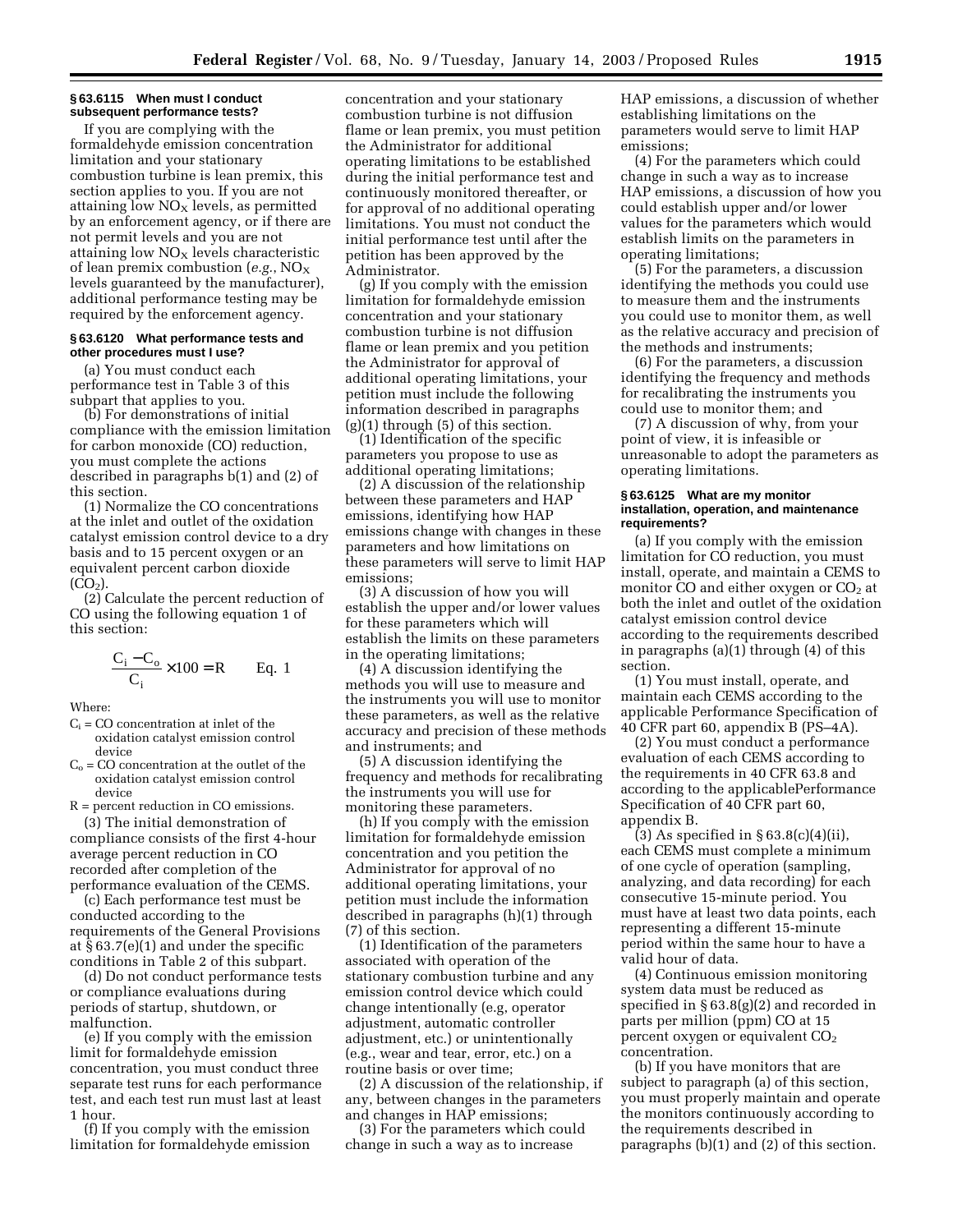### § 63.6115 When must I conduct subsequent performance tests?

If you are complying with the formaldehyde emission concentration limitation and your stationary combustion turbine is lean premix, this section applies to you. If you are not attaining low $NO_X$ levels, as permitted by an enforcement agency, or if there are not permit levels and you are not attaining low $NO_X$ levels characteristic of lean premix combustion (*e.g.*, $NO_X$ levels guaranteed by the manufacturer), additional performance testing may be required by the enforcement agency.

### § 63.6120 What performance tests and other procedures must I use?

(a) You must conduct each performance test in Table 3 of this subpart that applies to you.

(b) For demonstrations of initial compliance with the emission limitation for carbon monoxide (CO) reduction, you must complete the actions described in paragraphs b(1) and (2) of this section.

(1) Normalize the CO concentrations at the inlet and outlet of the oxidation catalyst emission control device to a dry basis and to 15 percent oxygen or an equivalent percent carbon dioxide ($CO_2$).

(2) Calculate the percent reduction of CO using the following equation 1 of this section:

$$\frac{C_i - C_o}{C_i} \times 100 = R \qquad \text{Eq. 1}$$

Where:

$C_i$ = CO concentration at inlet of the oxidation catalyst emission control device

$C_o$ = CO concentration at the outlet of the oxidation catalyst emission control device

R = percent reduction in CO emissions.

(3) The initial demonstration of compliance consists of the first 4-hour average percent reduction in CO recorded after completion of the performance evaluation of the CEMS.

(c) Each performance test must be conducted according to the requirements of the General Provisions at § 63.7(e)(1) and under the specific conditions in Table 2 of this subpart.

(d) Do not conduct performance tests or compliance evaluations during periods of startup, shutdown, or malfunction.

(e) If you comply with the emission limit for formaldehyde emission concentration, you must conduct three separate test runs for each performance test, and each test run must last at least 1 hour.

(f) If you comply with the emission limitation for formaldehyde emission concentration and your stationary combustion turbine is not diffusion flame or lean premix, you must petition the Administrator for additional operating limitations to be established during the initial performance test and continuously monitored thereafter, or for approval of no additional operating limitations. You must not conduct the initial performance test until after the petition has been approved by the Administrator.

(g) If you comply with the emission limitation for formaldehyde emission concentration and your stationary combustion turbine is not diffusion flame or lean premix and you petition the Administrator for approval of additional operating limitations, your petition must include the following information described in paragraphs (g)(1) through (5) of this section.

(1) Identification of the specific parameters you propose to use as additional operating limitations;

(2) A discussion of the relationship between these parameters and HAP emissions, identifying how HAP emissions change with changes in these parameters and how limitations on these parameters will serve to limit HAP emissions;

(3) A discussion of how you will establish the upper and/or lower values for these parameters which will establish the limits on these parameters in the operating limitations;

(4) A discussion identifying the methods you will use to measure and the instruments you will use to monitor these parameters, as well as the relative accuracy and precision of these methods and instruments; and

(5) A discussion identifying the frequency and methods for recalibrating the instruments you will use for monitoring these parameters.

(h) If you comply with the emission limitation for formaldehyde emission concentration and you petition the Administrator for approval of no additional operating limitations, your petition must include the information described in paragraphs (h)(1) through (7) of this section.

(1) Identification of the parameters associated with operation of the stationary combustion turbine and any emission control device which could change intentionally (e.g, operator adjustment, automatic controller adjustment, etc.) or unintentionally (e.g., wear and tear, error, etc.) on a routine basis or over time;

(2) A discussion of the relationship, if any, between changes in the parameters and changes in HAP emissions;

(3) For the parameters which could change in such a way as to increase HAP emissions, a discussion of whether establishing limitations on the parameters would serve to limit HAP emissions;

(4) For the parameters which could change in such a way as to increase HAP emissions, a discussion of how you could establish upper and/or lower values for the parameters which would establish limits on the parameters in operating limitations;

(5) For the parameters, a discussion identifying the methods you could use to measure them and the instruments you could use to monitor them, as well as the relative accuracy and precision of the methods and instruments;

(6) For the parameters, a discussion identifying the frequency and methods for recalibrating the instruments you could use to monitor them; and

(7) A discussion of why, from your point of view, it is infeasible or unreasonable to adopt the parameters as operating limitations.

### § 63.6125 What are my monitor installation, operation, and maintenance requirements?

(a) If you comply with the emission limitation for CO reduction, you must install, operate, and maintain a CEMS to monitor CO and either oxygen or $CO_2$ at both the inlet and outlet of the oxidation catalyst emission control device according to the requirements described in paragraphs (a)(1) through (4) of this section.

(1) You must install, operate, and maintain each CEMS according to the applicable Performance Specification of 40 CFR part 60, appendix B (PS–4A).

(2) You must conduct a performance evaluation of each CEMS according to the requirements in 40 CFR 63.8 and according to the applicablePerformance Specification of 40 CFR part 60, appendix B.

(3) As specified in § 63.8(c)(4)(ii), each CEMS must complete a minimum of one cycle of operation (sampling, analyzing, and data recording) for each consecutive 15-minute period. You must have at least two data points, each representing a different 15-minute period within the same hour to have a valid hour of data.

(4) Continuous emission monitoring system data must be reduced as specified in § 63.8(g)(2) and recorded in parts per million (ppm) CO at 15 percent oxygen or equivalent $CO_2$ concentration.

(b) If you have monitors that are subject to paragraph (a) of this section, you must properly maintain and operate the monitors continuously according to the requirements described in paragraphs (b)(1) and (2) of this section.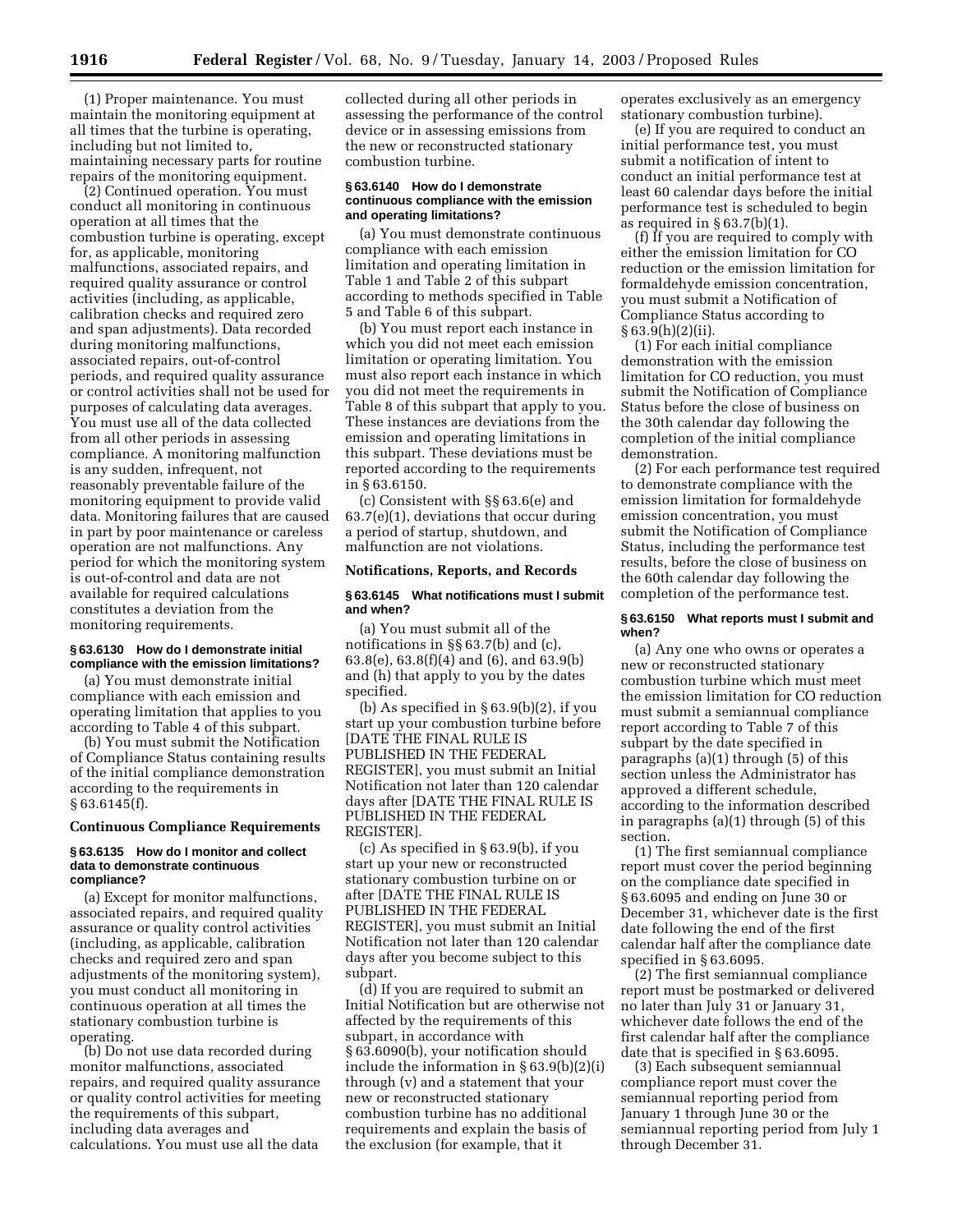(1) Proper maintenance. You must maintain the monitoring equipment at all times that the turbine is operating, including but not limited to, maintaining necessary parts for routine repairs of the monitoring equipment.

(2) Continued operation. You must conduct all monitoring in continuous operation at all times that the combustion turbine is operating, except for, as applicable, monitoring malfunctions, associated repairs, and required quality assurance or control activities (including, as applicable, calibration checks and required zero and span adjustments). Data recorded during monitoring malfunctions, associated repairs, out-of-control periods, and required quality assurance or control activities shall not be used for purposes of calculating data averages. You must use all of the data collected from all other periods in assessing compliance. A monitoring malfunction is any sudden, infrequent, not reasonably preventable failure of the monitoring equipment to provide valid data. Monitoring failures that are caused in part by poor maintenance or careless operation are not malfunctions. Any period for which the monitoring system is out-of-control and data are not available for required calculations constitutes a deviation from the monitoring requirements.

#### § 63.6130 How do I demonstrate initial compliance with the emission limitations?

(a) You must demonstrate initial compliance with each emission and operating limitation that applies to you according to Table 4 of this subpart.

(b) You must submit the Notification of Compliance Status containing results of the initial compliance demonstration according to the requirements in § 63.6145(f).

### Continuous Compliance Requirements

#### § 63.6135 How do I monitor and collect data to demonstrate continuous compliance?

(a) Except for monitor malfunctions, associated repairs, and required quality assurance or quality control activities (including, as applicable, calibration checks and required zero and span adjustments of the monitoring system), you must conduct all monitoring in continuous operation at all times the stationary combustion turbine is operating.

(b) Do not use data recorded during monitor malfunctions, associated repairs, and required quality assurance or quality control activities for meeting the requirements of this subpart, including data averages and calculations. You must use all the data collected during all other periods in assessing the performance of the control device or in assessing emissions from the new or reconstructed stationary combustion turbine.

#### § 63.6140 How do I demonstrate continuous compliance with the emission and operating limitations?

(a) You must demonstrate continuous compliance with each emission limitation and operating limitation in Table 1 and Table 2 of this subpart according to methods specified in Table 5 and Table 6 of this subpart.

(b) You must report each instance in which you did not meet each emission limitation or operating limitation. You must also report each instance in which you did not meet the requirements in Table 8 of this subpart that apply to you. These instances are deviations from the emission and operating limitations in this subpart. These deviations must be reported according to the requirements in § 63.6150.

(c) Consistent with §§ 63.6(e) and 63.7(e)(1), deviations that occur during a period of startup, shutdown, and malfunction are not violations.

### Notifications, Reports, and Records

#### § 63.6145 What notifications must I submit and when?

(a) You must submit all of the notifications in §§ 63.7(b) and (c), 63.8(e), 63.8(f)(4) and (6), and 63.9(b) and (h) that apply to you by the dates specified.

(b) As specified in § 63.9(b)(2), if you start up your combustion turbine before [DATE THE FINAL RULE IS PUBLISHED IN THE FEDERAL REGISTER], you must submit an Initial Notification not later than 120 calendar days after [DATE THE FINAL RULE IS PUBLISHED IN THE FEDERAL REGISTER].

(c) As specified in § 63.9(b), if you start up your new or reconstructed stationary combustion turbine on or after [DATE THE FINAL RULE IS PUBLISHED IN THE FEDERAL REGISTER], you must submit an Initial Notification not later than 120 calendar days after you become subject to this subpart.

(d) If you are required to submit an Initial Notification but are otherwise not affected by the requirements of this subpart, in accordance with § 63.6090(b), your notification should include the information in § 63.9(b)(2)(i) through (v) and a statement that your new or reconstructed stationary combustion turbine has no additional requirements and explain the basis of the exclusion (for example, that it operates exclusively as an emergency stationary combustion turbine).

(e) If you are required to conduct an initial performance test, you must submit a notification of intent to conduct an initial performance test at least 60 calendar days before the initial performance test is scheduled to begin as required in § 63.7(b)(1).

(f) If you are required to comply with either the emission limitation for CO reduction or the emission limitation for formaldehyde emission concentration, you must submit a Notification of Compliance Status according to § 63.9(h)(2)(ii).

(1) For each initial compliance demonstration with the emission limitation for CO reduction, you must submit the Notification of Compliance Status before the close of business on the 30th calendar day following the completion of the initial compliance demonstration.

(2) For each performance test required to demonstrate compliance with the emission limitation for formaldehyde emission concentration, you must submit the Notification of Compliance Status, including the performance test results, before the close of business on the 60th calendar day following the completion of the performance test.

#### § 63.6150 What reports must I submit and when?

(a) Any one who owns or operates a new or reconstructed stationary combustion turbine which must meet the emission limitation for CO reduction must submit a semiannual compliance report according to Table 7 of this subpart by the date specified in paragraphs (a)(1) through (5) of this section unless the Administrator has approved a different schedule, according to the information described in paragraphs (a)(1) through (5) of this section.

(1) The first semiannual compliance report must cover the period beginning on the compliance date specified in § 63.6095 and ending on June 30 or December 31, whichever date is the first date following the end of the first calendar half after the compliance date specified in § 63.6095.

(2) The first semiannual compliance report must be postmarked or delivered no later than July 31 or January 31, whichever date follows the end of the first calendar half after the compliance date that is specified in § 63.6095.

(3) Each subsequent semiannual compliance report must cover the semiannual reporting period from January 1 through June 30 or the semiannual reporting period from July 1 through December 31.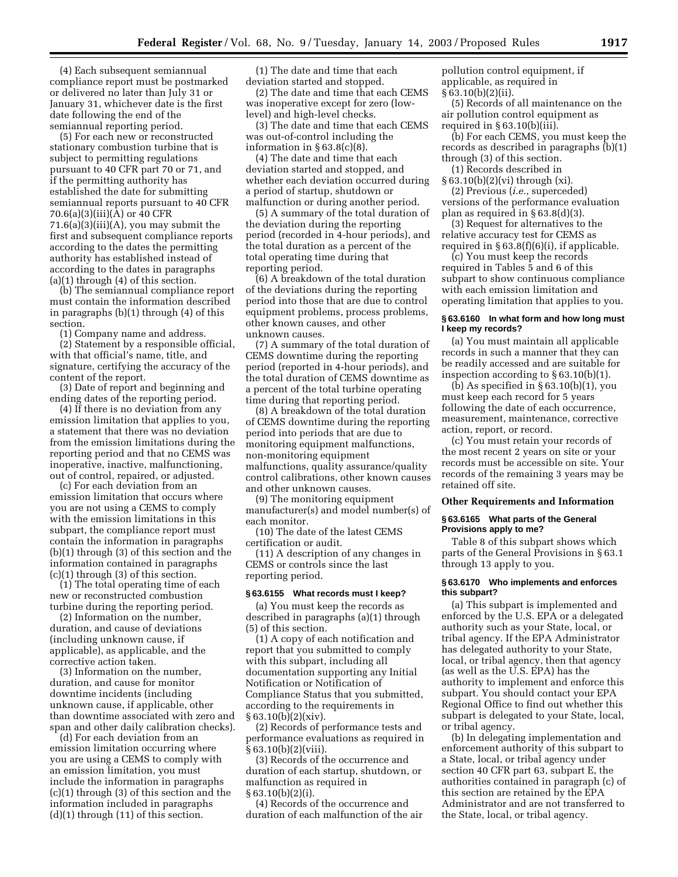(4) Each subsequent semiannual compliance report must be postmarked or delivered no later than July 31 or January 31, whichever date is the first date following the end of the semiannual reporting period.

(5) For each new or reconstructed stationary combustion turbine that is subject to permitting regulations pursuant to 40 CFR part 70 or 71, and if the permitting authority has established the date for submitting semiannual reports pursuant to 40 CFR 70.6(a)(3)(iii)(A) or 40 CFR 71.6(a)(3)(iii)(A), you may submit the first and subsequent compliance reports according to the dates the permitting authority has established instead of according to the dates in paragraphs (a)(1) through (4) of this section.

(b) The semiannual compliance report must contain the information described in paragraphs (b)(1) through (4) of this section.

(1) Company name and address.

(2) Statement by a responsible official, with that official's name, title, and signature, certifying the accuracy of the content of the report.

(3) Date of report and beginning and ending dates of the reporting period.

(4) If there is no deviation from any emission limitation that applies to you, a statement that there was no deviation from the emission limitations during the reporting period and that no CEMS was inoperative, inactive, malfunctioning, out of control, repaired, or adjusted.

(c) For each deviation from an emission limitation that occurs where you are not using a CEMS to comply with the emission limitations in this subpart, the compliance report must contain the information in paragraphs (b)(1) through (3) of this section and the information contained in paragraphs (c)(1) through (3) of this section.

(1) The total operating time of each new or reconstructed combustion turbine during the reporting period.

(2) Information on the number, duration, and cause of deviations (including unknown cause, if applicable), as applicable, and the corrective action taken.

(3) Information on the number, duration, and cause for monitor downtime incidents (including unknown cause, if applicable, other than downtime associated with zero and span and other daily calibration checks).

(d) For each deviation from an emission limitation occurring where you are using a CEMS to comply with an emission limitation, you must include the information in paragraphs (c)(1) through (3) of this section and the information included in paragraphs (d)(1) through (11) of this section.

(1) The date and time that each deviation started and stopped.

(2) The date and time that each CEMS was inoperative except for zero (low-level) and high-level checks.

(3) The date and time that each CEMS was out-of-control including the information in § 63.8(c)(8).

(4) The date and time that each deviation started and stopped, and whether each deviation occurred during a period of startup, shutdown or malfunction or during another period.

(5) A summary of the total duration of the deviation during the reporting period (recorded in 4-hour periods), and the total duration as a percent of the total operating time during that reporting period.

(6) A breakdown of the total duration of the deviations during the reporting period into those that are due to control equipment problems, process problems, other known causes, and other unknown causes.

(7) A summary of the total duration of CEMS downtime during the reporting period (reported in 4-hour periods), and the total duration of CEMS downtime as a percent of the total turbine operating time during that reporting period.

(8) A breakdown of the total duration of CEMS downtime during the reporting period into periods that are due to monitoring equipment malfunctions, non-monitoring equipment malfunctions, quality assurance/quality control calibrations, other known causes and other unknown causes.

(9) The monitoring equipment manufacturer(s) and model number(s) of each monitor.

(10) The date of the latest CEMS certification or audit.

(11) A description of any changes in CEMS or controls since the last reporting period.

### § 63.6155 What records must I keep?

(a) You must keep the records as described in paragraphs (a)(1) through (5) of this section.

(1) A copy of each notification and report that you submitted to comply with this subpart, including all documentation supporting any Initial Notification or Notification of Compliance Status that you submitted, according to the requirements in § 63.10(b)(2)(xiv).

(2) Records of performance tests and performance evaluations as required in § 63.10(b)(2)(viii).

(3) Records of the occurrence and duration of each startup, shutdown, or malfunction as required in § 63.10(b)(2)(i).

(4) Records of the occurrence and duration of each malfunction of the air pollution control equipment, if applicable, as required in § 63.10(b)(2)(ii).

(5) Records of all maintenance on the air pollution control equipment as required in § 63.10(b)(iii).

(b) For each CEMS, you must keep the records as described in paragraphs (b)(1) through (3) of this section.

(1) Records described in § 63.10(b)(2)(vi) through (xi).

(2) Previous (*i.e.*, superceded) versions of the performance evaluation plan as required in § 63.8(d)(3).

(3) Request for alternatives to the relative accuracy test for CEMS as required in § 63.8(f)(6)(i), if applicable.

(c) You must keep the records required in Tables 5 and 6 of this subpart to show continuous compliance with each emission limitation and operating limitation that applies to you.

### § 63.6160 In what form and how long must I keep my records?

(a) You must maintain all applicable records in such a manner that they can be readily accessed and are suitable for inspection according to § 63.10(b)(1).

(b) As specified in § 63.10(b)(1), you must keep each record for 5 years following the date of each occurrence, measurement, maintenance, corrective action, report, or record.

(c) You must retain your records of the most recent 2 years on site or your records must be accessible on site. Your records of the remaining 3 years may be retained off site.

## Other Requirements and Information

### § 63.6165 What parts of the General Provisions apply to me?

Table 8 of this subpart shows which parts of the General Provisions in § 63.1 through 13 apply to you.

### § 63.6170 Who implements and enforces this subpart?

(a) This subpart is implemented and enforced by the U.S. EPA or a delegated authority such as your State, local, or tribal agency. If the EPA Administrator has delegated authority to your State, local, or tribal agency, then that agency (as well as the U.S. EPA) has the authority to implement and enforce this subpart. You should contact your EPA Regional Office to find out whether this subpart is delegated to your State, local, or tribal agency.

(b) In delegating implementation and enforcement authority of this subpart to a State, local, or tribal agency under section 40 CFR part 63, subpart E, the authorities contained in paragraph (c) of this section are retained by the EPA Administrator and are not transferred to the State, local, or tribal agency.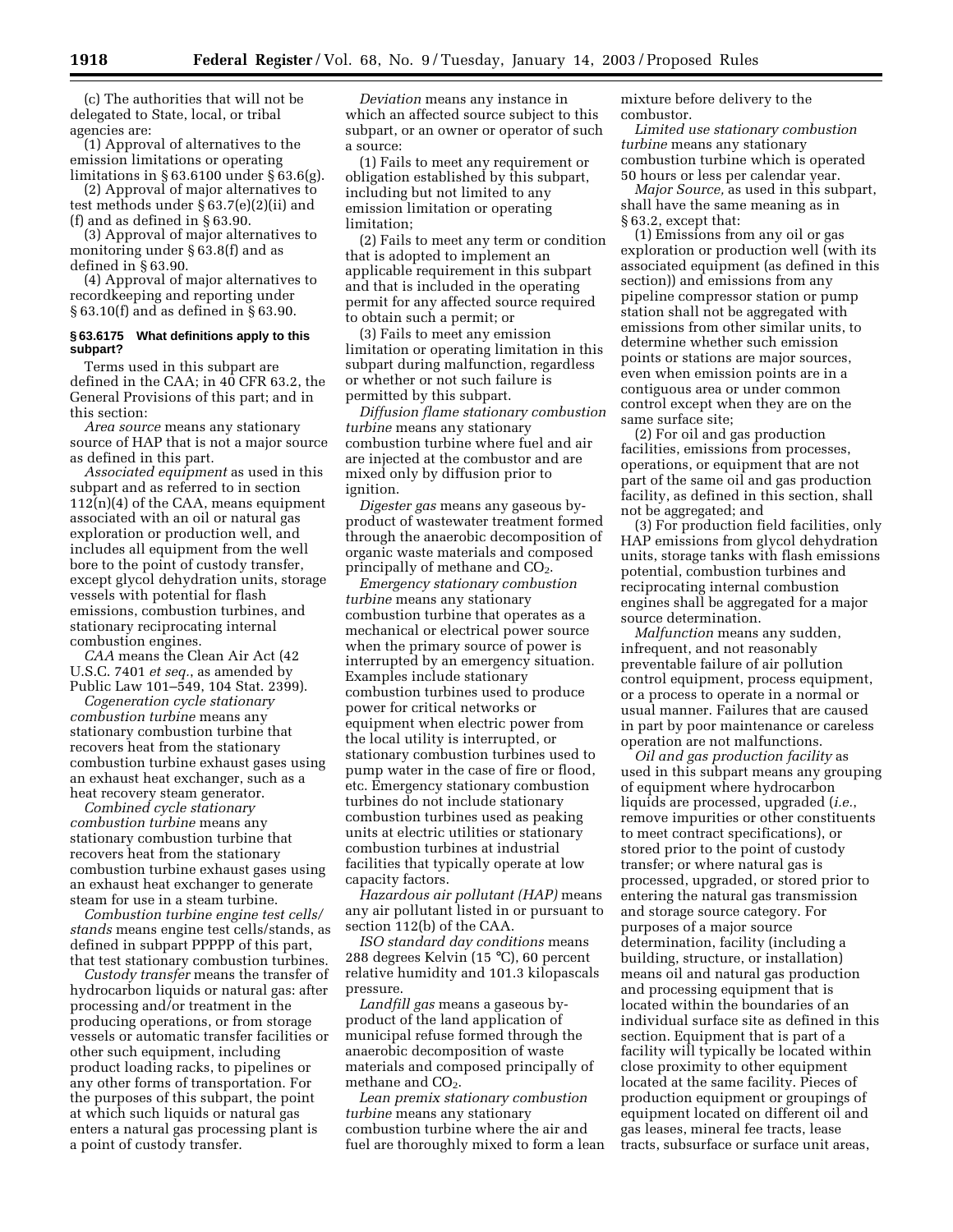(c) The authorities that will not be delegated to State, local, or tribal agencies are:

(1) Approval of alternatives to the emission limitations or operating limitations in § 63.6100 under § 63.6(g).

(2) Approval of major alternatives to test methods under § 63.7(e)(2)(ii) and (f) and as defined in § 63.90.

(3) Approval of major alternatives to monitoring under § 63.8(f) and as defined in § 63.90.

(4) Approval of major alternatives to recordkeeping and reporting under § 63.10(f) and as defined in § 63.90.

#### § 63.6175 What definitions apply to this subpart?

Terms used in this subpart are defined in the CAA; in 40 CFR 63.2, the General Provisions of this part; and in this section:

*Area source* means any stationary source of HAP that is not a major source as defined in this part.

*Associated equipment* as used in this subpart and as referred to in section 112(n)(4) of the CAA, means equipment associated with an oil or natural gas exploration or production well, and includes all equipment from the well bore to the point of custody transfer, except glycol dehydration units, storage vessels with potential for flash emissions, combustion turbines, and stationary reciprocating internal combustion engines.

*CAA* means the Clean Air Act (42 U.S.C. 7401 *et seq.*, as amended by Public Law 101–549, 104 Stat. 2399).

*Cogeneration cycle stationary combustion turbine* means any stationary combustion turbine that recovers heat from the stationary combustion turbine exhaust gases using an exhaust heat exchanger, such as a heat recovery steam generator.

*Combined cycle stationary combustion turbine* means any stationary combustion turbine that recovers heat from the stationary combustion turbine exhaust gases using an exhaust heat exchanger to generate steam for use in a steam turbine.

*Combustion turbine engine test cells/stands* means engine test cells/stands, as defined in subpart PPPPP of this part, that test stationary combustion turbines.

*Custody transfer* means the transfer of hydrocarbon liquids or natural gas: after processing and/or treatment in the producing operations, or from storage vessels or automatic transfer facilities or other such equipment, including product loading racks, to pipelines or any other forms of transportation. For the purposes of this subpart, the point at which such liquids or natural gas enters a natural gas processing plant is a point of custody transfer.

*Deviation* means any instance in which an affected source subject to this subpart, or an owner or operator of such a source:

(1) Fails to meet any requirement or obligation established by this subpart, including but not limited to any emission limitation or operating limitation;

(2) Fails to meet any term or condition that is adopted to implement an applicable requirement in this subpart and that is included in the operating permit for any affected source required to obtain such a permit; or

(3) Fails to meet any emission limitation or operating limitation in this subpart during malfunction, regardless or whether or not such failure is permitted by this subpart.

*Diffusion flame stationary combustion turbine* means any stationary combustion turbine where fuel and air are injected at the combustor and are mixed only by diffusion prior to ignition.

*Digester gas* means any gaseous by-product of wastewater treatment formed through the anaerobic decomposition of organic waste materials and composed principally of methane and $CO_2$.

*Emergency stationary combustion turbine* means any stationary combustion turbine that operates as a mechanical or electrical power source when the primary source of power is interrupted by an emergency situation. Examples include stationary combustion turbines used to produce power for critical networks or equipment when electric power from the local utility is interrupted, or stationary combustion turbines used to pump water in the case of fire or flood, etc. Emergency stationary combustion turbines do not include stationary combustion turbines used as peaking units at electric utilities or stationary combustion turbines at industrial facilities that typically operate at low capacity factors.

*Hazardous air pollutant (HAP)* means any air pollutant listed in or pursuant to section 112(b) of the CAA.

*ISO standard day conditions* means 288 degrees Kelvin (15 °C), 60 percent relative humidity and 101.3 kilopascals pressure.

*Landfill gas* means a gaseous by-product of the land application of municipal refuse formed through the anaerobic decomposition of waste materials and composed principally of methane and $CO_2$.

*Lean premix stationary combustion turbine* means any stationary combustion turbine where the air and fuel are thoroughly mixed to form a lean mixture before delivery to the combustor.

*Limited use stationary combustion turbine* means any stationary combustion turbine which is operated 50 hours or less per calendar year.

*Major Source,* as used in this subpart, shall have the same meaning as in § 63.2, except that:

(1) Emissions from any oil or gas exploration or production well (with its associated equipment (as defined in this section)) and emissions from any pipeline compressor station or pump station shall not be aggregated with emissions from other similar units, to determine whether such emission points or stations are major sources, even when emission points are in a contiguous area or under common control except when they are on the same surface site;

(2) For oil and gas production facilities, emissions from processes, operations, or equipment that are not part of the same oil and gas production facility, as defined in this section, shall not be aggregated; and

(3) For production field facilities, only HAP emissions from glycol dehydration units, storage tanks with flash emissions potential, combustion turbines and reciprocating internal combustion engines shall be aggregated for a major source determination.

*Malfunction* means any sudden, infrequent, and not reasonably preventable failure of air pollution control equipment, process equipment, or a process to operate in a normal or usual manner. Failures that are caused in part by poor maintenance or careless operation are not malfunctions.

*Oil and gas production facility* as used in this subpart means any grouping of equipment where hydrocarbon liquids are processed, upgraded (*i.e.*, remove impurities or other constituents to meet contract specifications), or stored prior to the point of custody transfer; or where natural gas is processed, upgraded, or stored prior to entering the natural gas transmission and storage source category. For purposes of a major source determination, facility (including a building, structure, or installation) means oil and natural gas production and processing equipment that is located within the boundaries of an individual surface site as defined in this section. Equipment that is part of a facility will typically be located within close proximity to other equipment located at the same facility. Pieces of production equipment or groupings of equipment located on different oil and gas leases, mineral fee tracts, lease tracts, subsurface or surface unit areas,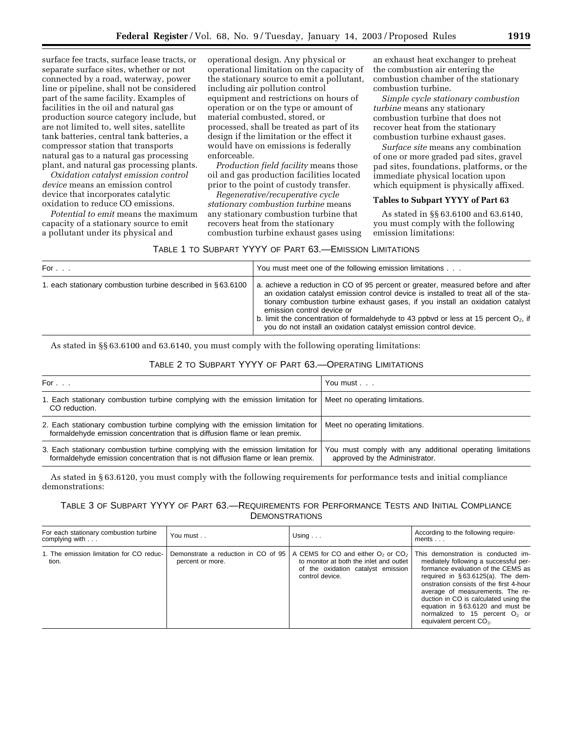surface fee tracts, surface lease tracts, or separate surface sites, whether or not connected by a road, waterway, power line or pipeline, shall not be considered part of the same facility. Examples of facilities in the oil and natural gas production source category include, but are not limited to, well sites, satellite tank batteries, central tank batteries, a compressor station that transports natural gas to a natural gas processing plant, and natural gas processing plants.

*Oxidation catalyst emission control device* means an emission control device that incorporates catalytic oxidation to reduce CO emissions.

*Potential to emit* means the maximum capacity of a stationary source to emit a pollutant under its physical and operational design. Any physical or operational limitation on the capacity of the stationary source to emit a pollutant, including air pollution control equipment and restrictions on hours of operation or on the type or amount of material combusted, stored, or processed, shall be treated as part of its design if the limitation or the effect it would have on emissions is federally enforceable.

*Production field facility* means those oil and gas production facilities located prior to the point of custody transfer.

*Regenerative/recuperative cycle stationary combustion turbine* means any stationary combustion turbine that recovers heat from the stationary combustion turbine exhaust gases using an exhaust heat exchanger to preheat the combustion air entering the combustion chamber of the stationary combustion turbine.

*Simple cycle stationary combustion turbine* means any stationary combustion turbine that does not recover heat from the stationary combustion turbine exhaust gases.

*Surface site* means any combination of one or more graded pad sites, gravel pad sites, foundations, platforms, or the immediate physical location upon which equipment is physically affixed.

### Tables to Subpart YYYY of Part 63

As stated in §§ 63.6100 and 63.6140, you must comply with the following emission limitations:

TABLE 1 TO SUBPART YYYY OF PART 63.—EMISSION LIMITATIONS

| For . . . | You must meet one of the following emission limitations . . . |
|---|---|
| 1. each stationary combustion turbine described in § 63.6100 | a. achieve a reduction in CO of 95 percent or greater, measured before and after an oxidation catalyst emission control device is installed to treat all of the stationary combustion turbine exhaust gases, if you install an oxidation catalyst emission control device or<br>b. limit the concentration of formaldehyde to 43 ppbvd or less at 15 percent $O_2$, if you do not install an oxidation catalyst emission control device. |

As stated in §§ 63.6100 and 63.6140, you must comply with the following operating limitations:

TABLE 2 TO SUBPART YYYY OF PART 63.—OPERATING LIMITATIONS

| For . . . | You must . . . |
|---|---|
| 1. Each stationary combustion turbine complying with the emission limitation for CO reduction. | Meet no operating limitations. |
| 2. Each stationary combustion turbine complying with the emission limitation for formaldehyde emission concentration that is diffusion flame or lean premix. | Meet no operating limitations. |
| 3. Each stationary combustion turbine complying with the emission limitation for formaldehyde emission concentration that is not diffusion flame or lean premix. | You must comply with any additional operating limitations approved by the Administrator. |

As stated in § 63.6120, you must comply with the following requirements for performance tests and initial compliance demonstrations:

TABLE 3 OF SUBPART YYYY OF PART 63.—REQUIREMENTS FOR PERFORMANCE TESTS AND INITIAL COMPLIANCE DEMONSTRATIONS

| For each stationary combustion turbine complying with . . . | You must . . | Using . . . | According to the following requirements . . . |
|---|---|---|---|
| 1. The emission limitation for CO reduction. | Demonstrate a reduction in CO of 95 percent or more. | A CEMS for CO and either $O_2$ or $CO_2$ to monitor at both the inlet and outlet of the oxidation catalyst emission control device. | This demonstration is conducted immediately following a successful performance evaluation of the CEMS as required in § 63.6125(a). The demonstration consists of the first 4-hour average of measurements. The reduction in CO is calculated using the equation in § 63.6120 and must be normalized to 15 percent $O_2$ or equivalent percent $CO_2$. |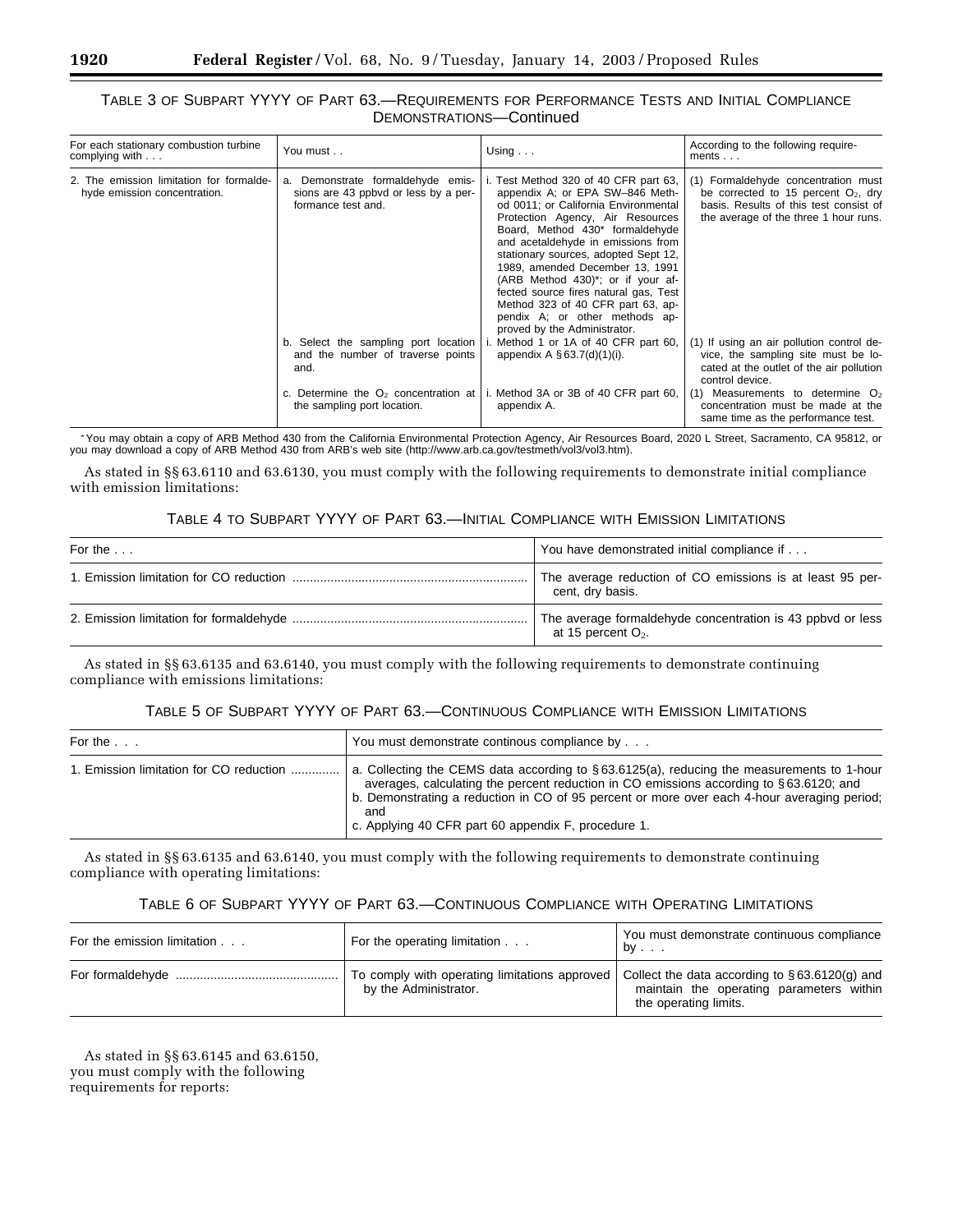TABLE 3 OF SUBPART YYYY OF PART 63.—REQUIREMENTS FOR PERFORMANCE TESTS AND INITIAL COMPLIANCE DEMONSTRATIONS—Continued

| For each stationary combustion turbine complying with . . . | You must . . | Using . . . | According to the following requirements . . . |
|---|---|---|---|
| 2. The emission limitation for formaldehyde emission concentration. | a. Demonstrate formaldehyde emissions are 43 ppbvd or less by a performance test and. | i. Test Method 320 of 40 CFR part 63, appendix A; or EPA SW–846 Method 0011; or California Environmental Protection Agency, Air Resources Board, Method 430* formaldehyde and acetaldehyde in emissions from stationary sources, adopted Sept 12, 1989, amended December 13, 1991 (ARB Method 430)*; or if your affected source fires natural gas, Test Method 323 of 40 CFR part 63, appendix A; or other methods approved by the Administrator. | (1) Formaldehyde concentration must be corrected to 15 percent $O_2$, dry basis. Results of this test consist of the average of the three 1 hour runs. |
| | b. Select the sampling port location and the number of traverse points and. | i. Method 1 or 1A of 40 CFR part 60, appendix A § 63.7(d)(1)(i). | (1) If using an air pollution control device, the sampling site must be located at the outlet of the air pollution control device. |
| | c. Determine the $O_2$ concentration at the sampling port location. | i. Method 3A or 3B of 40 CFR part 60, appendix A. | (1) Measurements to determine $O_2$ concentration must be made at the same time as the performance test. |

*You may obtain a copy of ARB Method 430 from the California Environmental Protection Agency, Air Resources Board, 2020 L Street, Sacramento, CA 95812, or you may download a copy of ARB Method 430 from ARB's web site (http://www.arb.ca.gov/testmeth/vol3/vol3.htm).

As stated in §§ 63.6110 and 63.6130, you must comply with the following requirements to demonstrate initial compliance with emission limitations:

TABLE 4 TO SUBPART YYYY OF PART 63.—INITIAL COMPLIANCE WITH EMISSION LIMITATIONS

| For the . . . | You have demonstrated initial compliance if . . . |
|---|---|
| 1. Emission limitation for CO reduction | The average reduction of CO emissions is at least 95 percent, dry basis. |
| 2. Emission limitation for formaldehyde | The average formaldehyde concentration is 43 ppbvd or less at 15 percent $O_2$. |

As stated in §§ 63.6135 and 63.6140, you must comply with the following requirements to demonstrate continuing compliance with emissions limitations:

TABLE 5 OF SUBPART YYYY OF PART 63.—CONTINUOUS COMPLIANCE WITH EMISSION LIMITATIONS

| For the . . . | You must demonstrate continous compliance by . . . |
|---|---|
| 1. Emission limitation for CO reduction | a. Collecting the CEMS data according to § 63.6125(a), reducing the measurements to 1-hour averages, calculating the percent reduction in CO emissions according to § 63.6120; and<br>b. Demonstrating a reduction in CO of 95 percent or more over each 4-hour averaging period; and<br>c. Applying 40 CFR part 60 appendix F, procedure 1. |

As stated in §§ 63.6135 and 63.6140, you must comply with the following requirements to demonstrate continuing compliance with operating limitations:

TABLE 6 OF SUBPART YYYY OF PART 63.—CONTINUOUS COMPLIANCE WITH OPERATING LIMITATIONS

| For the emission limitation . . . | For the operating limitation . . . | You must demonstrate continuous compliance by . . . |
|---|---|---|
| For formaldehyde | To comply with operating limitations approved by the Administrator. | Collect the data according to § 63.6120(g) and maintain the operating parameters within the operating limits. |

As stated in §§ 63.6145 and 63.6150, you must comply with the following requirements for reports: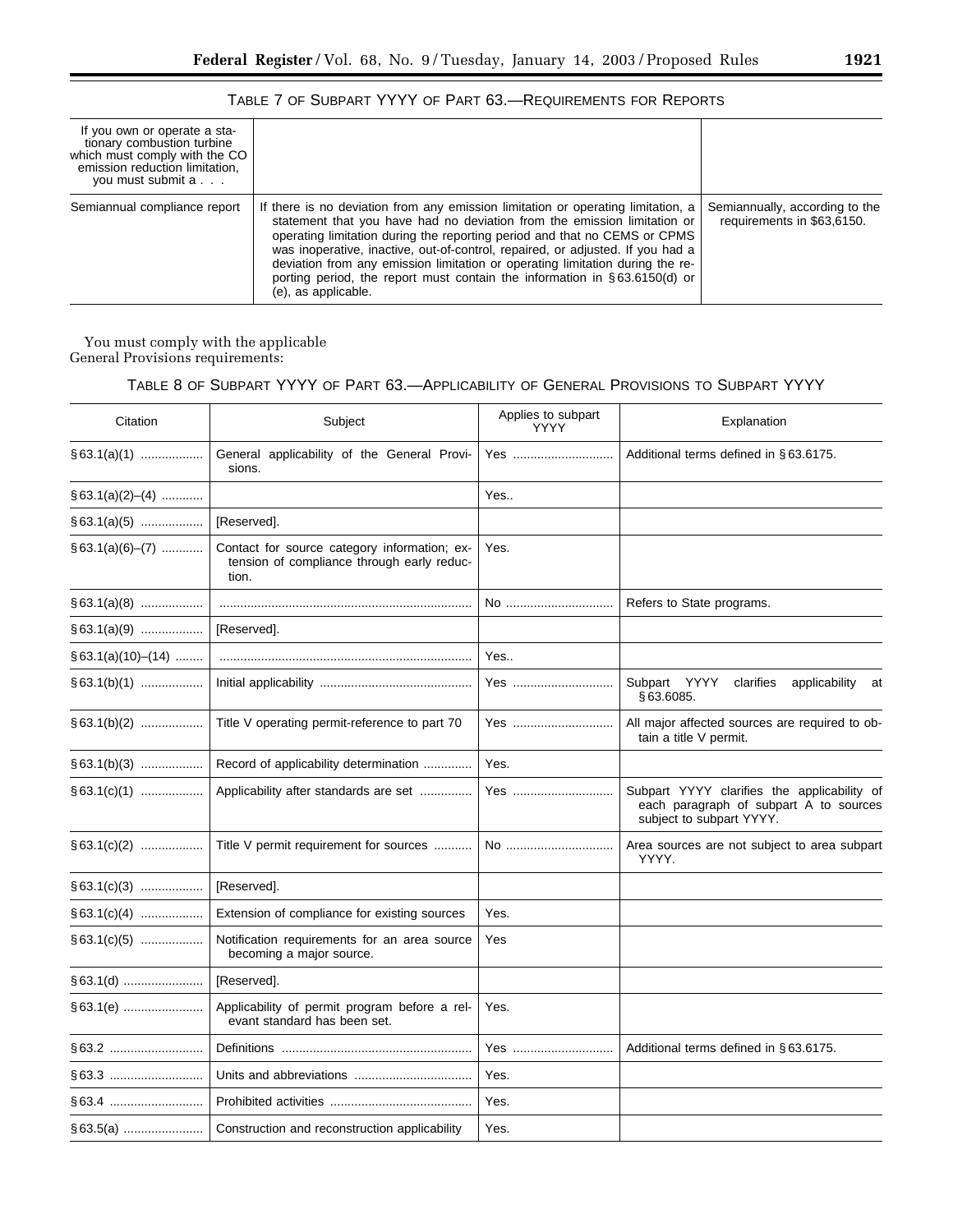TABLE 7 OF SUBPART YYYY OF PART 63.—REQUIREMENTS FOR REPORTS

| If you own or operate a stationary combustion turbine which must comply with the CO emission reduction limitation, you must submit a . . . | | |
|---|---|---|
| Semiannual compliance report | If there is no deviation from any emission limitation or operating limitation, a statement that you have had no deviation from the emission limitation or operating limitation during the reporting period and that no CEMS or CPMS was inoperative, inactive, out-of-control, repaired, or adjusted. If you had a deviation from any emission limitation or operating limitation during the reporting period, the report must contain the information in § 63.6150(d) or (e), as applicable. | Semiannually, according to the requirements in $63,6150. |

You must comply with the applicable General Provisions requirements:

TABLE 8 OF SUBPART YYYY OF PART 63.—APPLICABILITY OF GENERAL PROVISIONS TO SUBPART YYYY

| Citation | Subject | Applies to subpart YYYY | Explanation |
|---|---|---|---|
| § 63.1(a)(1) | General applicability of the General Provisions. | Yes | Additional terms defined in § 63.6175. |
| § 63.1(a)(2)–(4) | | Yes.. | |
| § 63.1(a)(5) | [Reserved]. | | |
| § 63.1(a)(6)–(7) | Contact for source category information; extension of compliance through early reduction. | Yes. | |
| § 63.1(a)(8) | | No | Refers to State programs. |
| § 63.1(a)(9) | [Reserved]. | | |
| § 63.1(a)(10)–(14) | | Yes.. | |
| § 63.1(b)(1) | Initial applicability | Yes | Subpart YYYY clarifies applicability at § 63.6085. |
| § 63.1(b)(2) | Title V operating permit-reference to part 70 | Yes | All major affected sources are required to obtain a title V permit. |
| § 63.1(b)(3) | Record of applicability determination | Yes. | |
| § 63.1(c)(1) | Applicability after standards are set | Yes | Subpart YYYY clarifies the applicability of each paragraph of subpart A to sources subject to subpart YYYY. |
| § 63.1(c)(2) | Title V permit requirement for sources | No | Area sources are not subject to area subpart YYYY. |
| § 63.1(c)(3) | [Reserved]. | | |
| § 63.1(c)(4) | Extension of compliance for existing sources | Yes. | |
| § 63.1(c)(5) | Notification requirements for an area source becoming a major source. | Yes | |
| § 63.1(d) | [Reserved]. | | |
| § 63.1(e) | Applicability of permit program before a relevant standard has been set. | Yes. | |
| § 63.2 | Definitions | Yes | Additional terms defined in § 63.6175. |
| § 63.3 | Units and abbreviations | Yes. | |
| § 63.4 | Prohibited activities | Yes. | |
| § 63.5(a) | Construction and reconstruction applicability | Yes. | |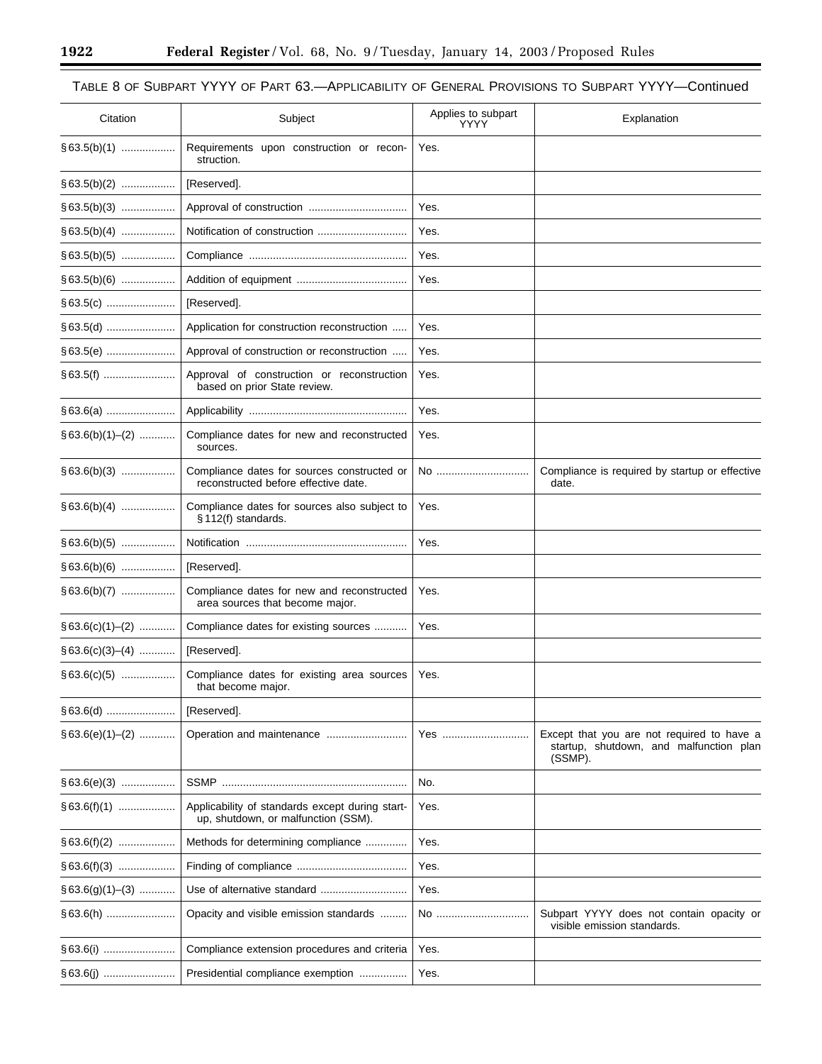TABLE 8 OF SUBPART YYYY OF PART 63.—APPLICABILITY OF GENERAL PROVISIONS TO SUBPART YYYY—Continued

| Citation | Subject | Applies to subpart YYYY | Explanation |
|---|---|---|---|
| § 63.5(b)(1) | Requirements upon construction or reconstruction. | Yes. | |
| § 63.5(b)(2) | [Reserved]. | | |
| § 63.5(b)(3) | Approval of construction | Yes. | |
| § 63.5(b)(4) | Notification of construction | Yes. | |
| § 63.5(b)(5) | Compliance | Yes. | |
| § 63.5(b)(6) | Addition of equipment | Yes. | |
| § 63.5(c) | [Reserved]. | | |
| § 63.5(d) | Application for construction reconstruction | Yes. | |
| § 63.5(e) | Approval of construction or reconstruction | Yes. | |
| § 63.5(f) | Approval of construction or reconstruction based on prior State review. | Yes. | |
| § 63.6(a) | Applicability | Yes. | |
| § 63.6(b)(1)–(2) | Compliance dates for new and reconstructed sources. | Yes. | |
| § 63.6(b)(3) | Compliance dates for sources constructed or reconstructed before effective date. | No | Compliance is required by startup or effective date. |
| § 63.6(b)(4) | Compliance dates for sources also subject to § 112(f) standards. | Yes. | |
| § 63.6(b)(5) | Notification | Yes. | |
| § 63.6(b)(6) | [Reserved]. | | |
| § 63.6(b)(7) | Compliance dates for new and reconstructed area sources that become major. | Yes. | |
| § 63.6(c)(1)–(2) | Compliance dates for existing sources | Yes. | |
| § 63.6(c)(3)–(4) | [Reserved]. | | |
| § 63.6(c)(5) | Compliance dates for existing area sources that become major. | Yes. | |
| § 63.6(d) | [Reserved]. | | |
| § 63.6(e)(1)–(2) | Operation and maintenance | Yes | Except that you are not required to have a startup, shutdown, and malfunction plan (SSMP). |
| § 63.6(e)(3) | SSMP | No. | |
| § 63.6(f)(1) | Applicability of standards except during start-up, shutdown, or malfunction (SSM). | Yes. | |
| § 63.6(f)(2) | Methods for determining compliance | Yes. | |
| § 63.6(f)(3) | Finding of compliance | Yes. | |
| § 63.6(g)(1)–(3) | Use of alternative standard | Yes. | |
| § 63.6(h) | Opacity and visible emission standards | No | Subpart YYYY does not contain opacity or visible emission standards. |
| § 63.6(i) | Compliance extension procedures and criteria | Yes. | |
| § 63.6(j) | Presidential compliance exemption | Yes. | |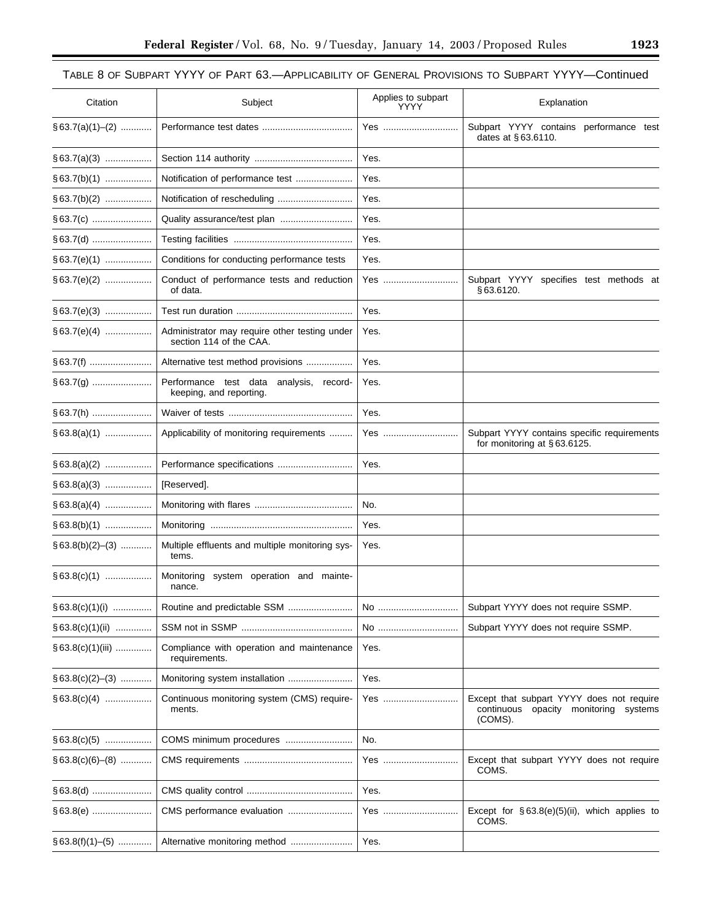TABLE 8 OF SUBPART YYYY OF PART 63.—APPLICABILITY OF GENERAL PROVISIONS TO SUBPART YYYY—Continued

| Citation | Subject | Applies to subpart YYYY | Explanation |
| --- | --- | --- | --- |
| § 63.7(a)(1)–(2) | Performance test dates | Yes | Subpart YYYY contains performance test dates at § 63.6110. |
| § 63.7(a)(3) | Section 114 authority | Yes. | |
| § 63.7(b)(1) | Notification of performance test | Yes. | |
| § 63.7(b)(2) | Notification of rescheduling | Yes. | |
| § 63.7(c) | Quality assurance/test plan | Yes. | |
| § 63.7(d) | Testing facilities | Yes. | |
| § 63.7(e)(1) | Conditions for conducting performance tests | Yes. | |
| § 63.7(e)(2) | Conduct of performance tests and reduction of data. | Yes | Subpart YYYY specifies test methods at § 63.6120. |
| § 63.7(e)(3) | Test run duration | Yes. | |
| § 63.7(e)(4) | Administrator may require other testing under section 114 of the CAA. | Yes. | |
| § 63.7(f) | Alternative test method provisions | Yes. | |
| § 63.7(g) | Performance test data analysis, recordkeeping, and reporting. | Yes. | |
| § 63.7(h) | Waiver of tests | Yes. | |
| § 63.8(a)(1) | Applicability of monitoring requirements | Yes | Subpart YYYY contains specific requirements for monitoring at § 63.6125. |
| § 63.8(a)(2) | Performance specifications | Yes. | |
| § 63.8(a)(3) | [Reserved]. | | |
| § 63.8(a)(4) | Monitoring with flares | No. | |
| § 63.8(b)(1) | Monitoring | Yes. | |
| § 63.8(b)(2)–(3) | Multiple effluents and multiple monitoring systems. | Yes. | |
| § 63.8(c)(1) | Monitoring system operation and maintenance. | | |
| § 63.8(c)(1)(i) | Routine and predictable SSM | No | Subpart YYYY does not require SSMP. |
| § 63.8(c)(1)(ii) | SSM not in SSMP | No | Subpart YYYY does not require SSMP. |
| § 63.8(c)(1)(iii) | Compliance with operation and maintenance requirements. | Yes. | |
| § 63.8(c)(2)–(3) | Monitoring system installation | Yes. | |
| § 63.8(c)(4) | Continuous monitoring system (CMS) requirements. | Yes | Except that subpart YYYY does not require continuous opacity monitoring systems (COMS). |
| § 63.8(c)(5) | COMS minimum procedures | No. | |
| § 63.8(c)(6)–(8) | CMS requirements | Yes | Except that subpart YYYY does not require COMS. |
| § 63.8(d) | CMS quality control | Yes. | |
| § 63.8(e) | CMS performance evaluation | Yes | Except for § 63.8(e)(5)(ii), which applies to COMS. |
| § 63.8(f)(1)–(5) | Alternative monitoring method | Yes. | |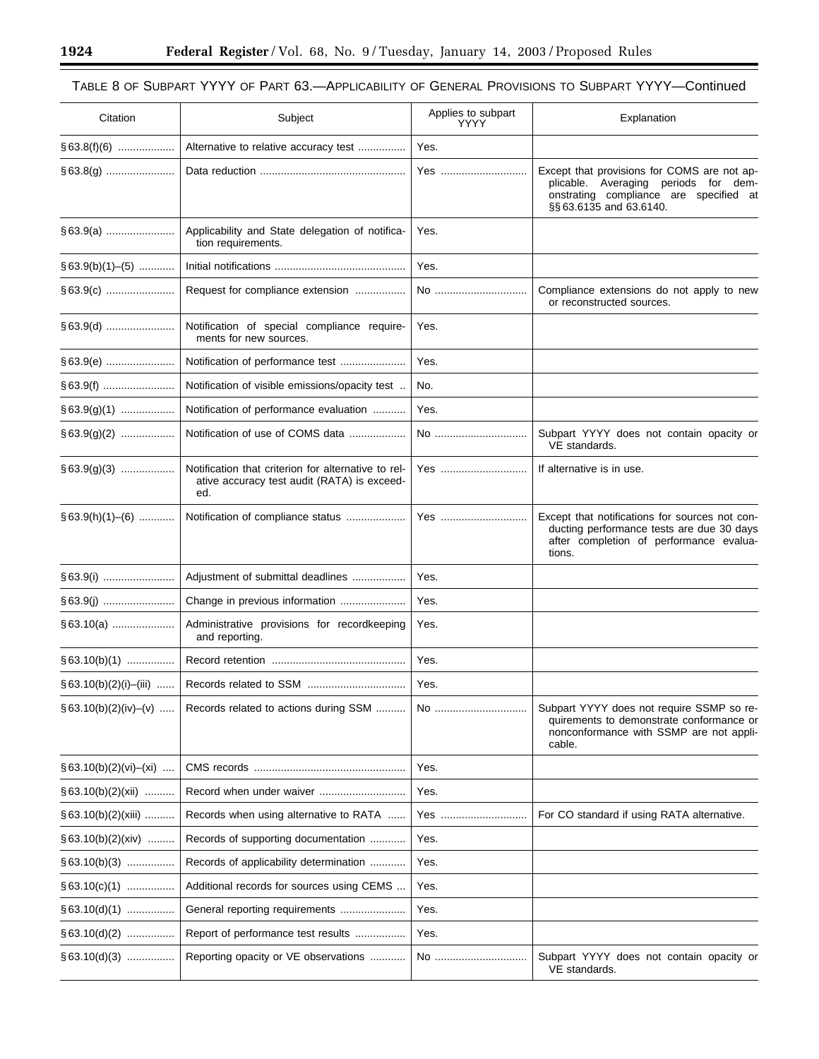TABLE 8 OF SUBPART YYYY OF PART 63.—APPLICABILITY OF GENERAL PROVISIONS TO SUBPART YYYY—Continued

| Citation | Subject | Applies to subpart YYYY | Explanation |
| --- | --- | --- | --- |
| § 63.8(f)(6) | Alternative to relative accuracy test | Yes. | |
| § 63.8(g) | Data reduction | Yes | Except that provisions for COMS are not applicable. Averaging periods for demonstrating compliance are specified at §§ 63.6135 and 63.6140. |
| § 63.9(a) | Applicability and State delegation of notification requirements. | Yes. | |
| § 63.9(b)(1)–(5) | Initial notifications | Yes. | |
| § 63.9(c) | Request for compliance extension | No | Compliance extensions do not apply to new or reconstructed sources. |
| § 63.9(d) | Notification of special compliance requirements for new sources. | Yes. | |
| § 63.9(e) | Notification of performance test | Yes. | |
| § 63.9(f) | Notification of visible emissions/opacity test | No. | |
| § 63.9(g)(1) | Notification of performance evaluation | Yes. | |
| § 63.9(g)(2) | Notification of use of COMS data | No | Subpart YYYY does not contain opacity or VE standards. |
| § 63.9(g)(3) | Notification that criterion for alternative to relative accuracy test audit (RATA) is exceeded. | Yes | If alternative is in use. |
| § 63.9(h)(1)–(6) | Notification of compliance status | Yes | Except that notifications for sources not conducting performance tests are due 30 days after completion of performance evaluations. |
| § 63.9(i) | Adjustment of submittal deadlines | Yes. | |
| § 63.9(j) | Change in previous information | Yes. | |
| § 63.10(a) | Administrative provisions for recordkeeping and reporting. | Yes. | |
| § 63.10(b)(1) | Record retention | Yes. | |
| § 63.10(b)(2)(i)–(iii) | Records related to SSM | Yes. | |
| § 63.10(b)(2)(iv)–(v) | Records related to actions during SSM | No | Subpart YYYY does not require SSMP so requirements to demonstrate conformance or nonconformance with SSMP are not applicable. |
| § 63.10(b)(2)(vi)–(xi) | CMS records | Yes. | |
| § 63.10(b)(2)(xii) | Record when under waiver | Yes. | |
| § 63.10(b)(2)(xiii) | Records when using alternative to RATA | Yes | For CO standard if using RATA alternative. |
| § 63.10(b)(2)(xiv) | Records of supporting documentation | Yes. | |
| § 63.10(b)(3) | Records of applicability determination | Yes. | |
| § 63.10(c)(1) | Additional records for sources using CEMS | Yes. | |
| § 63.10(d)(1) | General reporting requirements | Yes. | |
| § 63.10(d)(2) | Report of performance test results | Yes. | |
| § 63.10(d)(3) | Reporting opacity or VE observations | No | Subpart YYYY does not contain opacity or VE standards. |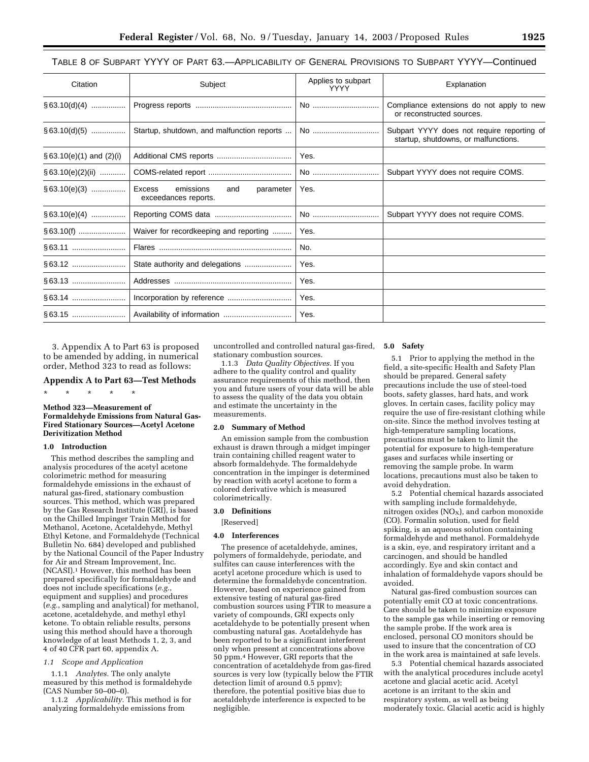TABLE 8 OF SUBPART YYYY OF PART 63.—APPLICABILITY OF GENERAL PROVISIONS TO SUBPART YYYY—Continued

| Citation | Subject | Applies to subpart YYYY | Explanation |
|---|---|---|---|
| §63.10(d)(4) | Progress reports | No | Compliance extensions do not apply to new or reconstructed sources. |
| §63.10(d)(5) | Startup, shutdown, and malfunction reports | No | Subpart YYYY does not require reporting of startup, shutdowns, or malfunctions. |
| §63.10(e)(1) and (2)(i) | Additional CMS reports | Yes. | |
| §63.10(e)(2)(ii) | COMS-related report | No | Subpart YYYY does not require COMS. |
| §63.10(e)(3) | Excess emissions and parameter exceedances reports. | Yes. | |
| §63.10(e)(4) | Reporting COMS data | No | Subpart YYYY does not require COMS. |
| §63.10(f) | Waiver for recordkeeping and reporting | Yes. | |
| §63.11 | Flares | No. | |
| §63.12 | State authority and delegations | Yes. | |
| §63.13 | Addresses | Yes. | |
| §63.14 | Incorporation by reference | Yes. | |
| §63.15 | Availability of information | Yes. | |

3. Appendix A to Part 63 is proposed to be amended by adding, in numerical order, Method 323 to read as follows:

## Appendix A to Part 63—Test Methods

\* \* \* \* \*

### Method 323—Measurement of Formaldehyde Emissions from Natural Gas-Fired Stationary Sources—Acetyl Acetone Derivitization Method

#### 1.0 Introduction

This method describes the sampling and analysis procedures of the acetyl acetone colorimetric method for measuring formaldehyde emissions in the exhaust of natural gas-fired, stationary combustion sources. This method, which was prepared by the Gas Research Institute (GRI), is based on the Chilled Impinger Train Method for Methanol, Acetone, Acetaldehyde, Methyl Ethyl Ketone, and Formaldehyde (Technical Bulletin No. 684) developed and published by the National Council of the Paper Industry for Air and Stream Improvement, Inc. (NCASI).[1] However, this method has been prepared specifically for formaldehyde and does not include specifications (*e.g.*, equipment and supplies) and procedures (*e.g.*, sampling and analytical) for methanol, acetone, acetaldehyde, and methyl ethyl ketone. To obtain reliable results, persons using this method should have a thorough knowledge of at least Methods 1, 2, 3, and 4 of 40 CFR part 60, appendix A.

*1.1 Scope and Application*

1.1.1 *Analytes.* The only analyte measured by this method is formaldehyde (CAS Number 50–00–0).

1.1.2 *Applicability.* This method is for analyzing formaldehyde emissions from uncontrolled and controlled natural gas-fired, stationary combustion sources.

1.1.3 *Data Quality Objectives.* If you adhere to the quality control and quality assurance requirements of this method, then you and future users of your data will be able to assess the quality of the data you obtain and estimate the uncertainty in the measurements.

#### 2.0 Summary of Method

An emission sample from the combustion exhaust is drawn through a midget impinger train containing chilled reagent water to absorb formaldehyde. The formaldehyde concentration in the impinger is determined by reaction with acetyl acetone to form a colored derivative which is measured colorimetrically.

#### 3.0 Definitions

[Reserved]

#### 4.0 Interferences

The presence of acetaldehyde, amines, polymers of formaldehyde, periodate, and sulfites can cause interferences with the acetyl acetone procedure which is used to determine the formaldehyde concentration. However, based on experience gained from extensive testing of natural gas-fired combustion sources using FTIR to measure a variety of compounds, GRI expects only acetaldehyde to be potentially present when combusting natural gas. Acetaldehyde has been reported to be a significant interferent only when present at concentrations above 50 ppm.[4] However, GRI reports that the concentration of acetaldehyde from gas-fired sources is very low (typically below the FTIR detection limit of around 0.5 ppmv); therefore, the potential positive bias due to acetaldehyde interference is expected to be negligible.

#### 5.0 Safety

5.1 Prior to applying the method in the field, a site-specific Health and Safety Plan should be prepared. General safety precautions include the use of steel-toed boots, safety glasses, hard hats, and work gloves. In certain cases, facility policy may require the use of fire-resistant clothing while on-site. Since the method involves testing at high-temperature sampling locations, precautions must be taken to limit the potential for exposure to high-temperature gases and surfaces while inserting or removing the sample probe. In warm locations, precautions must also be taken to avoid dehydration.

5.2 Potential chemical hazards associated with sampling include formaldehyde, nitrogen oxides ($NO_X$), and carbon monoxide (CO). Formalin solution, used for field spiking, is an aqueous solution containing formaldehyde and methanol. Formaldehyde is a skin, eye, and respiratory irritant and a carcinogen, and should be handled accordingly. Eye and skin contact and inhalation of formaldehyde vapors should be avoided.

Natural gas-fired combustion sources can potentially emit CO at toxic concentrations. Care should be taken to minimize exposure to the sample gas while inserting or removing the sample probe. If the work area is enclosed, personal CO monitors should be used to insure that the concentration of CO in the work area is maintained at safe levels.

5.3 Potential chemical hazards associated with the analytical procedures include acetyl acetone and glacial acetic acid. Acetyl acetone is an irritant to the skin and respiratory system, as well as being moderately toxic. Glacial acetic acid is highly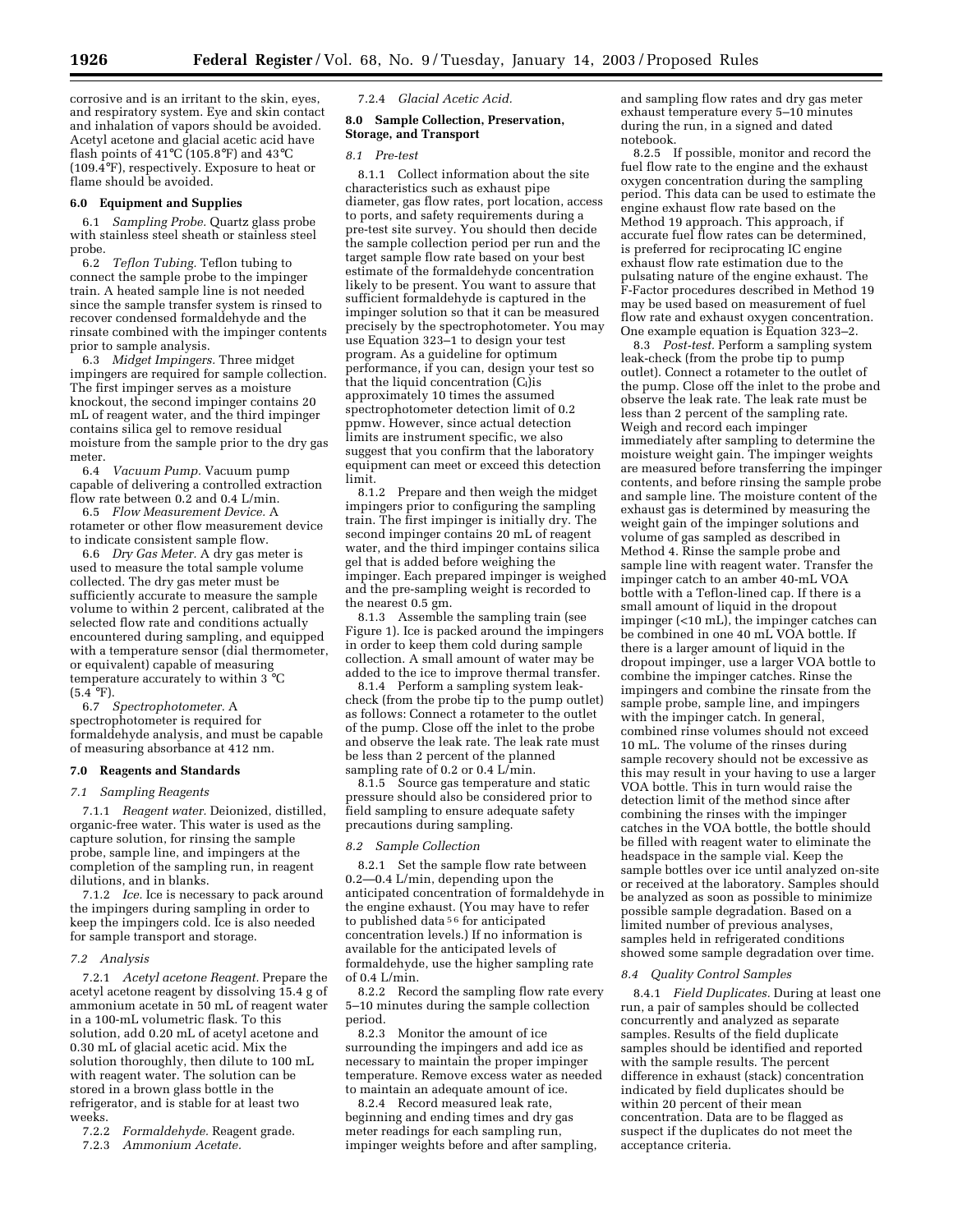corrosive and is an irritant to the skin, eyes, and respiratory system. Eye and skin contact and inhalation of vapors should be avoided. Acetyl acetone and glacial acetic acid have flash points of 41°C (105.8°F) and 43°C (109.4°F), respectively. Exposure to heat or flame should be avoided.

**6.0 Equipment and Supplies**

6.1 *Sampling Probe.* Quartz glass probe with stainless steel sheath or stainless steel probe.

6.2 *Teflon Tubing.* Teflon tubing to connect the sample probe to the impinger train. A heated sample line is not needed since the sample transfer system is rinsed to recover condensed formaldehyde and the rinsate combined with the impinger contents prior to sample analysis.

6.3 *Midget Impingers.* Three midget impingers are required for sample collection. The first impinger serves as a moisture knockout, the second impinger contains 20 mL of reagent water, and the third impinger contains silica gel to remove residual moisture from the sample prior to the dry gas meter.

6.4 *Vacuum Pump.* Vacuum pump capable of delivering a controlled extraction flow rate between 0.2 and 0.4 L/min.

6.5 *Flow Measurement Device.* A rotameter or other flow measurement device to indicate consistent sample flow.

6.6 *Dry Gas Meter.* A dry gas meter is used to measure the total sample volume collected. The dry gas meter must be sufficiently accurate to measure the sample volume to within 2 percent, calibrated at the selected flow rate and conditions actually encountered during sampling, and equipped with a temperature sensor (dial thermometer, or equivalent) capable of measuring temperature accurately to within 3 °C (5.4 °F).

6.7 *Spectrophotometer.* A spectrophotometer is required for formaldehyde analysis, and must be capable of measuring absorbance at 412 nm.

**7.0 Reagents and Standards**

*7.1 Sampling Reagents*

7.1.1 *Reagent water.* Deionized, distilled, organic-free water. This water is used as the capture solution, for rinsing the sample probe, sample line, and impingers at the completion of the sampling run, in reagent dilutions, and in blanks.

7.1.2 *Ice.* Ice is necessary to pack around the impingers during sampling in order to keep the impingers cold. Ice is also needed for sample transport and storage.

*7.2 Analysis*

7.2.1 *Acetyl acetone Reagent.* Prepare the acetyl acetone reagent by dissolving 15.4 g of ammonium acetate in 50 mL of reagent water in a 100-mL volumetric flask. To this solution, add 0.20 mL of acetyl acetone and 0.30 mL of glacial acetic acid. Mix the solution thoroughly, then dilute to 100 mL with reagent water. The solution can be stored in a brown glass bottle in the refrigerator, and is stable for at least two weeks.

7.2.2 *Formaldehyde.* Reagent grade.

7.2.3 *Ammonium Acetate.*

7.2.4 *Glacial Acetic Acid.*

**8.0 Sample Collection, Preservation, Storage, and Transport**

*8.1 Pre-test*

8.1.1 Collect information about the site characteristics such as exhaust pipe diameter, gas flow rates, port location, access to ports, and safety requirements during a pre-test site survey. You should then decide the sample collection period per run and the target sample flow rate based on your best estimate of the formaldehyde concentration likely to be present. You want to assure that sufficient formaldehyde is captured in the impinger solution so that it can be measured precisely by the spectrophotometer. You may use Equation 323–1 to design your test program. As a guideline for optimum performance, if you can, design your test so that the liquid concentration ($C_l$)is approximately 10 times the assumed spectrophotometer detection limit of 0.2 ppmw. However, since actual detection limits are instrument specific, we also suggest that you confirm that the laboratory equipment can meet or exceed this detection limit.

8.1.2 Prepare and then weigh the midget impingers prior to configuring the sampling train. The first impinger is initially dry. The second impinger contains 20 mL of reagent water, and the third impinger contains silica gel that is added before weighing the impinger. Each prepared impinger is weighed and the pre-sampling weight is recorded to the nearest 0.5 gm.

8.1.3 Assemble the sampling train (see Figure 1). Ice is packed around the impingers in order to keep them cold during sample collection. A small amount of water may be added to the ice to improve thermal transfer.

8.1.4 Perform a sampling system leak-check (from the probe tip to the pump outlet) as follows: Connect a rotameter to the outlet of the pump. Close off the inlet to the probe and observe the leak rate. The leak rate must be less than 2 percent of the planned sampling rate of 0.2 or 0.4 L/min.

8.1.5 Source gas temperature and static pressure should also be considered prior to field sampling to ensure adequate safety precautions during sampling.

*8.2 Sample Collection*

8.2.1 Set the sample flow rate between 0.2—0.4 L/min, depending upon the anticipated concentration of formaldehyde in the engine exhaust. (You may have to refer to published data [5 6] for anticipated concentration levels.) If no information is available for the anticipated levels of formaldehyde, use the higher sampling rate of 0.4 L/min.

8.2.2 Record the sampling flow rate every 5–10 minutes during the sample collection period.

8.2.3 Monitor the amount of ice surrounding the impingers and add ice as necessary to maintain the proper impinger temperature. Remove excess water as needed to maintain an adequate amount of ice.

8.2.4 Record measured leak rate, beginning and ending times and dry gas meter readings for each sampling run, impinger weights before and after sampling, and sampling flow rates and dry gas meter exhaust temperature every 5–10 minutes during the run, in a signed and dated notebook.

8.2.5 If possible, monitor and record the fuel flow rate to the engine and the exhaust oxygen concentration during the sampling period. This data can be used to estimate the engine exhaust flow rate based on the Method 19 approach. This approach, if accurate fuel flow rates can be determined, is preferred for reciprocating IC engine exhaust flow rate estimation due to the pulsating nature of the engine exhaust. The F-Factor procedures described in Method 19 may be used based on measurement of fuel flow rate and exhaust oxygen concentration. One example equation is Equation 323–2.

8.3 *Post-test.* Perform a sampling system leak-check (from the probe tip to pump outlet). Connect a rotameter to the outlet of the pump. Close off the inlet to the probe and observe the leak rate. The leak rate must be less than 2 percent of the sampling rate. Weigh and record each impinger immediately after sampling to determine the moisture weight gain. The impinger weights are measured before transferring the impinger contents, and before rinsing the sample probe and sample line. The moisture content of the exhaust gas is determined by measuring the weight gain of the impinger solutions and volume of gas sampled as described in Method 4. Rinse the sample probe and sample line with reagent water. Transfer the impinger catch to an amber 40-mL VOA bottle with a Teflon-lined cap. If there is a small amount of liquid in the dropout impinger (<10 mL), the impinger catches can be combined in one 40 mL VOA bottle. If there is a larger amount of liquid in the dropout impinger, use a larger VOA bottle to combine the impinger catches. Rinse the impingers and combine the rinsate from the sample probe, sample line, and impingers with the impinger catch. In general, combined rinse volumes should not exceed 10 mL. The volume of the rinses during sample recovery should not be excessive as this may result in your having to use a larger VOA bottle. This in turn would raise the detection limit of the method since after combining the rinses with the impinger catches in the VOA bottle, the bottle should be filled with reagent water to eliminate the headspace in the sample vial. Keep the sample bottles over ice until analyzed on-site or received at the laboratory. Samples should be analyzed as soon as possible to minimize possible sample degradation. Based on a limited number of previous analyses, samples held in refrigerated conditions showed some sample degradation over time.

*8.4 Quality Control Samples*

8.4.1 *Field Duplicates.* During at least one run, a pair of samples should be collected concurrently and analyzed as separate samples. Results of the field duplicate samples should be identified and reported with the sample results. The percent difference in exhaust (stack) concentration indicated by field duplicates should be within 20 percent of their mean concentration. Data are to be flagged as suspect if the duplicates do not meet the acceptance criteria.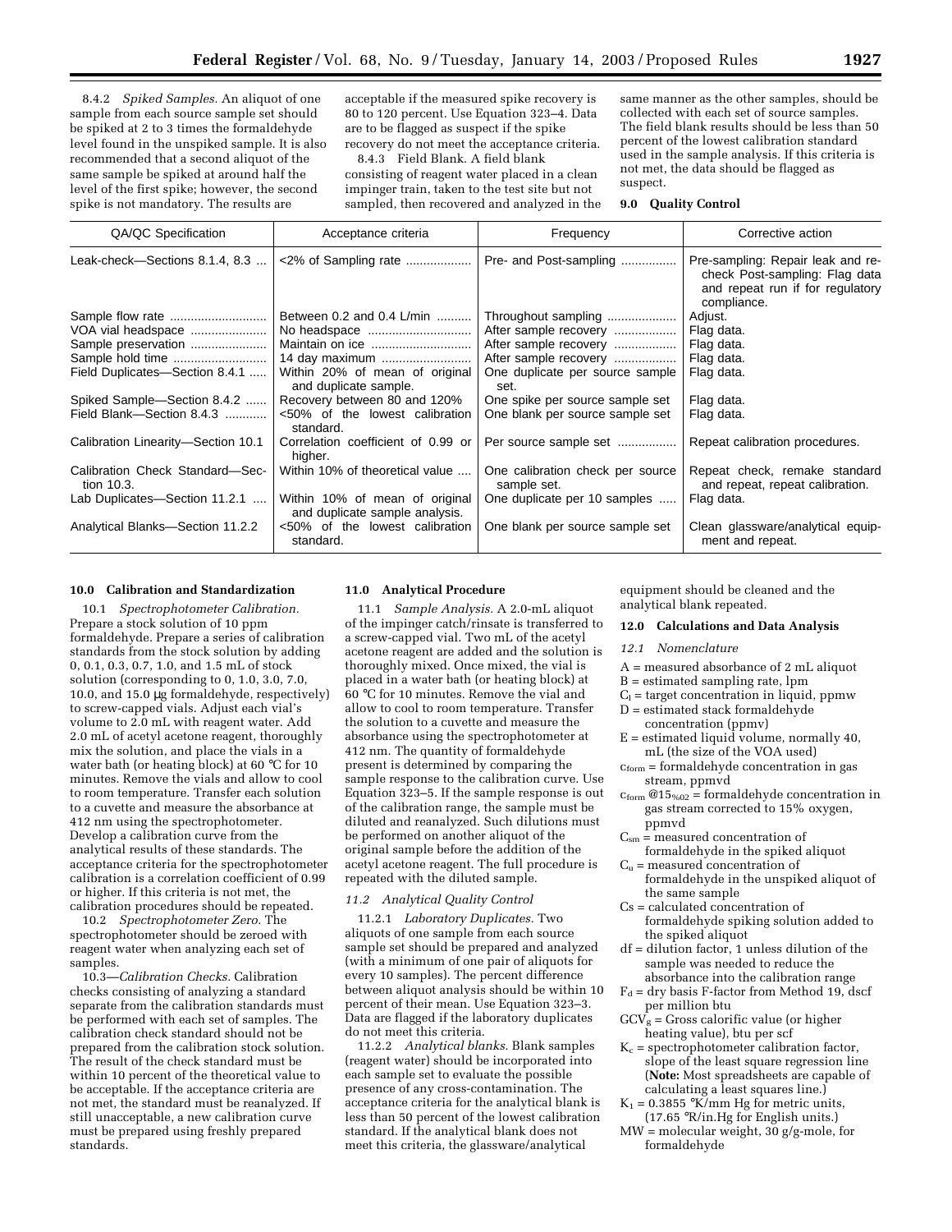8.4.2 *Spiked Samples.* An aliquot of one sample from each source sample set should be spiked at 2 to 3 times the formaldehyde level found in the unspiked sample. It is also recommended that a second aliquot of the same sample be spiked at around half the level of the first spike; however, the second spike is not mandatory. The results are acceptable if the measured spike recovery is 80 to 120 percent. Use Equation 323–4. Data are to be flagged as suspect if the spike recovery do not meet the acceptance criteria.

8.4.3 Field Blank. A field blank consisting of reagent water placed in a clean impinger train, taken to the test site but not sampled, then recovered and analyzed in the same manner as the other samples, should be collected with each set of source samples. The field blank results should be less than 50 percent of the lowest calibration standard used in the sample analysis. If this criteria is not met, the data should be flagged as suspect.

**9.0 Quality Control**

| QA/QC Specification | Acceptance criteria | Frequency | Corrective action |
|---|---|---|---|
| Leak-check—Sections 8.1.4, 8.3 | <2% of Sampling rate | Pre- and Post-sampling | Pre-sampling: Repair leak and re-check Post-sampling: Flag data and repeat run if for regulatory compliance. |
| Sample flow rate | Between 0.2 and 0.4 L/min | Throughout sampling | Adjust. |
| VOA vial headspace | No headspace | After sample recovery | Flag data. |
| Sample preservation | Maintain on ice | After sample recovery | Flag data. |
| Sample hold time | 14 day maximum | After sample recovery | Flag data. |
| Field Duplicates—Section 8.4.1 | Within 20% of mean of original and duplicate sample. | One duplicate per source sample set. | Flag data. |
| Spiked Sample—Section 8.4.2 | Recovery between 80 and 120% | One spike per source sample set | Flag data. |
| Field Blank—Section 8.4.3 | <50% of the lowest calibration standard. | One blank per source sample set | Flag data. |
| Calibration Linearity—Section 10.1 | Correlation coefficient of 0.99 or higher. | Per source sample set | Repeat calibration procedures. |
| Calibration Check Standard—Section 10.3. | Within 10% of theoretical value | One calibration check per source sample set. | Repeat check, remake standard and repeat, repeat calibration. |
| Lab Duplicates—Section 11.2.1 | Within 10% of mean of original and duplicate sample analysis. | One duplicate per 10 samples | Flag data. |
| Analytical Blanks—Section 11.2.2 | <50% of the lowest calibration standard. | One blank per source sample set | Clean glassware/analytical equipment and repeat. |

**10.0 Calibration and Standardization**

10.1 *Spectrophotometer Calibration.* Prepare a stock solution of 10 ppm formaldehyde. Prepare a series of calibration standards from the stock solution by adding 0, 0.1, 0.3, 0.7, 1.0, and 1.5 mL of stock solution (corresponding to 0, 1.0, 3.0, 7.0, 10.0, and 15.0 μg formaldehyde, respectively) to screw-capped vials. Adjust each vial's volume to 2.0 mL with reagent water. Add 2.0 mL of acetyl acetone reagent, thoroughly mix the solution, and place the vials in a water bath (or heating block) at 60 °C for 10 minutes. Remove the vials and allow to cool to room temperature. Transfer each solution to a cuvette and measure the absorbance at 412 nm using the spectrophotometer. Develop a calibration curve from the analytical results of these standards. The acceptance criteria for the spectrophotometer calibration is a correlation coefficient of 0.99 or higher. If this criteria is not met, the calibration procedures should be repeated.

10.2 *Spectrophotometer Zero.* The spectrophotometer should be zeroed with reagent water when analyzing each set of samples.

10.3—*Calibration Checks.* Calibration checks consisting of analyzing a standard separate from the calibration standards must be performed with each set of samples. The calibration check standard should not be prepared from the calibration stock solution. The result of the check standard must be within 10 percent of the theoretical value to be acceptable. If the acceptance criteria are not met, the standard must be reanalyzed. If still unacceptable, a new calibration curve must be prepared using freshly prepared standards.

**11.0 Analytical Procedure**

11.1 *Sample Analysis.* A 2.0-mL aliquot of the impinger catch/rinsate is transferred to a screw-capped vial. Two mL of the acetyl acetone reagent are added and the solution is thoroughly mixed. Once mixed, the vial is placed in a water bath (or heating block) at 60 °C for 10 minutes. Remove the vial and allow to cool to room temperature. Transfer the solution to a cuvette and measure the absorbance using the spectrophotometer at 412 nm. The quantity of formaldehyde present is determined by comparing the sample response to the calibration curve. Use Equation 323–5. If the sample response is out of the calibration range, the sample must be diluted and reanalyzed. Such dilutions must be performed on another aliquot of the original sample before the addition of the acetyl acetone reagent. The full procedure is repeated with the diluted sample.

*11.2 Analytical Quality Control*

11.2.1 *Laboratory Duplicates.* Two aliquots of one sample from each source sample set should be prepared and analyzed (with a minimum of one pair of aliquots for every 10 samples). The percent difference between aliquot analysis should be within 10 percent of their mean. Use Equation 323–3. Data are flagged if the laboratory duplicates do not meet this criteria.

11.2.2 *Analytical blanks.* Blank samples (reagent water) should be incorporated into each sample set to evaluate the possible presence of any cross-contamination. The acceptance criteria for the analytical blank is less than 50 percent of the lowest calibration standard. If the analytical blank does not meet this criteria, the glassware/analytical equipment should be cleaned and the analytical blank repeated.

**12.0 Calculations and Data Analysis**

*12.1 Nomenclature*

A = measured absorbance of 2 mL aliquot
B = estimated sampling rate, lpm
$C_l$ = target concentration in liquid, ppmw
D = estimated stack formaldehyde concentration (ppmv)
E = estimated liquid volume, normally 40, mL (the size of the VOA used)
$c_{form}$ = formaldehyde concentration in gas stream, ppmvd
$c_{form}@15_{\%O2}$ = formaldehyde concentration in gas stream corrected to 15% oxygen, ppmvd
$C_{sm}$ = measured concentration of formaldehyde in the spiked aliquot
$C_u$ = measured concentration of formaldehyde in the unspiked aliquot of the same sample
Cs = calculated concentration of formaldehyde spiking solution added to the spiked aliquot
df = dilution factor, 1 unless dilution of the sample was needed to reduce the absorbance into the calibration range
$F_d$ = dry basis F-factor from Method 19, dscf per million btu
$GCV_g$ = Gross calorific value (or higher heating value), btu per scf
$K_c$ = spectrophotometer calibration factor, slope of the least square regression line (**Note:** Most spreadsheets are capable of calculating a least squares line.)
$K_1$ = 0.3855 °K/mm Hg for metric units, (17.65 °R/in.Hg for English units.)
MW = molecular weight, 30 g/g-mole, for formaldehyde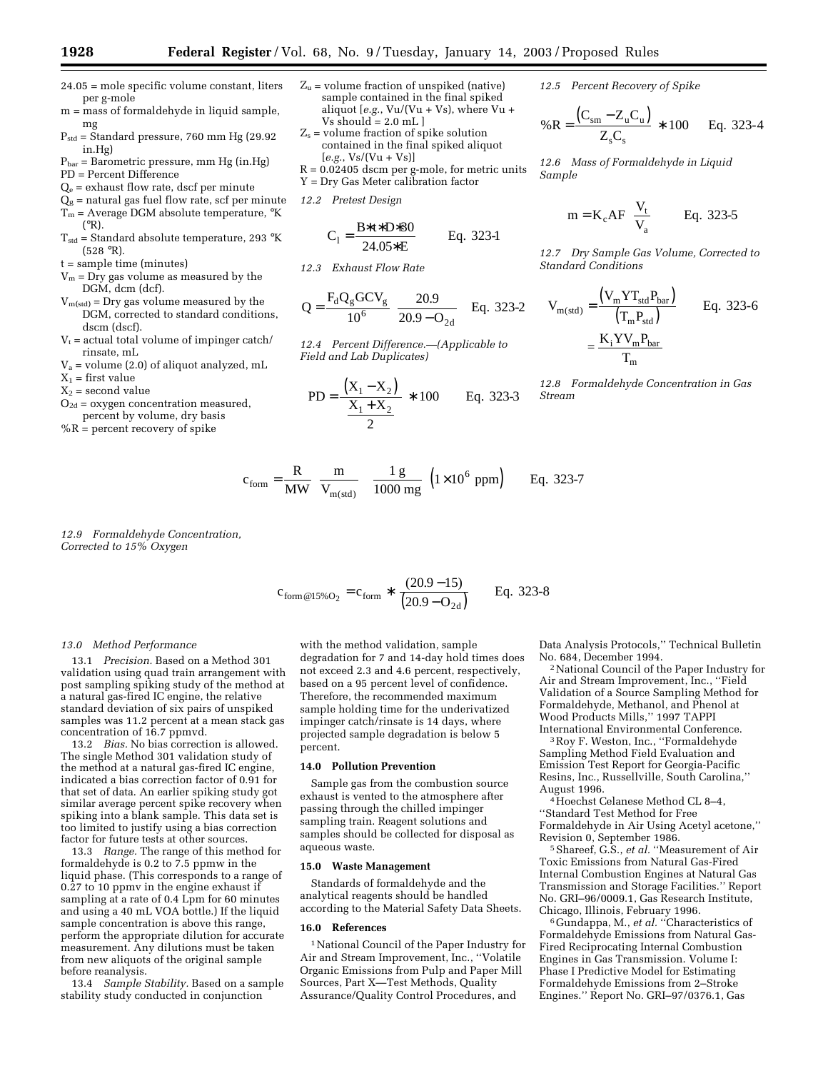24.05 = mole specific volume constant, liters per g-mole
m = mass of formaldehyde in liquid sample, mg
$P_{std}$ = Standard pressure, 760 mm Hg (29.92 in.Hg)
$P_{bar}$ = Barometric pressure, mm Hg (in.Hg)
PD = Percent Difference
$Q_e$ = exhaust flow rate, dscf per minute
$Q_g$ = natural gas fuel flow rate, scf per minute
$T_m$ = Average DGM absolute temperature, °K (°R).
$T_{std}$ = Standard absolute temperature, 293 °K (528 °R).
t = sample time (minutes)
$V_m$ = Dry gas volume as measured by the DGM, dcm (dcf).
$V_{m(std)}$ = Dry gas volume measured by the DGM, corrected to standard conditions, dscm (dscf).
$V_t$ = actual total volume of impinger catch/rinsate, mL
$V_a$ = volume (2.0) of aliquot analyzed, mL
$X_1$ = first value
$X_2$ = second value
$O_{2d}$ = oxygen concentration measured, percent by volume, dry basis
%R = percent recovery of spike
$Z_u$ = volume fraction of unspiked (native) sample contained in the final spiked aliquot [*e.g.*, Vu/(Vu + Vs), where Vu + Vs should = 2.0 mL ]
$Z_s$ = volume fraction of spike solution contained in the final spiked aliquot [*e.g.*, Vs/(Vu + Vs)]
R = 0.02405 dscm per g-mole, for metric units
Y = Dry Gas Meter calibration factor

*12.2 Pretest Design*

$$C_1 = \frac{B*t*D*30}{24.05*E} \qquad \text{Eq. 323-1}$$

*12.3 Exhaust Flow Rate*

$$Q = \frac{F_d Q_g GCV_g}{10^6} \frac{20.9}{20.9 - O_{2d}} \qquad \text{Eq. 323-2}$$

*12.4 Percent Difference.—(Applicable to Field and Lab Duplicates)*

$$PD = \frac{(X_1 - X_2)}{\frac{X_1 + X_2}{2}} * 100 \qquad \text{Eq. 323-3}$$

*12.5 Percent Recovery of Spike*

$$\%R = \frac{(C_{sm} - Z_u C_u)}{Z_s C_s} * 100 \qquad \text{Eq. 323-4}$$

*12.6 Mass of Formaldehyde in Liquid Sample*

$$m = K_c AF \frac{V_t}{V_a} \qquad \text{Eq. 323-5}$$

*12.7 Dry Sample Gas Volume, Corrected to Standard Conditions*

$$V_{m(std)} = \frac{(V_m Y T_{std} P_{bar})}{(T_m P_{std})} = \frac{K_1 Y V_m P_{bar}}{T_m} \qquad \text{Eq. 323-6}$$

*12.8 Formaldehyde Concentration in Gas Stream*

$$c_{form} = \frac{R}{MW} \frac{m}{V_{m(std)}} \frac{1\text{ g}}{1000\text{ mg}} \left(1 \times 10^6 \text{ ppm}\right) \qquad \text{Eq. 323-7}$$

*12.9 Formaldehyde Concentration, Corrected to 15% Oxygen*

$$c_{form@15\%O_2} = c_{form} * \frac{(20.9 - 15)}{(20.9 - O_{2d})} \qquad \text{Eq. 323-8}$$

*13.0 Method Performance*

13.1 *Precision.* Based on a Method 301 validation using quad train arrangement with post sampling spiking study of the method at a natural gas-fired IC engine, the relative standard deviation of six pairs of unspiked samples was 11.2 percent at a mean stack gas concentration of 16.7 ppmvd.

13.2 *Bias.* No bias correction is allowed. The single Method 301 validation study of the method at a natural gas-fired IC engine, indicated a bias correction factor of 0.91 for that set of data. An earlier spiking study got similar average percent spike recovery when spiking into a blank sample. This data set is too limited to justify using a bias correction factor for future tests at other sources.

13.3 *Range.* The range of this method for formaldehyde is 0.2 to 7.5 ppmw in the liquid phase. (This corresponds to a range of 0.27 to 10 ppmv in the engine exhaust if sampling at a rate of 0.4 Lpm for 60 minutes and using a 40 mL VOA bottle.) If the liquid sample concentration is above this range, perform the appropriate dilution for accurate measurement. Any dilutions must be taken from new aliquots of the original sample before reanalysis.

13.4 *Sample Stability.* Based on a sample stability study conducted in conjunction with the method validation, sample degradation for 7 and 14-day hold times does not exceed 2.3 and 4.6 percent, respectively, based on a 95 percent level of confidence. Therefore, the recommended maximum sample holding time for the underivatized impinger catch/rinsate is 14 days, where projected sample degradation is below 5 percent.

**14.0 Pollution Prevention**

Sample gas from the combustion source exhaust is vented to the atmosphere after passing through the chilled impinger sampling train. Reagent solutions and samples should be collected for disposal as aqueous waste.

**15.0 Waste Management**

Standards of formaldehyde and the analytical reagents should be handled according to the Material Safety Data Sheets.

**16.0 References**

[1] National Council of the Paper Industry for Air and Stream Improvement, Inc., ''Volatile Organic Emissions from Pulp and Paper Mill Sources, Part X—Test Methods, Quality Assurance/Quality Control Procedures, and Data Analysis Protocols,'' Technical Bulletin No. 684, December 1994.

[2] National Council of the Paper Industry for Air and Stream Improvement, Inc., ''Field Validation of a Source Sampling Method for Formaldehyde, Methanol, and Phenol at Wood Products Mills,'' 1997 TAPPI International Environmental Conference.

[3] Roy F. Weston, Inc., ''Formaldehyde Sampling Method Field Evaluation and Emission Test Report for Georgia-Pacific Resins, Inc., Russellville, South Carolina,'' August 1996.

[4] Hoechst Celanese Method CL 8–4, ''Standard Test Method for Free Formaldehyde in Air Using Acetyl acetone,'' Revision 0, September 1986.

[5] Shareef, G.S., *et al.* ''Measurement of Air Toxic Emissions from Natural Gas-Fired Internal Combustion Engines at Natural Gas Transmission and Storage Facilities.'' Report No. GRI–96/0009.1, Gas Research Institute, Chicago, Illinois, February 1996.

[6] Gundappa, M., *et al.* ''Characteristics of Formaldehyde Emissions from Natural Gas-Fired Reciprocating Internal Combustion Engines in Gas Transmission. Volume I: Phase I Predictive Model for Estimating Formaldehyde Emissions from 2–Stroke Engines.'' Report No. GRI–97/0376.1, Gas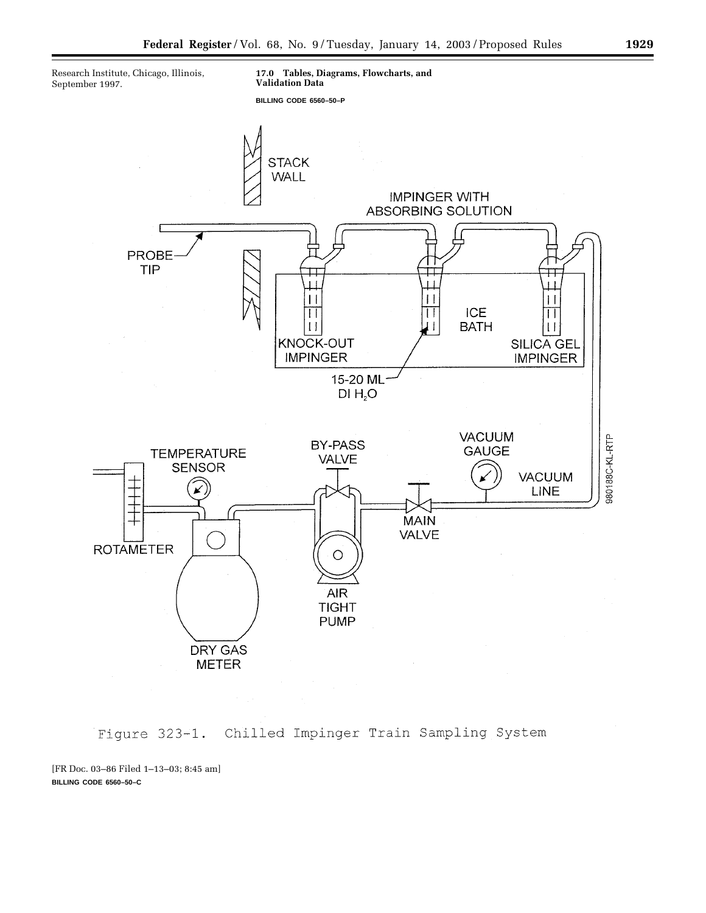Research Institute, Chicago, Illinois, September 1997.

**17.0 Tables, Diagrams, Flowcharts, and Validation Data**

BILLING CODE 6560–50–P

STACK WALL

IMPINGER WITH ABSORBING SOLUTION

PROBE TIP

ICE BATH

KNOCK-OUT IMPINGER

SILICA GEL IMPINGER

15-20 ML DI $H_2O$

VACUUM GAUGE

BY-PASS VALVE

TEMPERATURE SENSOR

VACUUM LINE

MAIN VALVE

ROTAMETER

AIR TIGHT PUMP

DRY GAS METER

980188C-KL-RTP

Figure 323-1. Chilled Impinger Train Sampling System

[FR Doc. 03–86 Filed 1–13–03; 8:45 am]

BILLING CODE 6560–50–C